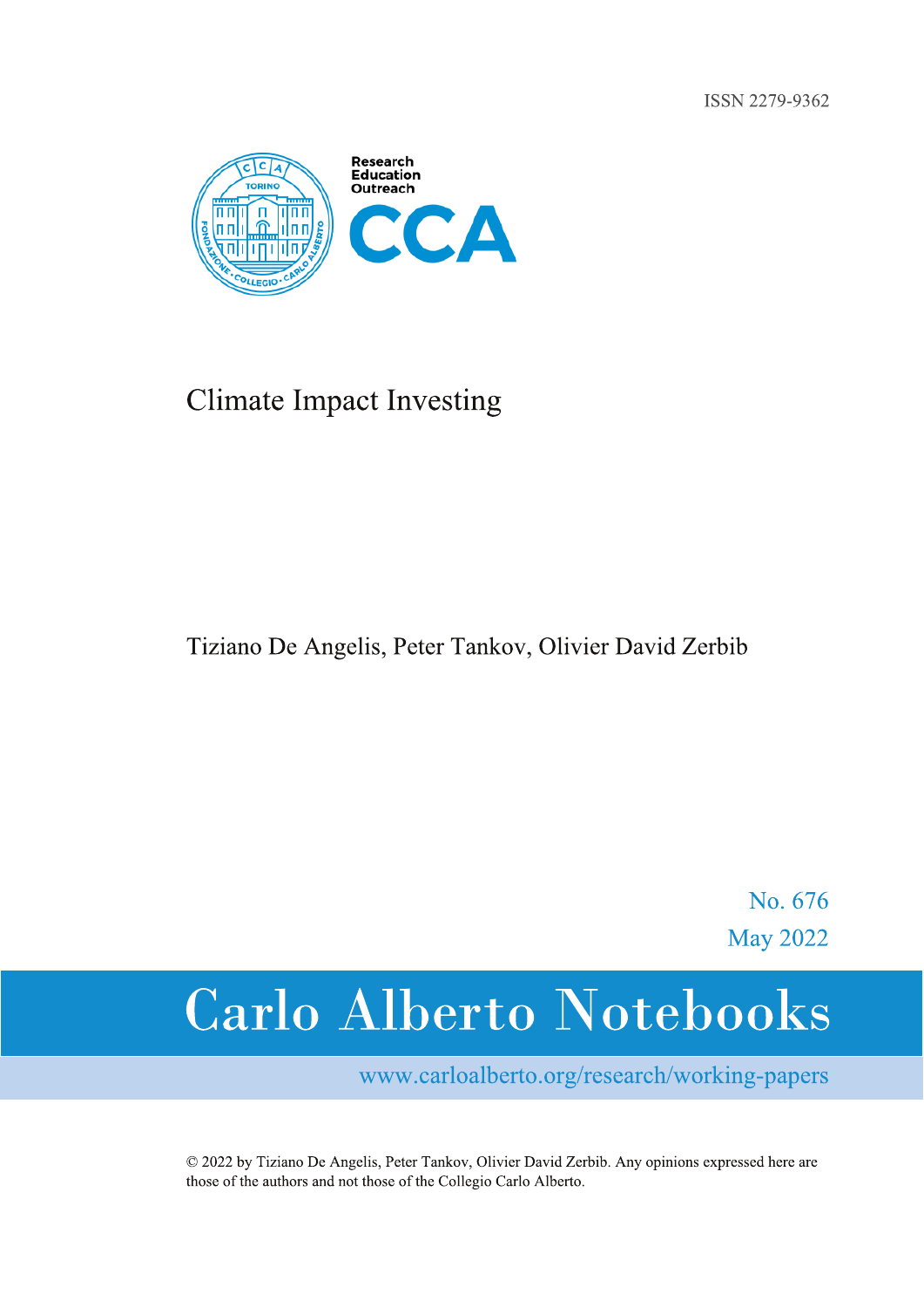ISSN 2279-9362

Research
Education
Outreach
CCA

# Climate Impact Investing

Tiziano De Angelis, Peter Tankov, Olivier David Zerbib

No. 676
May 2022

## Carlo Alberto Notebooks

www.carloalberto.org/research/working-papers

© 2022 by Tiziano De Angelis, Peter Tankov, Olivier David Zerbib. Any opinions expressed here are those of the authors and not those of the Collegio Carlo Alberto.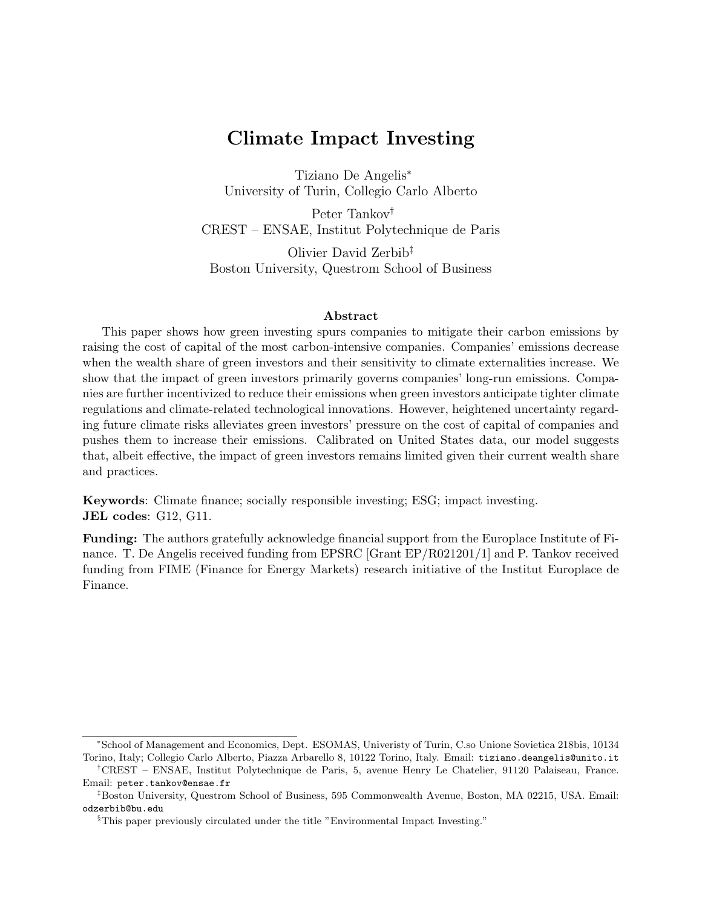# Climate Impact Investing

Tiziano De Angelis[*]
University of Turin, Collegio Carlo Alberto

Peter Tankov[†]
CREST – ENSAE, Institut Polytechnique de Paris

Olivier David Zerbib[‡]
Boston University, Questrom School of Business

### Abstract

This paper shows how green investing spurs companies to mitigate their carbon emissions by raising the cost of capital of the most carbon-intensive companies. Companies' emissions decrease when the wealth share of green investors and their sensitivity to climate externalities increase. We show that the impact of green investors primarily governs companies' long-run emissions. Companies are further incentivized to reduce their emissions when green investors anticipate tighter climate regulations and climate-related technological innovations. However, heightened uncertainty regarding future climate risks alleviates green investors' pressure on the cost of capital of companies and pushes them to increase their emissions. Calibrated on United States data, our model suggests that, albeit effective, the impact of green investors remains limited given their current wealth share and practices.

**Keywords**: Climate finance; socially responsible investing; ESG; impact investing.
**JEL codes**: G12, G11.

**Funding:** The authors gratefully acknowledge financial support from the Europlace Institute of Finance. T. De Angelis received funding from EPSRC [Grant EP/R021201/1] and P. Tankov received funding from FIME (Finance for Energy Markets) research initiative of the Institut Europlace de Finance.

---

[*] School of Management and Economics, Dept. ESOMAS, Univeristy of Turin, C.so Unione Sovietica 218bis, 10134 Torino, Italy; Collegio Carlo Alberto, Piazza Arbarello 8, 10122 Torino, Italy. Email: tiziano.deangelis@unito.it

[†] CREST – ENSAE, Institut Polytechnique de Paris, 5, avenue Henry Le Chatelier, 91120 Palaiseau, France. Email: peter.tankov@ensae.fr

[‡] Boston University, Questrom School of Business, 595 Commonwealth Avenue, Boston, MA 02215, USA. Email: odzerbib@bu.edu

[§] This paper previously circulated under the title "Environmental Impact Investing."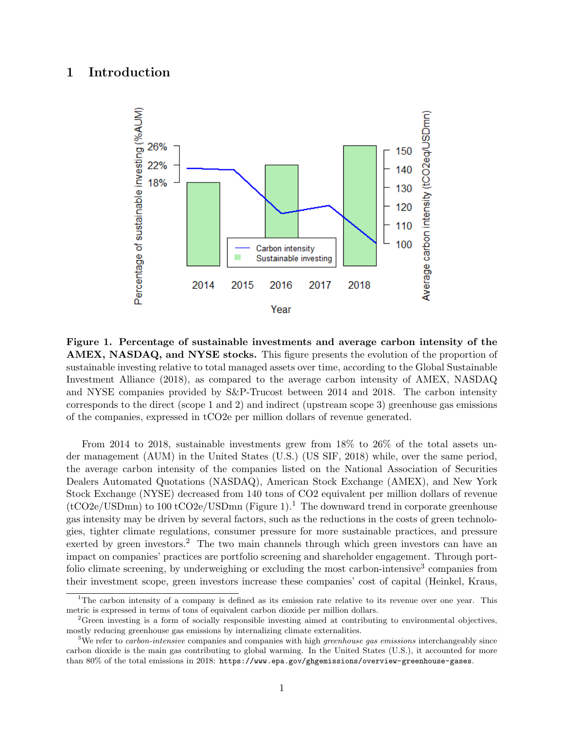# 1 Introduction

**Figure 1. Percentage of sustainable investments and average carbon intensity of the AMEX, NASDAQ, and NYSE stocks.** This figure presents the evolution of the proportion of sustainable investing relative to total managed assets over time, according to the Global Sustainable Investment Alliance (2018), as compared to the average carbon intensity of AMEX, NASDAQ and NYSE companies provided by S&P-Trucost between 2014 and 2018. The carbon intensity corresponds to the direct (scope 1 and 2) and indirect (upstream scope 3) greenhouse gas emissions of the companies, expressed in tCO2e per million dollars of revenue generated.

From 2014 to 2018, sustainable investments grew from 18% to 26% of the total assets under management (AUM) in the United States (U.S.) (US SIF, 2018) while, over the same period, the average carbon intensity of the companies listed on the National Association of Securities Dealers Automated Quotations (NASDAQ), American Stock Exchange (AMEX), and New York Stock Exchange (NYSE) decreased from 140 tons of CO2 equivalent per million dollars of revenue (tCO2e/USDmn) to 100 tCO2e/USDmn (Figure 1).[1] The downward trend in corporate greenhouse gas intensity may be driven by several factors, such as the reductions in the costs of green technologies, tighter climate regulations, consumer pressure for more sustainable practices, and pressure exerted by green investors.[2] The two main channels through which green investors can have an impact on companies' practices are portfolio screening and shareholder engagement. Through portfolio climate screening, by underweighing or excluding the most carbon-intensive[3] companies from their investment scope, green investors increase these companies' cost of capital (Heinkel, Kraus,

[1] The carbon intensity of a company is defined as its emission rate relative to its revenue over one year. This metric is expressed in terms of tons of equivalent carbon dioxide per million dollars.

[2] Green investing is a form of socially responsible investing aimed at contributing to environmental objectives, mostly reducing greenhouse gas emissions by internalizing climate externalities.

[3] We refer to *carbon-intensive* companies and companies with high *greenhouse gas emissions* interchangeably since carbon dioxide is the main gas contributing to global warming. In the United States (U.S.), it accounted for more than 80% of the total emissions in 2018: https://www.epa.gov/ghgemissions/overview-greenhouse-gases.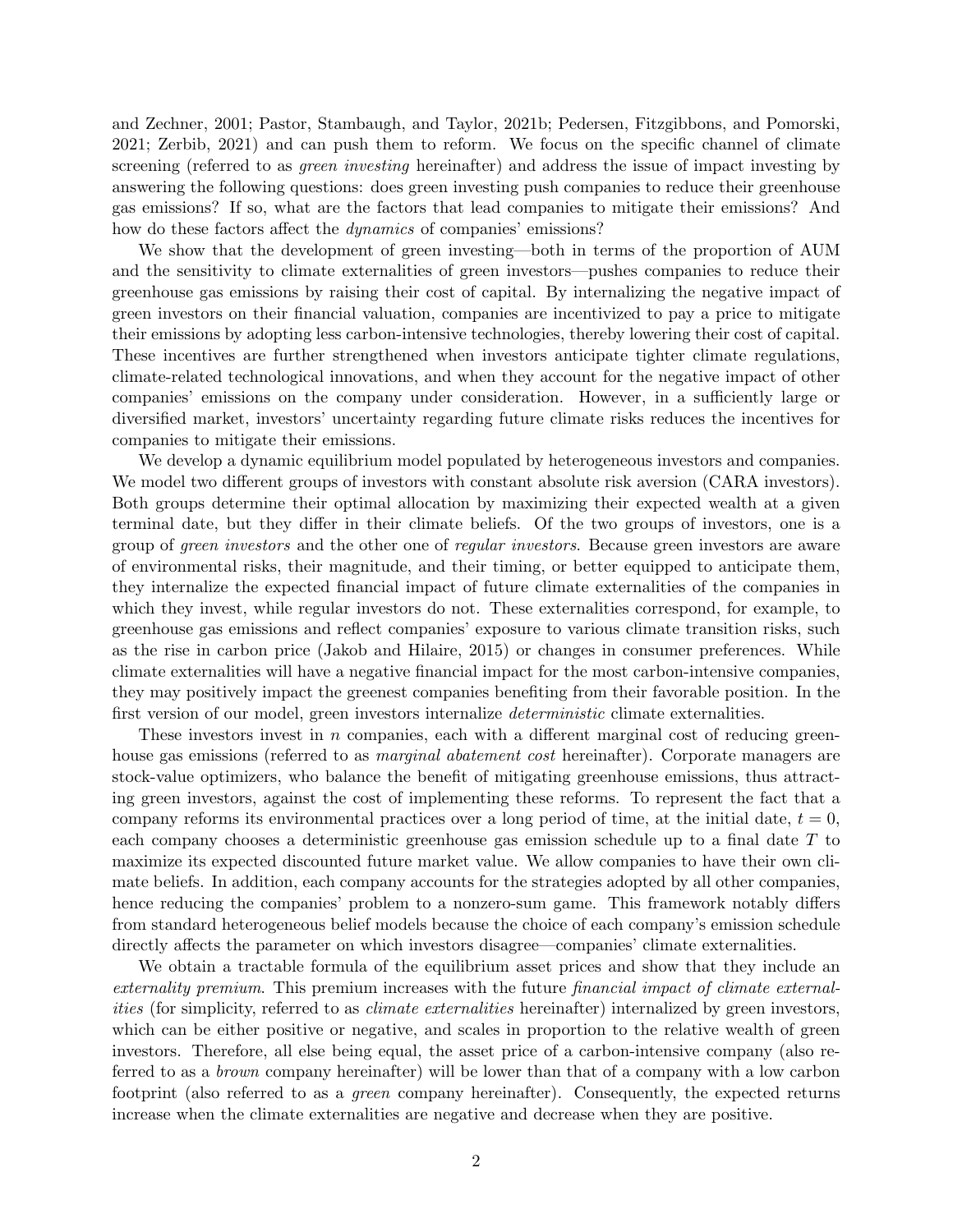and Zechner, 2001; Pastor, Stambaugh, and Taylor, 2021b; Pedersen, Fitzgibbons, and Pomorski, 2021; Zerbib, 2021) and can push them to reform. We focus on the specific channel of climate screening (referred to as *green investing* hereinafter) and address the issue of impact investing by answering the following questions: does green investing push companies to reduce their greenhouse gas emissions? If so, what are the factors that lead companies to mitigate their emissions? And how do these factors affect the *dynamics* of companies' emissions?

We show that the development of green investing—both in terms of the proportion of AUM and the sensitivity to climate externalities of green investors—pushes companies to reduce their greenhouse gas emissions by raising their cost of capital. By internalizing the negative impact of green investors on their financial valuation, companies are incentivized to pay a price to mitigate their emissions by adopting less carbon-intensive technologies, thereby lowering their cost of capital. These incentives are further strengthened when investors anticipate tighter climate regulations, climate-related technological innovations, and when they account for the negative impact of other companies' emissions on the company under consideration. However, in a sufficiently large or diversified market, investors' uncertainty regarding future climate risks reduces the incentives for companies to mitigate their emissions.

We develop a dynamic equilibrium model populated by heterogeneous investors and companies. We model two different groups of investors with constant absolute risk aversion (CARA investors). Both groups determine their optimal allocation by maximizing their expected wealth at a given terminal date, but they differ in their climate beliefs. Of the two groups of investors, one is a group of *green investors* and the other one of *regular investors*. Because green investors are aware of environmental risks, their magnitude, and their timing, or better equipped to anticipate them, they internalize the expected financial impact of future climate externalities of the companies in which they invest, while regular investors do not. These externalities correspond, for example, to greenhouse gas emissions and reflect companies' exposure to various climate transition risks, such as the rise in carbon price (Jakob and Hilaire, 2015) or changes in consumer preferences. While climate externalities will have a negative financial impact for the most carbon-intensive companies, they may positively impact the greenest companies benefiting from their favorable position. In the first version of our model, green investors internalize *deterministic* climate externalities.

These investors invest in $n$ companies, each with a different marginal cost of reducing greenhouse gas emissions (referred to as *marginal abatement cost* hereinafter). Corporate managers are stock-value optimizers, who balance the benefit of mitigating greenhouse emissions, thus attracting green investors, against the cost of implementing these reforms. To represent the fact that a company reforms its environmental practices over a long period of time, at the initial date, $t = 0$, each company chooses a deterministic greenhouse gas emission schedule up to a final date $T$ to maximize its expected discounted future market value. We allow companies to have their own climate beliefs. In addition, each company accounts for the strategies adopted by all other companies, hence reducing the companies' problem to a nonzero-sum game. This framework notably differs from standard heterogeneous belief models because the choice of each company's emission schedule directly affects the parameter on which investors disagree—companies' climate externalities.

We obtain a tractable formula of the equilibrium asset prices and show that they include an *externality premium*. This premium increases with the future *financial impact of climate externalities* (for simplicity, referred to as *climate externalities* hereinafter) internalized by green investors, which can be either positive or negative, and scales in proportion to the relative wealth of green investors. Therefore, all else being equal, the asset price of a carbon-intensive company (also referred to as a *brown* company hereinafter) will be lower than that of a company with a low carbon footprint (also referred to as a *green* company hereinafter). Consequently, the expected returns increase when the climate externalities are negative and decrease when they are positive.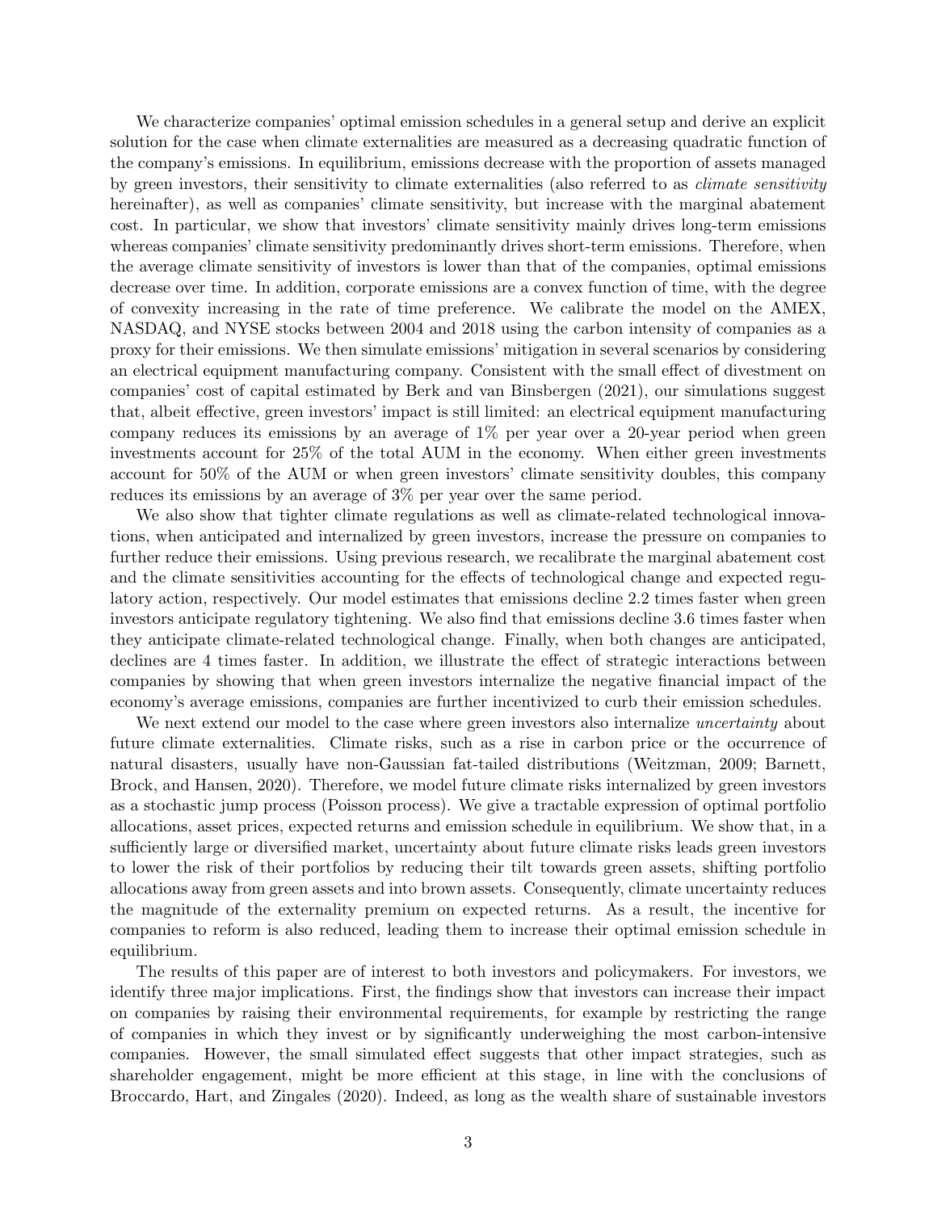We characterize companies' optimal emission schedules in a general setup and derive an explicit solution for the case when climate externalities are measured as a decreasing quadratic function of the company's emissions. In equilibrium, emissions decrease with the proportion of assets managed by green investors, their sensitivity to climate externalities (also referred to as *climate sensitivity* hereinafter), as well as companies' climate sensitivity, but increase with the marginal abatement cost. In particular, we show that investors' climate sensitivity mainly drives long-term emissions whereas companies' climate sensitivity predominantly drives short-term emissions. Therefore, when the average climate sensitivity of investors is lower than that of the companies, optimal emissions decrease over time. In addition, corporate emissions are a convex function of time, with the degree of convexity increasing in the rate of time preference. We calibrate the model on the AMEX, NASDAQ, and NYSE stocks between 2004 and 2018 using the carbon intensity of companies as a proxy for their emissions. We then simulate emissions' mitigation in several scenarios by considering an electrical equipment manufacturing company. Consistent with the small effect of divestment on companies' cost of capital estimated by Berk and van Binsbergen (2021), our simulations suggest that, albeit effective, green investors' impact is still limited: an electrical equipment manufacturing company reduces its emissions by an average of 1% per year over a 20-year period when green investments account for 25% of the total AUM in the economy. When either green investments account for 50% of the AUM or when green investors' climate sensitivity doubles, this company reduces its emissions by an average of 3% per year over the same period.

We also show that tighter climate regulations as well as climate-related technological innovations, when anticipated and internalized by green investors, increase the pressure on companies to further reduce their emissions. Using previous research, we recalibrate the marginal abatement cost and the climate sensitivities accounting for the effects of technological change and expected regulatory action, respectively. Our model estimates that emissions decline 2.2 times faster when green investors anticipate regulatory tightening. We also find that emissions decline 3.6 times faster when they anticipate climate-related technological change. Finally, when both changes are anticipated, declines are 4 times faster. In addition, we illustrate the effect of strategic interactions between companies by showing that when green investors internalize the negative financial impact of the economy's average emissions, companies are further incentivized to curb their emission schedules.

We next extend our model to the case where green investors also internalize *uncertainty* about future climate externalities. Climate risks, such as a rise in carbon price or the occurrence of natural disasters, usually have non-Gaussian fat-tailed distributions (Weitzman, 2009; Barnett, Brock, and Hansen, 2020). Therefore, we model future climate risks internalized by green investors as a stochastic jump process (Poisson process). We give a tractable expression of optimal portfolio allocations, asset prices, expected returns and emission schedule in equilibrium. We show that, in a sufficiently large or diversified market, uncertainty about future climate risks leads green investors to lower the risk of their portfolios by reducing their tilt towards green assets, shifting portfolio allocations away from green assets and into brown assets. Consequently, climate uncertainty reduces the magnitude of the externality premium on expected returns. As a result, the incentive for companies to reform is also reduced, leading them to increase their optimal emission schedule in equilibrium.

The results of this paper are of interest to both investors and policymakers. For investors, we identify three major implications. First, the findings show that investors can increase their impact on companies by raising their environmental requirements, for example by restricting the range of companies in which they invest or by significantly underweighing the most carbon-intensive companies. However, the small simulated effect suggests that other impact strategies, such as shareholder engagement, might be more efficient at this stage, in line with the conclusions of Broccardo, Hart, and Zingales (2020). Indeed, as long as the wealth share of sustainable investors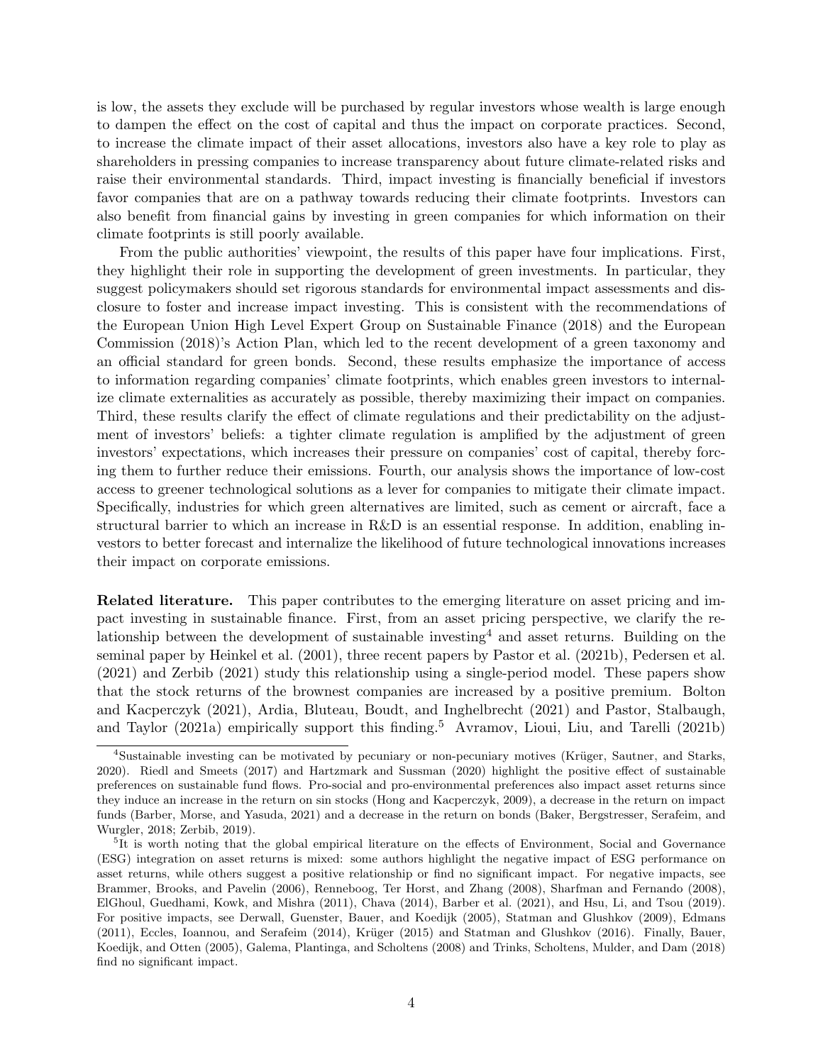is low, the assets they exclude will be purchased by regular investors whose wealth is large enough to dampen the effect on the cost of capital and thus the impact on corporate practices. Second, to increase the climate impact of their asset allocations, investors also have a key role to play as shareholders in pressing companies to increase transparency about future climate-related risks and raise their environmental standards. Third, impact investing is financially beneficial if investors favor companies that are on a pathway towards reducing their climate footprints. Investors can also benefit from financial gains by investing in green companies for which information on their climate footprints is still poorly available.

From the public authorities' viewpoint, the results of this paper have four implications. First, they highlight their role in supporting the development of green investments. In particular, they suggest policymakers should set rigorous standards for environmental impact assessments and disclosure to foster and increase impact investing. This is consistent with the recommendations of the European Union High Level Expert Group on Sustainable Finance (2018) and the European Commission (2018)'s Action Plan, which led to the recent development of a green taxonomy and an official standard for green bonds. Second, these results emphasize the importance of access to information regarding companies' climate footprints, which enables green investors to internalize climate externalities as accurately as possible, thereby maximizing their impact on companies. Third, these results clarify the effect of climate regulations and their predictability on the adjustment of investors' beliefs: a tighter climate regulation is amplified by the adjustment of green investors' expectations, which increases their pressure on companies' cost of capital, thereby forcing them to further reduce their emissions. Fourth, our analysis shows the importance of low-cost access to greener technological solutions as a lever for companies to mitigate their climate impact. Specifically, industries for which green alternatives are limited, such as cement or aircraft, face a structural barrier to which an increase in R&D is an essential response. In addition, enabling investors to better forecast and internalize the likelihood of future technological innovations increases their impact on corporate emissions.

**Related literature.** This paper contributes to the emerging literature on asset pricing and impact investing in sustainable finance. First, from an asset pricing perspective, we clarify the relationship between the development of sustainable investing[4] and asset returns. Building on the seminal paper by Heinkel et al. (2001), three recent papers by Pastor et al. (2021b), Pedersen et al. (2021) and Zerbib (2021) study this relationship using a single-period model. These papers show that the stock returns of the brownest companies are increased by a positive premium. Bolton and Kacperczyk (2021), Ardia, Bluteau, Boudt, and Inghelbrecht (2021) and Pastor, Stalbaugh, and Taylor (2021a) empirically support this finding.[5] Avramov, Lioui, Liu, and Tarelli (2021b)

---

[4] Sustainable investing can be motivated by pecuniary or non-pecuniary motives (Krüger, Sautner, and Starks, 2020). Riedl and Smeets (2017) and Hartzmark and Sussman (2020) highlight the positive effect of sustainable preferences on sustainable fund flows. Pro-social and pro-environmental preferences also impact asset returns since they induce an increase in the return on sin stocks (Hong and Kacperczyk, 2009), a decrease in the return on impact funds (Barber, Morse, and Yasuda, 2021) and a decrease in the return on bonds (Baker, Bergstresser, Serafeim, and Wurgler, 2018; Zerbib, 2019).

[5] It is worth noting that the global empirical literature on the effects of Environment, Social and Governance (ESG) integration on asset returns is mixed: some authors highlight the negative impact of ESG performance on asset returns, while others suggest a positive relationship or find no significant impact. For negative impacts, see Brammer, Brooks, and Pavelin (2006), Renneboog, Ter Horst, and Zhang (2008), Sharfman and Fernando (2008), ElGhoul, Guedhami, Kowk, and Mishra (2011), Chava (2014), Barber et al. (2021), and Hsu, Li, and Tsou (2019). For positive impacts, see Derwall, Guenster, Bauer, and Koedijk (2005), Statman and Glushkov (2009), Edmans (2011), Eccles, Ioannou, and Serafeim (2014), Krüger (2015) and Statman and Glushkov (2016). Finally, Bauer, Koedijk, and Otten (2005), Galema, Plantinga, and Scholtens (2008) and Trinks, Scholtens, Mulder, and Dam (2018) find no significant impact.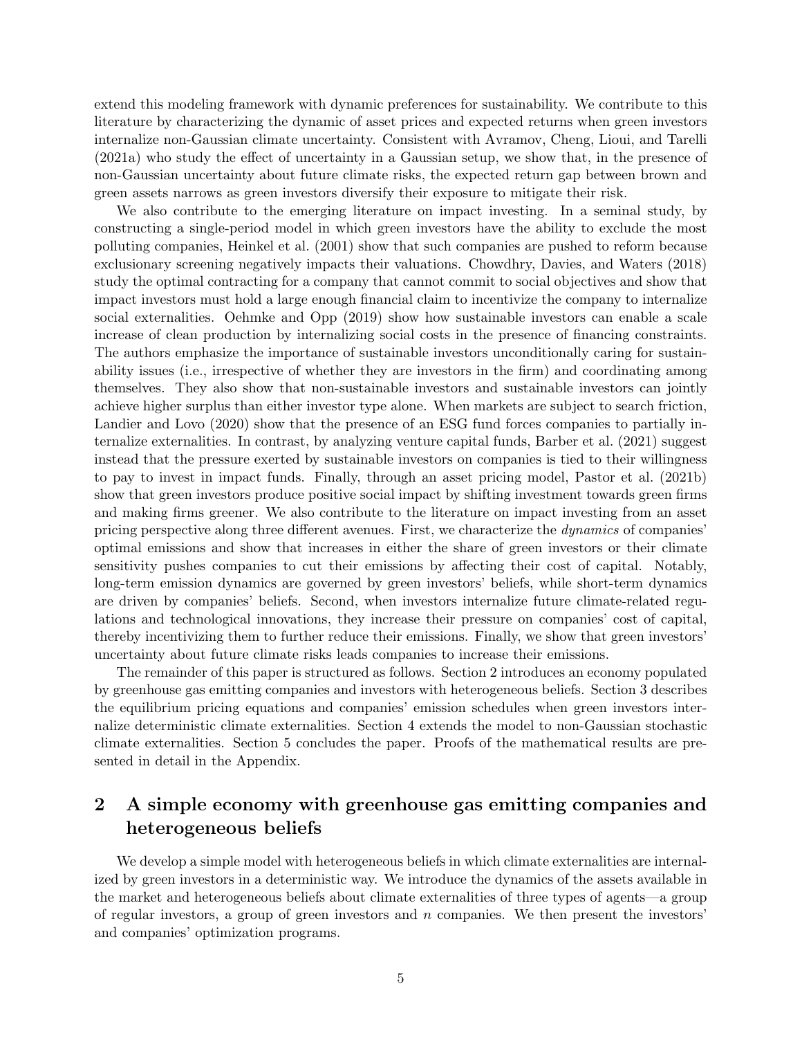extend this modeling framework with dynamic preferences for sustainability. We contribute to this literature by characterizing the dynamic of asset prices and expected returns when green investors internalize non-Gaussian climate uncertainty. Consistent with Avramov, Cheng, Lioui, and Tarelli (2021a) who study the effect of uncertainty in a Gaussian setup, we show that, in the presence of non-Gaussian uncertainty about future climate risks, the expected return gap between brown and green assets narrows as green investors diversify their exposure to mitigate their risk.

We also contribute to the emerging literature on impact investing. In a seminal study, by constructing a single-period model in which green investors have the ability to exclude the most polluting companies, Heinkel et al. (2001) show that such companies are pushed to reform because exclusionary screening negatively impacts their valuations. Chowdhry, Davies, and Waters (2018) study the optimal contracting for a company that cannot commit to social objectives and show that impact investors must hold a large enough financial claim to incentivize the company to internalize social externalities. Oehmke and Opp (2019) show how sustainable investors can enable a scale increase of clean production by internalizing social costs in the presence of financing constraints. The authors emphasize the importance of sustainable investors unconditionally caring for sustainability issues (i.e., irrespective of whether they are investors in the firm) and coordinating among themselves. They also show that non-sustainable investors and sustainable investors can jointly achieve higher surplus than either investor type alone. When markets are subject to search friction, Landier and Lovo (2020) show that the presence of an ESG fund forces companies to partially internalize externalities. In contrast, by analyzing venture capital funds, Barber et al. (2021) suggest instead that the pressure exerted by sustainable investors on companies is tied to their willingness to pay to invest in impact funds. Finally, through an asset pricing model, Pastor et al. (2021b) show that green investors produce positive social impact by shifting investment towards green firms and making firms greener. We also contribute to the literature on impact investing from an asset pricing perspective along three different avenues. First, we characterize the *dynamics* of companies' optimal emissions and show that increases in either the share of green investors or their climate sensitivity pushes companies to cut their emissions by affecting their cost of capital. Notably, long-term emission dynamics are governed by green investors' beliefs, while short-term dynamics are driven by companies' beliefs. Second, when investors internalize future climate-related regulations and technological innovations, they increase their pressure on companies' cost of capital, thereby incentivizing them to further reduce their emissions. Finally, we show that green investors' uncertainty about future climate risks leads companies to increase their emissions.

The remainder of this paper is structured as follows. Section 2 introduces an economy populated by greenhouse gas emitting companies and investors with heterogeneous beliefs. Section 3 describes the equilibrium pricing equations and companies' emission schedules when green investors internalize deterministic climate externalities. Section 4 extends the model to non-Gaussian stochastic climate externalities. Section 5 concludes the paper. Proofs of the mathematical results are presented in detail in the Appendix.

## 2 A simple economy with greenhouse gas emitting companies and heterogeneous beliefs

We develop a simple model with heterogeneous beliefs in which climate externalities are internalized by green investors in a deterministic way. We introduce the dynamics of the assets available in the market and heterogeneous beliefs about climate externalities of three types of agents—a group of regular investors, a group of green investors and $n$ companies. We then present the investors' and companies' optimization programs.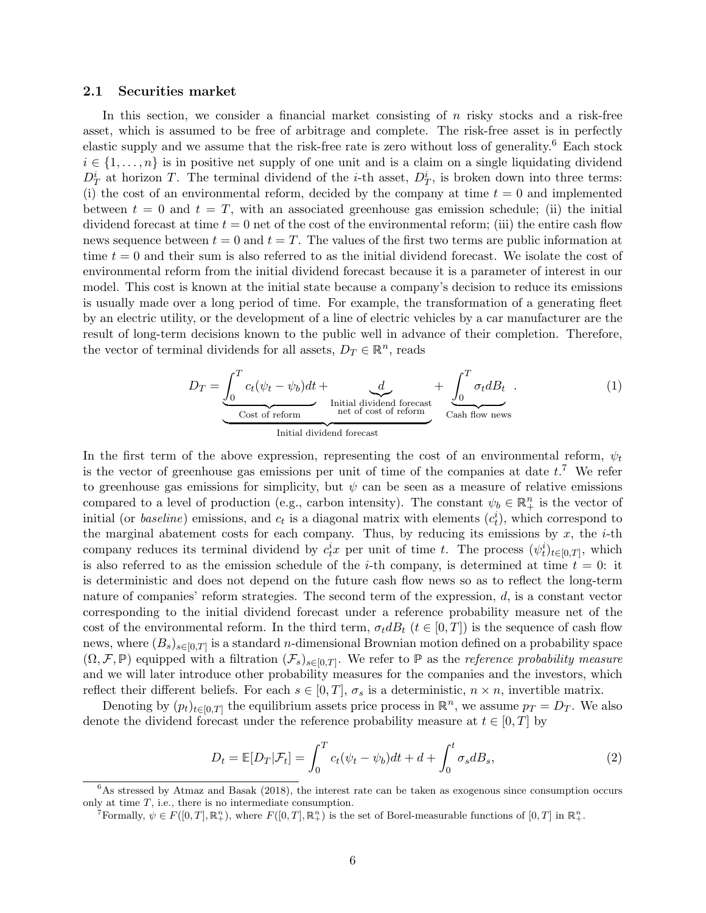### 2.1 Securities market

In this section, we consider a financial market consisting of $n$ risky stocks and a risk-free asset, which is assumed to be free of arbitrage and complete. The risk-free asset is in perfectly elastic supply and we assume that the risk-free rate is zero without loss of generality.[6] Each stock $i \in \{1, \ldots, n\}$ is in positive net supply of one unit and is a claim on a single liquidating dividend $D_T^i$ at horizon $T$. The terminal dividend of the $i$-th asset, $D_T^i$, is broken down into three terms: (i) the cost of an environmental reform, decided by the company at time $t = 0$ and implemented between $t = 0$ and $t = T$, with an associated greenhouse gas emission schedule; (ii) the initial dividend forecast at time $t = 0$ net of the cost of the environmental reform; (iii) the entire cash flow news sequence between $t = 0$ and $t = T$. The values of the first two terms are public information at time $t = 0$ and their sum is also referred to as the initial dividend forecast. We isolate the cost of environmental reform from the initial dividend forecast because it is a parameter of interest in our model. This cost is known at the initial state because a company's decision to reduce its emissions is usually made over a long period of time. For example, the transformation of a generating fleet by an electric utility, or the development of a line of electric vehicles by a car manufacturer are the result of long-term decisions known to the public well in advance of their completion. Therefore, the vector of terminal dividends for all assets, $D_T \in \mathbb{R}^n$, reads

$$D_T = \underbrace{\underbrace{\int_0^T c_t(\psi_t - \psi_b)dt}_{\text{Cost of reform}} + \underbrace{d}_{\substack{\text{Initial dividend forecast} \\ \text{net of cost of reform}}}}_{\text{Initial dividend forecast}} + \underbrace{\int_0^T \sigma_t dB_t}_{\text{Cash flow news}}. \tag{1}$$

In the first term of the above expression, representing the cost of an environmental reform, $\psi_t$ is the vector of greenhouse gas emissions per unit of time of the companies at date $t$.[7] We refer to greenhouse gas emissions for simplicity, but $\psi$ can be seen as a measure of relative emissions compared to a level of production (e.g., carbon intensity). The constant $\psi_b \in \mathbb{R}_+^n$ is the vector of initial (or *baseline*) emissions, and $c_t$ is a diagonal matrix with elements $(c_t^i)$, which correspond to the marginal abatement costs for each company. Thus, by reducing its emissions by $x$, the $i$-th company reduces its terminal dividend by $c_t^i x$ per unit of time $t$. The process $(\psi_t^i)_{t\in[0,T]}$, which is also referred to as the emission schedule of the $i$-th company, is determined at time $t = 0$: it is deterministic and does not depend on the future cash flow news so as to reflect the long-term nature of companies' reform strategies. The second term of the expression, $d$, is a constant vector corresponding to the initial dividend forecast under a reference probability measure net of the cost of the environmental reform. In the third term, $\sigma_t dB_t$ ($t \in [0, T]$) is the sequence of cash flow news, where $(B_s)_{s\in[0,T]}$ is a standard $n$-dimensional Brownian motion defined on a probability space $(\Omega, \mathcal{F}, \mathbb{P})$ equipped with a filtration $(\mathcal{F}_s)_{s\in[0,T]}$. We refer to $\mathbb{P}$ as the *reference probability measure* and we will later introduce other probability measures for the companies and the investors, which reflect their different beliefs. For each $s \in [0, T]$, $\sigma_s$ is a deterministic, $n \times n$, invertible matrix.

Denoting by $(p_t)_{t\in[0,T]}$ the equilibrium assets price process in $\mathbb{R}^n$, we assume $p_T = D_T$. We also denote the dividend forecast under the reference probability measure at $t \in [0, T]$ by

$$D_t = \mathbb{E}[D_T|\mathcal{F}_t] = \int_0^T c_t(\psi_t - \psi_b)dt + d + \int_0^t \sigma_s dB_s, \tag{2}$$

[6] As stressed by Atmaz and Basak (2018), the interest rate can be taken as exogenous since consumption occurs only at time $T$, i.e., there is no intermediate consumption.

[7] Formally, $\psi \in F([0, T], \mathbb{R}_+^n)$, where $F([0, T], \mathbb{R}_+^n)$ is the set of Borel-measurable functions of $[0, T]$ in $\mathbb{R}_+^n$.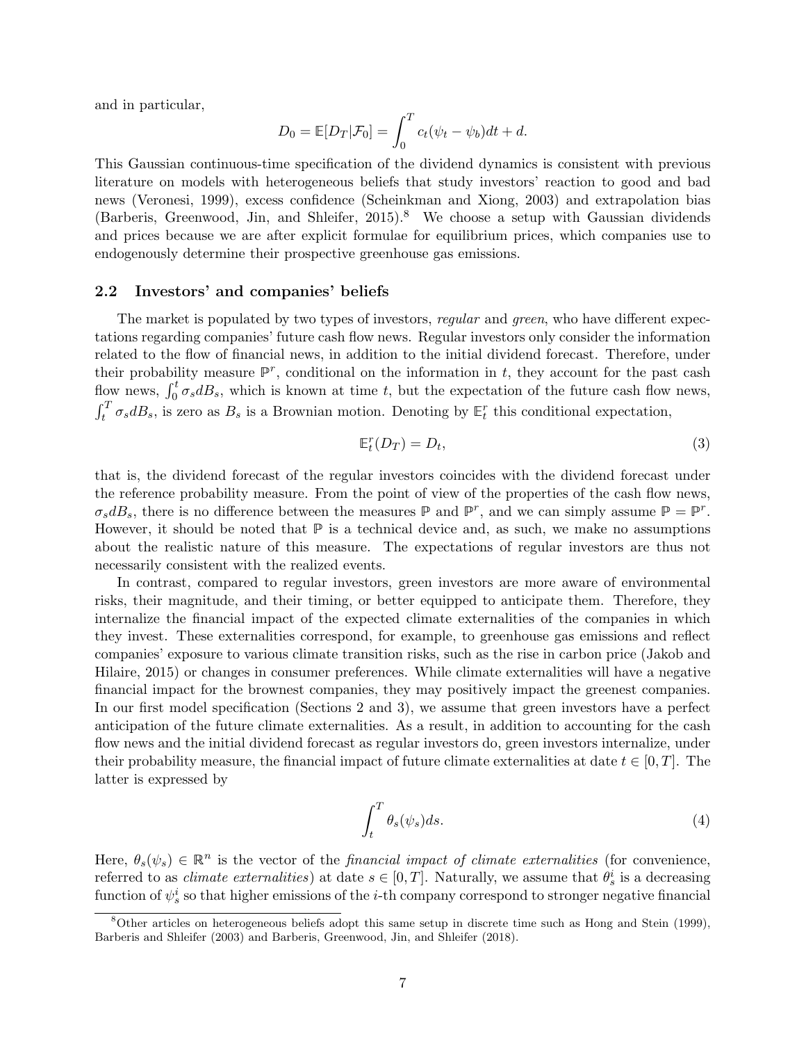and in particular,

$$D_0 = \mathbb{E}[D_T|\mathcal{F}_0] = \int_0^T c_t(\psi_t - \psi_b)dt + d.$$

This Gaussian continuous-time specification of the dividend dynamics is consistent with previous literature on models with heterogeneous beliefs that study investors' reaction to good and bad news (Veronesi, 1999), excess confidence (Scheinkman and Xiong, 2003) and extrapolation bias (Barberis, Greenwood, Jin, and Shleifer, 2015).[8] We choose a setup with Gaussian dividends and prices because we are after explicit formulae for equilibrium prices, which companies use to endogenously determine their prospective greenhouse gas emissions.

## 2.2 Investors' and companies' beliefs

The market is populated by two types of investors, *regular* and *green*, who have different expectations regarding companies' future cash flow news. Regular investors only consider the information related to the flow of financial news, in addition to the initial dividend forecast. Therefore, under their probability measure $\mathbb{P}^r$, conditional on the information in $t$, they account for the past cash flow news, $\int_0^t \sigma_s dB_s$, which is known at time $t$, but the expectation of the future cash flow news, $\int_t^T \sigma_s dB_s$, is zero as $B_s$ is a Brownian motion. Denoting by $\mathbb{E}_t^r$ this conditional expectation,

$$\mathbb{E}_t^r(D_T) = D_t, \tag{3}$$

that is, the dividend forecast of the regular investors coincides with the dividend forecast under the reference probability measure. From the point of view of the properties of the cash flow news, $\sigma_s dB_s$, there is no difference between the measures $\mathbb{P}$ and $\mathbb{P}^r$, and we can simply assume $\mathbb{P} = \mathbb{P}^r$. However, it should be noted that $\mathbb{P}$ is a technical device and, as such, we make no assumptions about the realistic nature of this measure. The expectations of regular investors are thus not necessarily consistent with the realized events.

In contrast, compared to regular investors, green investors are more aware of environmental risks, their magnitude, and their timing, or better equipped to anticipate them. Therefore, they internalize the financial impact of the expected climate externalities of the companies in which they invest. These externalities correspond, for example, to greenhouse gas emissions and reflect companies' exposure to various climate transition risks, such as the rise in carbon price (Jakob and Hilaire, 2015) or changes in consumer preferences. While climate externalities will have a negative financial impact for the brownest companies, they may positively impact the greenest companies. In our first model specification (Sections 2 and 3), we assume that green investors have a perfect anticipation of the future climate externalities. As a result, in addition to accounting for the cash flow news and the initial dividend forecast as regular investors do, green investors internalize, under their probability measure, the financial impact of future climate externalities at date $t \in [0, T]$. The latter is expressed by

$$\int_t^T \theta_s(\psi_s)ds. \tag{4}$$

Here, $\theta_s(\psi_s) \in \mathbb{R}^n$ is the vector of the *financial impact of climate externalities* (for convenience, referred to as *climate externalities*) at date $s \in [0, T]$. Naturally, we assume that $\theta_s^i$ is a decreasing function of $\psi_s^i$ so that higher emissions of the $i$-th company correspond to stronger negative financial

[8] Other articles on heterogeneous beliefs adopt this same setup in discrete time such as Hong and Stein (1999), Barberis and Shleifer (2003) and Barberis, Greenwood, Jin, and Shleifer (2018).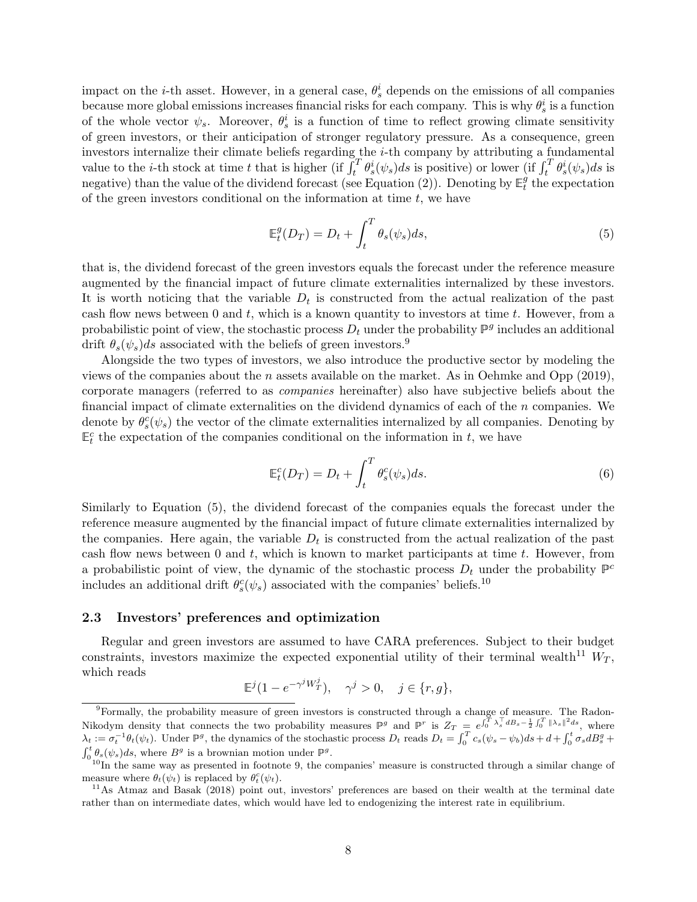impact on the $i$-th asset. However, in a general case, $\theta_s^i$ depends on the emissions of all companies because more global emissions increases financial risks for each company. This is why $\theta_s^i$ is a function of the whole vector $\psi_s$. Moreover, $\theta_s^i$ is a function of time to reflect growing climate sensitivity of green investors, or their anticipation of stronger regulatory pressure. As a consequence, green investors internalize their climate beliefs regarding the $i$-th company by attributing a fundamental value to the $i$-th stock at time $t$ that is higher (if $\int_t^T \theta_s^i(\psi_s)ds$ is positive) or lower (if $\int_t^T \theta_s^i(\psi_s)ds$ is negative) than the value of the dividend forecast (see Equation (2)). Denoting by $\mathbb{E}_t^g$ the expectation of the green investors conditional on the information at time $t$, we have

$$\mathbb{E}_t^g(D_T) = D_t + \int_t^T \theta_s(\psi_s)ds, \tag{5}$$

that is, the dividend forecast of the green investors equals the forecast under the reference measure augmented by the financial impact of future climate externalities internalized by these investors. It is worth noticing that the variable $D_t$ is constructed from the actual realization of the past cash flow news between 0 and $t$, which is a known quantity to investors at time $t$. However, from a probabilistic point of view, the stochastic process $D_t$ under the probability $\mathbb{P}^g$ includes an additional drift $\theta_s(\psi_s)ds$ associated with the beliefs of green investors.[9]

Alongside the two types of investors, we also introduce the productive sector by modeling the views of the companies about the $n$ assets available on the market. As in Oehmke and Opp (2019), corporate managers (referred to as *companies* hereinafter) also have subjective beliefs about the financial impact of climate externalities on the dividend dynamics of each of the $n$ companies. We denote by $\theta_s^c(\psi_s)$ the vector of the climate externalities internalized by all companies. Denoting by $\mathbb{E}_t^c$ the expectation of the companies conditional on the information in $t$, we have

$$\mathbb{E}_t^c(D_T) = D_t + \int_t^T \theta_s^c(\psi_s)ds. \tag{6}$$

Similarly to Equation (5), the dividend forecast of the companies equals the forecast under the reference measure augmented by the financial impact of future climate externalities internalized by the companies. Here again, the variable $D_t$ is constructed from the actual realization of the past cash flow news between 0 and $t$, which is known to market participants at time $t$. However, from a probabilistic point of view, the dynamic of the stochastic process $D_t$ under the probability $\mathbb{P}^c$ includes an additional drift $\theta_s^c(\psi_s)$ associated with the companies' beliefs.[10]

### 2.3 Investors' preferences and optimization

Regular and green investors are assumed to have CARA preferences. Subject to their budget constraints, investors maximize the expected exponential utility of their terminal wealth[11] $W_T$, which reads

$$\mathbb{E}^j(1 - e^{-\gamma^j W_T^j}), \quad \gamma^j > 0, \quad j \in \{r, g\},$$

---

[9] Formally, the probability measure of green investors is constructed through a change of measure. The Radon-Nikodym density that connects the two probability measures $\mathbb{P}^g$ and $\mathbb{P}^r$ is $Z_T = e^{\int_0^T \lambda_s^\top dB_s - \frac{1}{2}\int_0^T \|\lambda_s\|^2 ds}$, where $\lambda_t := \sigma_t^{-1}\theta_t(\psi_t)$. Under $\mathbb{P}^g$, the dynamics of the stochastic process $D_t$ reads $D_t = \int_0^T c_s(\psi_s - \psi_b)ds + d + \int_0^t \sigma_s dB_s^g + \int_0^t \theta_s(\psi_s)ds$, where $B^g$ is a brownian motion under $\mathbb{P}^g$.

[10] In the same way as presented in footnote 9, the companies' measure is constructed through a similar change of measure where $\theta_t(\psi_t)$ is replaced by $\theta_t^c(\psi_t)$.

[11] As Atmaz and Basak (2018) point out, investors' preferences are based on their wealth at the terminal date rather than on intermediate dates, which would have led to endogenizing the interest rate in equilibrium.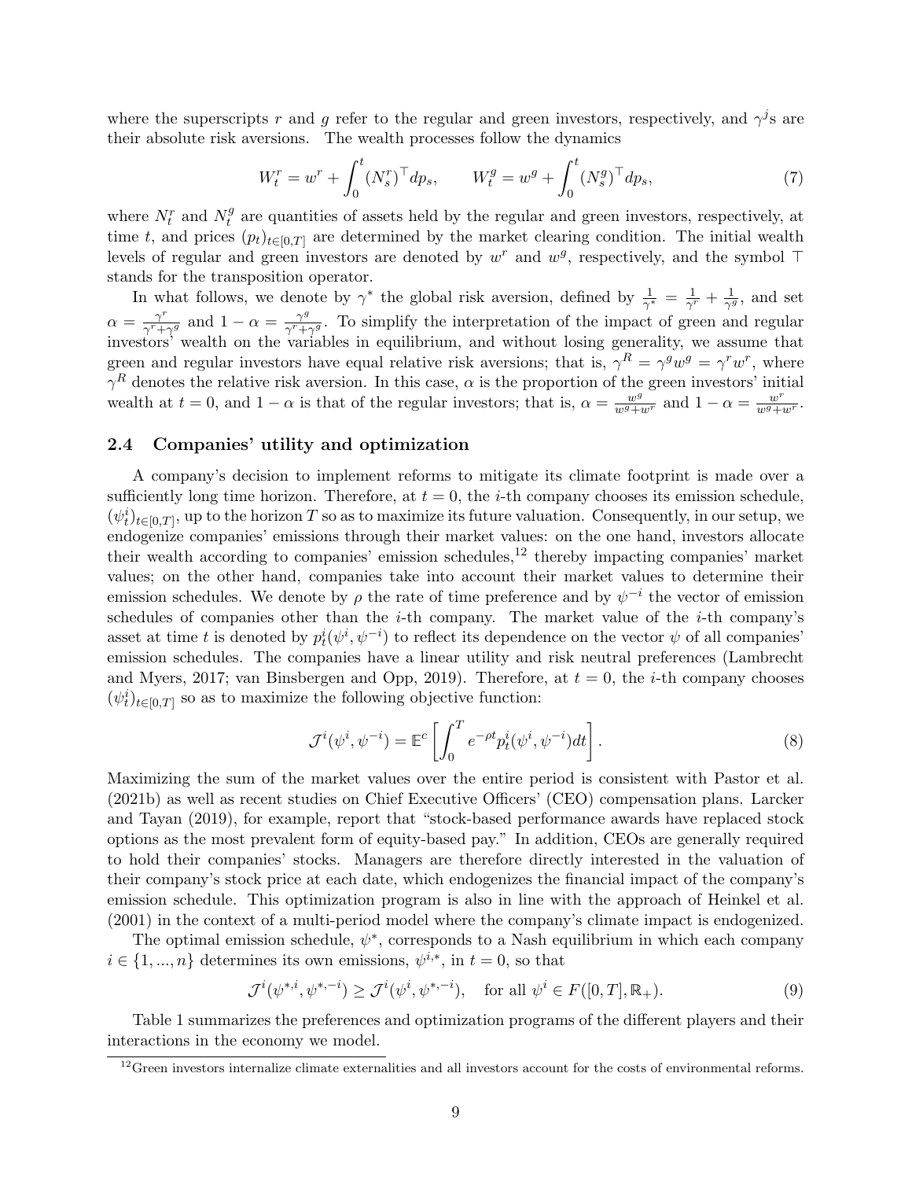where the superscripts $r$ and $g$ refer to the regular and green investors, respectively, and $\gamma^j$s are their absolute risk aversions. The wealth processes follow the dynamics

$$W_t^r = w^r + \int_0^t (N_s^r)^\top dp_s, \qquad W_t^g = w^g + \int_0^t (N_s^g)^\top dp_s, \tag{7}$$

where $N_t^r$ and $N_t^g$ are quantities of assets held by the regular and green investors, respectively, at time $t$, and prices $(p_t)_{t\in[0,T]}$ are determined by the market clearing condition. The initial wealth levels of regular and green investors are denoted by $w^r$ and $w^g$, respectively, and the symbol $\top$ stands for the transposition operator.

In what follows, we denote by $\gamma^*$ the global risk aversion, defined by $\frac{1}{\gamma^*} = \frac{1}{\gamma^r} + \frac{1}{\gamma^g}$, and set $\alpha = \frac{\gamma^r}{\gamma^r+\gamma^g}$ and $1-\alpha = \frac{\gamma^g}{\gamma^r+\gamma^g}$. To simplify the interpretation of the impact of green and regular investors' wealth on the variables in equilibrium, and without losing generality, we assume that green and regular investors have equal relative risk aversions; that is, $\gamma^R = \gamma^g w^g = \gamma^r w^r$, where $\gamma^R$ denotes the relative risk aversion. In this case, $\alpha$ is the proportion of the green investors' initial wealth at $t = 0$, and $1-\alpha$ is that of the regular investors; that is, $\alpha = \frac{w^g}{w^g+w^r}$ and $1-\alpha = \frac{w^r}{w^g+w^r}$.

### 2.4 Companies' utility and optimization

A company's decision to implement reforms to mitigate its climate footprint is made over a sufficiently long time horizon. Therefore, at $t = 0$, the $i$-th company chooses its emission schedule, $(\psi_t^i)_{t\in[0,T]}$, up to the horizon $T$ so as to maximize its future valuation. Consequently, in our setup, we endogenize companies' emissions through their market values: on the one hand, investors allocate their wealth according to companies' emission schedules,[12] thereby impacting companies' market values; on the other hand, companies take into account their market values to determine their emission schedules. We denote by $\rho$ the rate of time preference and by $\psi^{-i}$ the vector of emission schedules of companies other than the $i$-th company. The market value of the $i$-th company's asset at time $t$ is denoted by $p_t^i(\psi^i, \psi^{-i})$ to reflect its dependence on the vector $\psi$ of all companies' emission schedules. The companies have a linear utility and risk neutral preferences (Lambrecht and Myers, 2017; van Binsbergen and Opp, 2019). Therefore, at $t = 0$, the $i$-th company chooses $(\psi_t^i)_{t\in[0,T]}$ so as to maximize the following objective function:

$$\mathcal{J}^i(\psi^i, \psi^{-i}) = \mathbb{E}^c\left[\int_0^T e^{-\rho t} p_t^i(\psi^i, \psi^{-i}) dt\right]. \tag{8}$$

Maximizing the sum of the market values over the entire period is consistent with Pastor et al. (2021b) as well as recent studies on Chief Executive Officers' (CEO) compensation plans. Larcker and Tayan (2019), for example, report that "stock-based performance awards have replaced stock options as the most prevalent form of equity-based pay." In addition, CEOs are generally required to hold their companies' stocks. Managers are therefore directly interested in the valuation of their company's stock price at each date, which endogenizes the financial impact of the company's emission schedule. This optimization program is also in line with the approach of Heinkel et al. (2001) in the context of a multi-period model where the company's climate impact is endogenized.

The optimal emission schedule, $\psi^*$, corresponds to a Nash equilibrium in which each company $i \in \{1, ..., n\}$ determines its own emissions, $\psi^{i,*}$, in $t = 0$, so that

$$\mathcal{J}^i(\psi^{*,i}, \psi^{*,-i}) \geq \mathcal{J}^i(\psi^i, \psi^{*,-i}), \quad \text{for all } \psi^i \in F([0,T], \mathbb{R}_+). \tag{9}$$

Table 1 summarizes the preferences and optimization programs of the different players and their interactions in the economy we model.

[12] Green investors internalize climate externalities and all investors account for the costs of environmental reforms.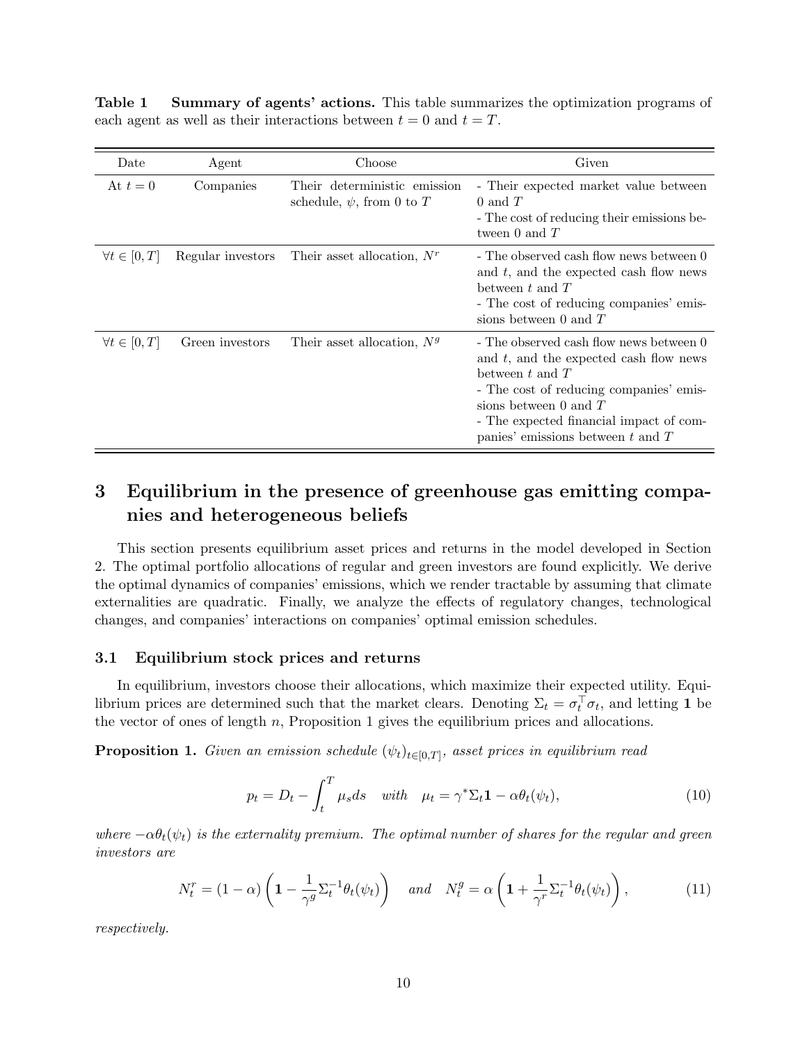**Table 1 Summary of agents' actions.** This table summarizes the optimization programs of each agent as well as their interactions between $t = 0$ and $t = T$.

| Date | Agent | Choose | Given |
|---|---|---|---|
| At $t = 0$ | Companies | Their deterministic emission schedule, $\psi$, from 0 to $T$ | - Their expected market value between 0 and $T$<br>- The cost of reducing their emissions between 0 and $T$ |
| $\forall t \in [0, T]$ | Regular investors | Their asset allocation, $N^r$ | - The observed cash flow news between 0 and $t$, and the expected cash flow news between $t$ and $T$<br>- The cost of reducing companies' emissions between 0 and $T$ |
| $\forall t \in [0, T]$ | Green investors | Their asset allocation, $N^g$ | - The observed cash flow news between 0 and $t$, and the expected cash flow news between $t$ and $T$<br>- The cost of reducing companies' emissions between 0 and $T$<br>- The expected financial impact of companies' emissions between $t$ and $T$ |

# 3 Equilibrium in the presence of greenhouse gas emitting companies and heterogeneous beliefs

This section presents equilibrium asset prices and returns in the model developed in Section 2. The optimal portfolio allocations of regular and green investors are found explicitly. We derive the optimal dynamics of companies' emissions, which we render tractable by assuming that climate externalities are quadratic. Finally, we analyze the effects of regulatory changes, technological changes, and companies' interactions on companies' optimal emission schedules.

## 3.1 Equilibrium stock prices and returns

In equilibrium, investors choose their allocations, which maximize their expected utility. Equilibrium prices are determined such that the market clears. Denoting $\Sigma_t = \sigma_t^\top \sigma_t$, and letting $\mathbf{1}$ be the vector of ones of length $n$, Proposition 1 gives the equilibrium prices and allocations.

**Proposition 1.** *Given an emission schedule $(\psi_t)_{t\in[0,T]}$, asset prices in equilibrium read*

$$p_t = D_t - \int_t^T \mu_s ds \quad with \quad \mu_t = \gamma^* \Sigma_t \mathbf{1} - \alpha\theta_t(\psi_t), \tag{10}$$

*where $-\alpha\theta_t(\psi_t)$ is the externality premium. The optimal number of shares for the regular and green investors are*

$$N_t^r = (1-\alpha)\left(\mathbf{1} - \frac{1}{\gamma^g}\Sigma_t^{-1}\theta_t(\psi_t)\right) \quad and \quad N_t^g = \alpha\left(\mathbf{1} + \frac{1}{\gamma^r}\Sigma_t^{-1}\theta_t(\psi_t)\right), \tag{11}$$

*respectively.*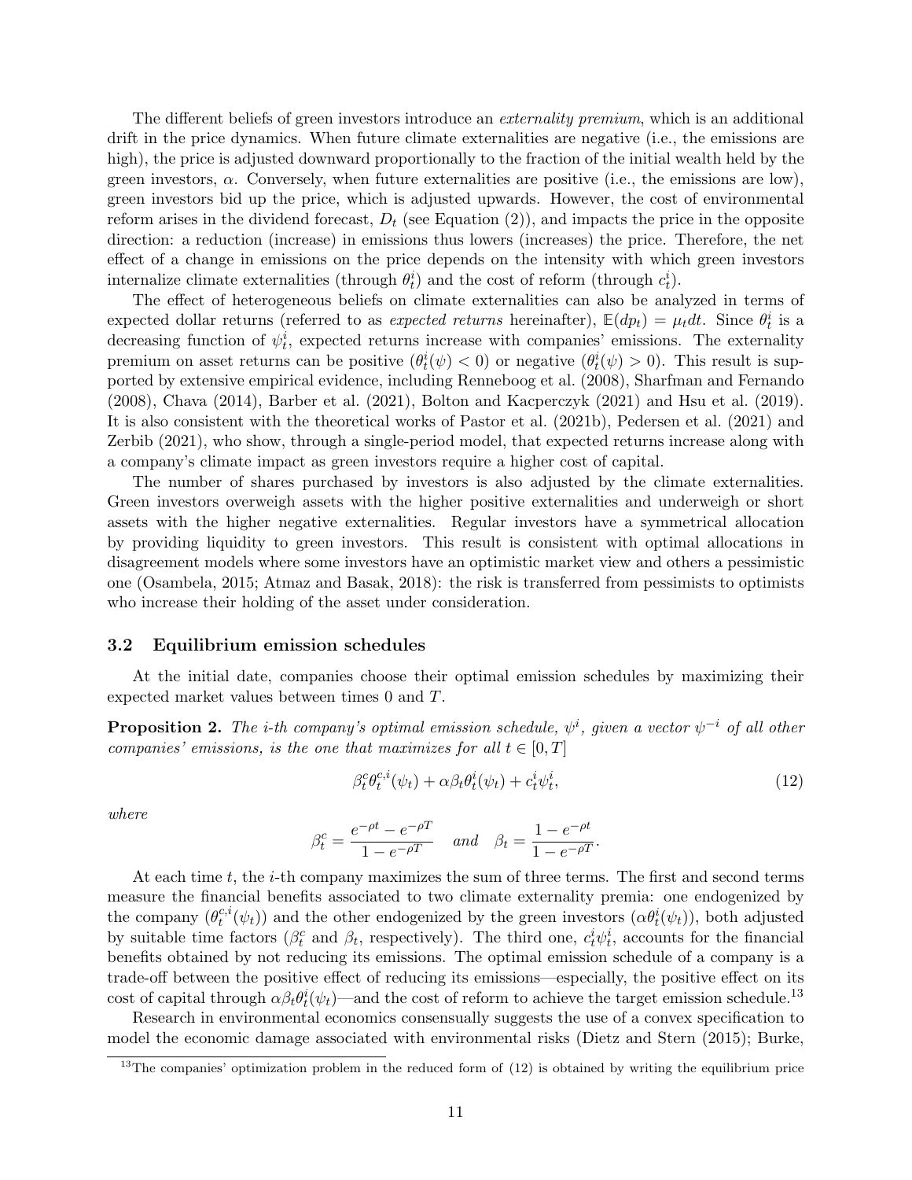The different beliefs of green investors introduce an *externality premium*, which is an additional drift in the price dynamics. When future climate externalities are negative (i.e., the emissions are high), the price is adjusted downward proportionally to the fraction of the initial wealth held by the green investors, $\alpha$. Conversely, when future externalities are positive (i.e., the emissions are low), green investors bid up the price, which is adjusted upwards. However, the cost of environmental reform arises in the dividend forecast, $D_t$ (see Equation (2)), and impacts the price in the opposite direction: a reduction (increase) in emissions thus lowers (increases) the price. Therefore, the net effect of a change in emissions on the price depends on the intensity with which green investors internalize climate externalities (through $\theta_t^i$) and the cost of reform (through $c_t^i$).

The effect of heterogeneous beliefs on climate externalities can also be analyzed in terms of expected dollar returns (referred to as *expected returns* hereinafter), $\mathbb{E}(dp_t) = \mu_t dt$. Since $\theta_t^i$ is a decreasing function of $\psi_t^i$, expected returns increase with companies' emissions. The externality premium on asset returns can be positive ($\theta_t^i(\psi) < 0$) or negative ($\theta_t^i(\psi) > 0$). This result is supported by extensive empirical evidence, including Renneboog et al. (2008), Sharfman and Fernando (2008), Chava (2014), Barber et al. (2021), Bolton and Kacperczyk (2021) and Hsu et al. (2019). It is also consistent with the theoretical works of Pastor et al. (2021b), Pedersen et al. (2021) and Zerbib (2021), who show, through a single-period model, that expected returns increase along with a company's climate impact as green investors require a higher cost of capital.

The number of shares purchased by investors is also adjusted by the climate externalities. Green investors overweigh assets with the higher positive externalities and underweigh or short assets with the higher negative externalities. Regular investors have a symmetrical allocation by providing liquidity to green investors. This result is consistent with optimal allocations in disagreement models where some investors have an optimistic market view and others a pessimistic one (Osambela, 2015; Atmaz and Basak, 2018): the risk is transferred from pessimists to optimists who increase their holding of the asset under consideration.

### 3.2 Equilibrium emission schedules

At the initial date, companies choose their optimal emission schedules by maximizing their expected market values between times 0 and $T$.

**Proposition 2.** *The i-th company's optimal emission schedule, $\psi^i$, given a vector $\psi^{-i}$ of all other companies' emissions, is the one that maximizes for all $t \in [0, T]$*

$$\beta_t^c \theta_t^{c,i}(\psi_t) + \alpha \beta_t \theta_t^i(\psi_t) + c_t^i \psi_t^i, \tag{12}$$

*where*

$$\beta_t^c = \frac{e^{-\rho t} - e^{-\rho T}}{1 - e^{-\rho T}} \quad \textit{and} \quad \beta_t = \frac{1 - e^{-\rho t}}{1 - e^{-\rho T}}.$$

At each time $t$, the $i$-th company maximizes the sum of three terms. The first and second terms measure the financial benefits associated to two climate externality premia: one endogenized by the company ($\theta_t^{c,i}(\psi_t)$) and the other endogenized by the green investors ($\alpha \theta_t^i(\psi_t)$), both adjusted by suitable time factors ($\beta_t^c$ and $\beta_t$, respectively). The third one, $c_t^i \psi_t^i$, accounts for the financial benefits obtained by not reducing its emissions. The optimal emission schedule of a company is a trade-off between the positive effect of reducing its emissions—especially, the positive effect on its cost of capital through $\alpha \beta_t \theta_t^i(\psi_t)$—and the cost of reform to achieve the target emission schedule.[13]

Research in environmental economics consensually suggests the use of a convex specification to model the economic damage associated with environmental risks (Dietz and Stern (2015); Burke,

[13]The companies' optimization problem in the reduced form of (12) is obtained by writing the equilibrium price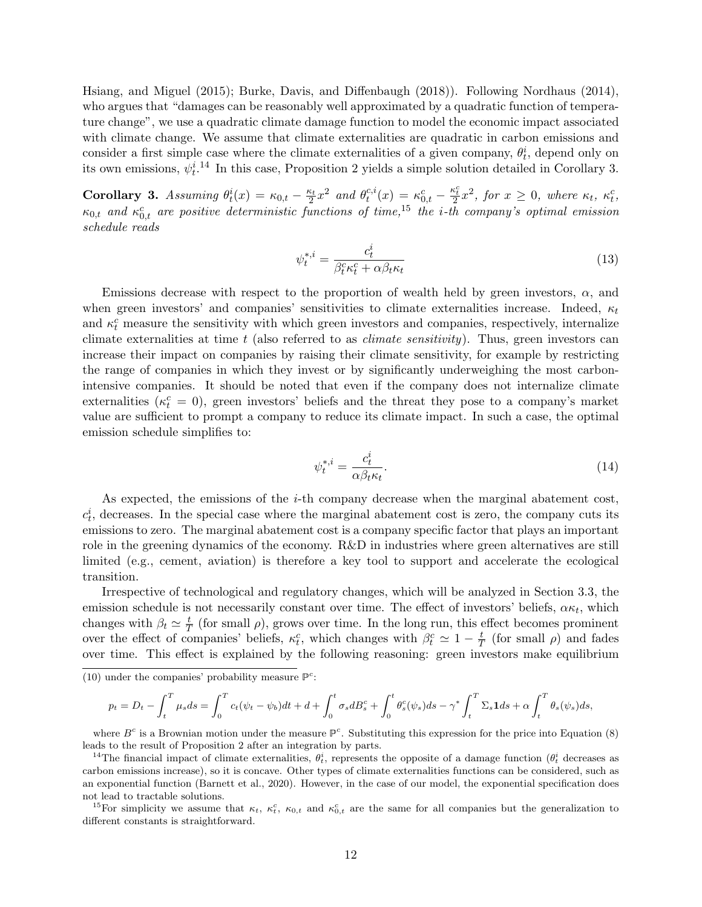Hsiang, and Miguel (2015); Burke, Davis, and Diffenbaugh (2018)). Following Nordhaus (2014), who argues that "damages can be reasonably well approximated by a quadratic function of temperature change", we use a quadratic climate damage function to model the economic impact associated with climate change. We assume that climate externalities are quadratic in carbon emissions and consider a first simple case where the climate externalities of a given company, $\theta_t^i$, depend only on its own emissions, $\psi_t^i$.[14] In this case, Proposition 2 yields a simple solution detailed in Corollary 3.

**Corollary 3.** *Assuming* $\theta_t^i(x) = \kappa_{0,t} - \frac{\kappa_t}{2}x^2$ *and* $\theta_t^{c,i}(x) = \kappa_{0,t}^c - \frac{\kappa_t^c}{2}x^2$*, for* $x \geq 0$*, where* $\kappa_t$*,* $\kappa_t^c$*,* $\kappa_{0,t}$ *and* $\kappa_{0,t}^c$ *are positive deterministic functions of time,*[15] *the i-th company's optimal emission schedule reads*

$$\psi_t^{*,i} = \frac{c_t^i}{\beta_t^c \kappa_t^c + \alpha \beta_t \kappa_t} \tag{13}$$

Emissions decrease with respect to the proportion of wealth held by green investors, $\alpha$, and when green investors' and companies' sensitivities to climate externalities increase. Indeed, $\kappa_t$ and $\kappa_t^c$ measure the sensitivity with which green investors and companies, respectively, internalize climate externalities at time $t$ (also referred to as *climate sensitivity*). Thus, green investors can increase their impact on companies by raising their climate sensitivity, for example by restricting the range of companies in which they invest or by significantly underweighing the most carbon-intensive companies. It should be noted that even if the company does not internalize climate externalities ($\kappa_t^c = 0$), green investors' beliefs and the threat they pose to a company's market value are sufficient to prompt a company to reduce its climate impact. In such a case, the optimal emission schedule simplifies to:

$$\psi_t^{*,i} = \frac{c_t^i}{\alpha \beta_t \kappa_t}. \tag{14}$$

As expected, the emissions of the $i$-th company decrease when the marginal abatement cost, $c_t^i$, decreases. In the special case where the marginal abatement cost is zero, the company cuts its emissions to zero. The marginal abatement cost is a company specific factor that plays an important role in the greening dynamics of the economy. R&D in industries where green alternatives are still limited (e.g., cement, aviation) is therefore a key tool to support and accelerate the ecological transition.

Irrespective of technological and regulatory changes, which will be analyzed in Section 3.3, the emission schedule is not necessarily constant over time. The effect of investors' beliefs, $\alpha\kappa_t$, which changes with $\beta_t \simeq \frac{t}{T}$ (for small $\rho$), grows over time. In the long run, this effect becomes prominent over the effect of companies' beliefs, $\kappa_t^c$, which changes with $\beta_t^c \simeq 1 - \frac{t}{T}$ (for small $\rho$) and fades over time. This effect is explained by the following reasoning: green investors make equilibrium

---

(10) under the companies' probability measure $\mathbb{P}^c$:

$$p_t = D_t - \int_t^T \mu_s ds = \int_0^T c_t(\psi_t - \psi_b)dt + d + \int_0^t \sigma_s dB_s^c + \int_0^t \theta_s^c(\psi_s)ds - \gamma^* \int_t^T \Sigma_s \mathbf{1} ds + \alpha \int_t^T \theta_s(\psi_s)ds,$$

where $B^c$ is a Brownian motion under the measure $\mathbb{P}^c$. Substituting this expression for the price into Equation (8) leads to the result of Proposition 2 after an integration by parts.

[14] The financial impact of climate externalities, $\theta_t^i$, represents the opposite of a damage function ($\theta_t^i$ decreases as carbon emissions increase), so it is concave. Other types of climate externalities functions can be considered, such as an exponential function (Barnett et al., 2020). However, in the case of our model, the exponential specification does not lead to tractable solutions.

[15] For simplicity we assume that $\kappa_t$, $\kappa_t^c$, $\kappa_{0,t}$ and $\kappa_{0,t}^c$ are the same for all companies but the generalization to different constants is straightforward.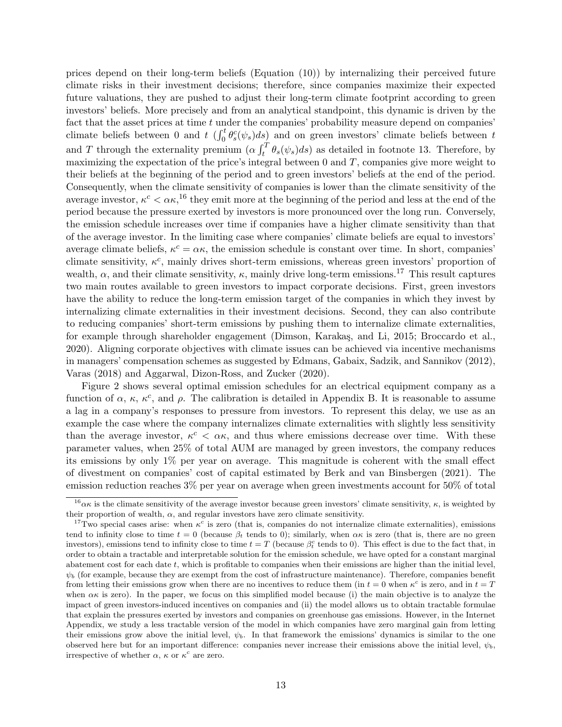prices depend on their long-term beliefs (Equation (10)) by internalizing their perceived future climate risks in their investment decisions; therefore, since companies maximize their expected future valuations, they are pushed to adjust their long-term climate footprint according to green investors' beliefs. More precisely and from an analytical standpoint, this dynamic is driven by the fact that the asset prices at time $t$ under the companies' probability measure depend on companies' climate beliefs between 0 and $t$ ($\int_0^t \theta_s^c(\psi_s)ds$) and on green investors' climate beliefs between $t$ and $T$ through the externality premium ($\alpha \int_t^T \theta_s(\psi_s)ds$) as detailed in footnote 13. Therefore, by maximizing the expectation of the price's integral between 0 and $T$, companies give more weight to their beliefs at the beginning of the period and to green investors' beliefs at the end of the period. Consequently, when the climate sensitivity of companies is lower than the climate sensitivity of the average investor, $\kappa^c < \alpha\kappa$,[16] they emit more at the beginning of the period and less at the end of the period because the pressure exerted by investors is more pronounced over the long run. Conversely, the emission schedule increases over time if companies have a higher climate sensitivity than that of the average investor. In the limiting case where companies' climate beliefs are equal to investors' average climate beliefs, $\kappa^c = \alpha\kappa$, the emission schedule is constant over time. In short, companies' climate sensitivity, $\kappa^c$, mainly drives short-term emissions, whereas green investors' proportion of wealth, $\alpha$, and their climate sensitivity, $\kappa$, mainly drive long-term emissions.[17] This result captures two main routes available to green investors to impact corporate decisions. First, green investors have the ability to reduce the long-term emission target of the companies in which they invest by internalizing climate externalities in their investment decisions. Second, they can also contribute to reducing companies' short-term emissions by pushing them to internalize climate externalities, for example through shareholder engagement (Dimson, Karakaş, and Li, 2015; Broccardo et al., 2020). Aligning corporate objectives with climate issues can be achieved via incentive mechanisms in managers' compensation schemes as suggested by Edmans, Gabaix, Sadzik, and Sannikov (2012), Varas (2018) and Aggarwal, Dizon-Ross, and Zucker (2020).

Figure 2 shows several optimal emission schedules for an electrical equipment company as a function of $\alpha$, $\kappa$, $\kappa^c$, and $\rho$. The calibration is detailed in Appendix B. It is reasonable to assume a lag in a company's responses to pressure from investors. To represent this delay, we use as an example the case where the company internalizes climate externalities with slightly less sensitivity than the average investor, $\kappa^c < \alpha\kappa$, and thus where emissions decrease over time. With these parameter values, when 25% of total AUM are managed by green investors, the company reduces its emissions by only 1% per year on average. This magnitude is coherent with the small effect of divestment on companies' cost of capital estimated by Berk and van Binsbergen (2021). The emission reduction reaches 3% per year on average when green investments account for 50% of total

[16] $\alpha\kappa$ is the climate sensitivity of the average investor because green investors' climate sensitivity, $\kappa$, is weighted by their proportion of wealth, $\alpha$, and regular investors have zero climate sensitivity.

[17] Two special cases arise: when $\kappa^c$ is zero (that is, companies do not internalize climate externalities), emissions tend to infinity close to time $t = 0$ (because $\beta_t$ tends to 0); similarly, when $\alpha\kappa$ is zero (that is, there are no green investors), emissions tend to infinity close to time $t = T$ (because $\beta_t^c$ tends to 0). This effect is due to the fact that, in order to obtain a tractable and interpretable solution for the emission schedule, we have opted for a constant marginal abatement cost for each date $t$, which is profitable to companies when their emissions are higher than the initial level, $\psi_b$ (for example, because they are exempt from the cost of infrastructure maintenance). Therefore, companies benefit from letting their emissions grow when there are no incentives to reduce them (in $t = 0$ when $\kappa^c$ is zero, and in $t = T$ when $\alpha\kappa$ is zero). In the paper, we focus on this simplified model because (i) the main objective is to analyze the impact of green investors-induced incentives on companies and (ii) the model allows us to obtain tractable formulae that explain the pressures exerted by investors and companies on greenhouse gas emissions. However, in the Internet Appendix, we study a less tractable version of the model in which companies have zero marginal gain from letting their emissions grow above the initial level, $\psi_b$. In that framework the emissions' dynamics is similar to the one observed here but for an important difference: companies never increase their emissions above the initial level, $\psi_b$, irrespective of whether $\alpha$, $\kappa$ or $\kappa^c$ are zero.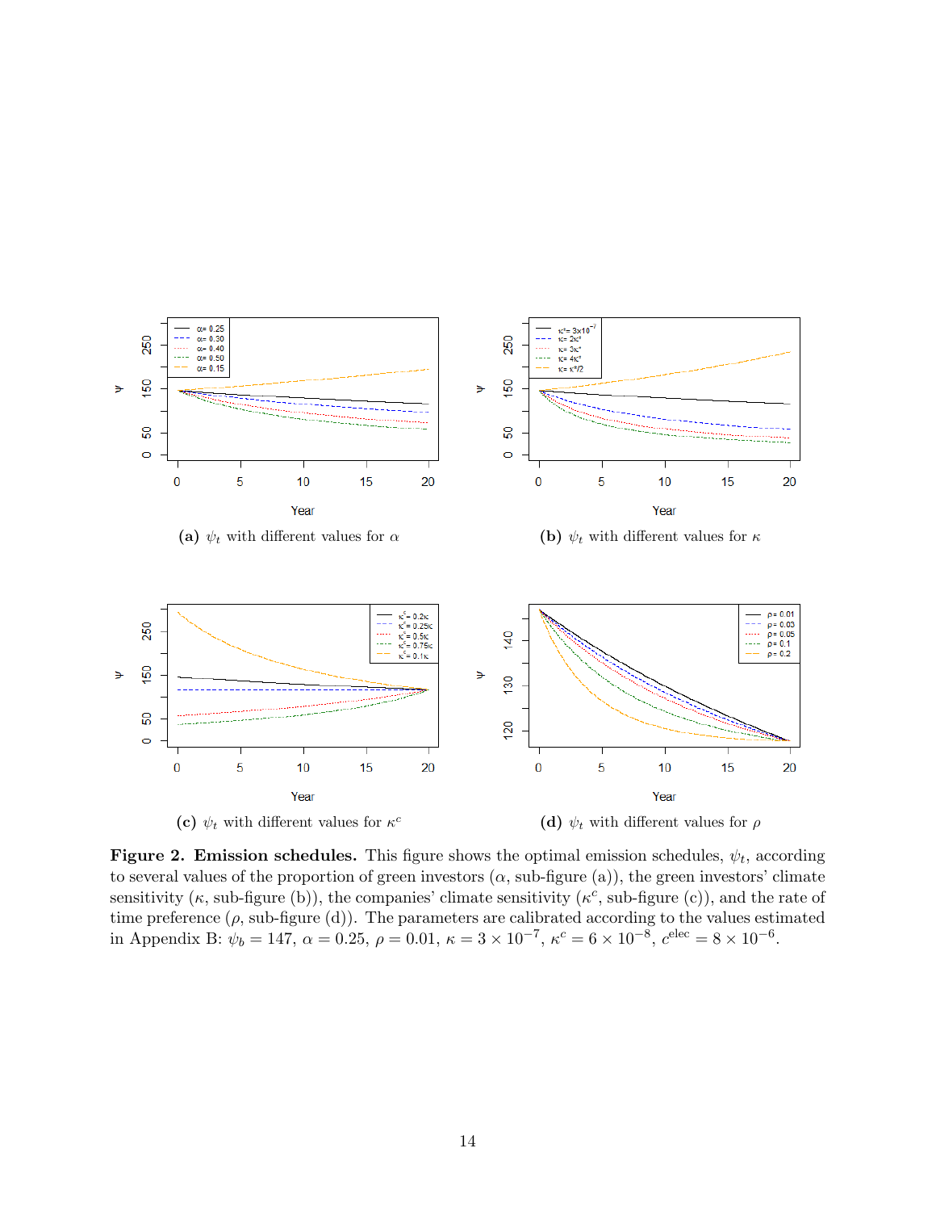**(a)** $\psi_t$ with different values for $\alpha$

**(b)** $\psi_t$ with different values for $\kappa$

**(c)** $\psi_t$ with different values for $\kappa^c$

**(d)** $\psi_t$ with different values for $\rho$

**Figure 2. Emission schedules.** This figure shows the optimal emission schedules, $\psi_t$, according to several values of the proportion of green investors ($\alpha$, sub-figure (a)), the green investors' climate sensitivity ($\kappa$, sub-figure (b)), the companies' climate sensitivity ($\kappa^c$, sub-figure (c)), and the rate of time preference ($\rho$, sub-figure (d)). The parameters are calibrated according to the values estimated in Appendix B: $\psi_b = 147$, $\alpha = 0.25$, $\rho = 0.01$, $\kappa = 3 \times 10^{-7}$, $\kappa^c = 6 \times 10^{-8}$, $c^{\text{elec}} = 8 \times 10^{-6}$.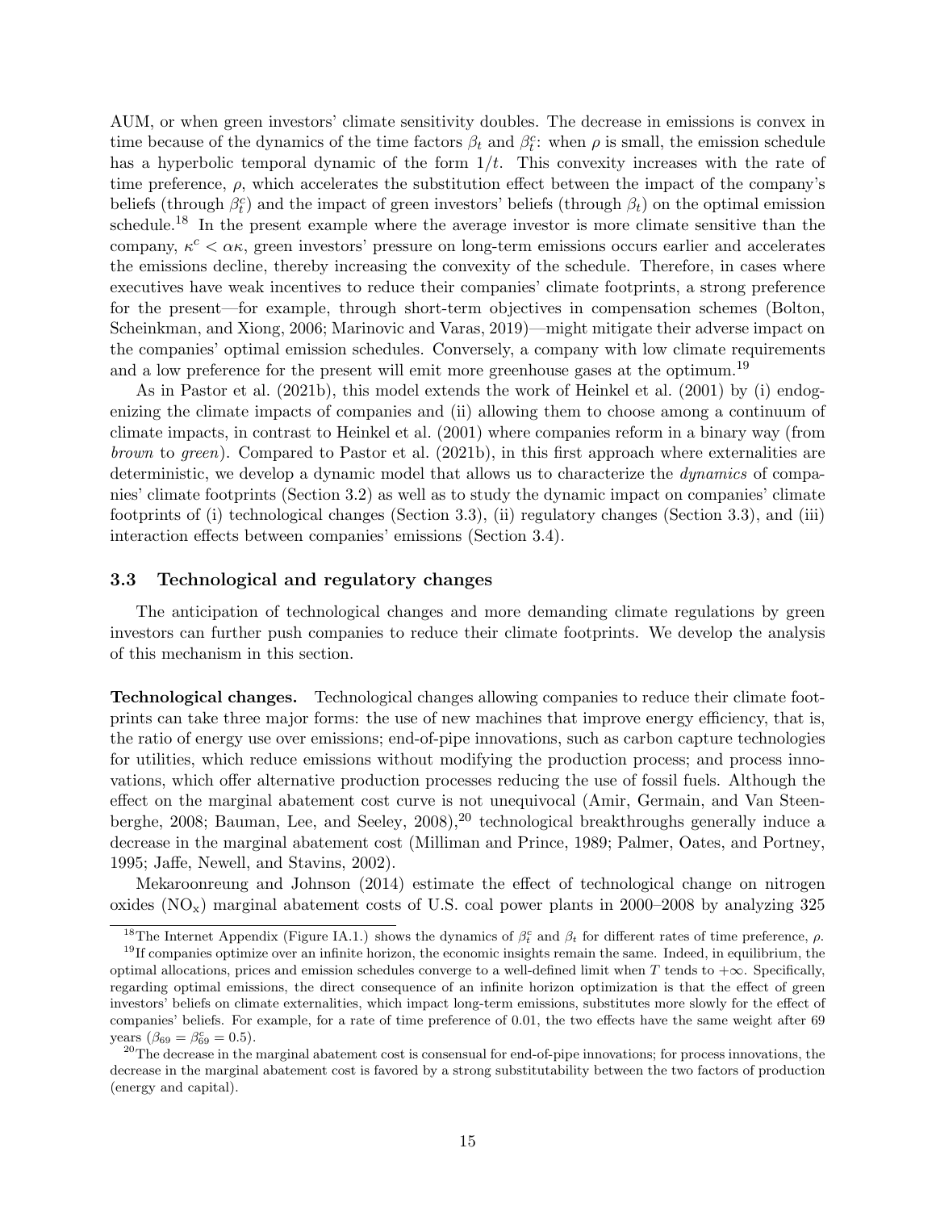AUM, or when green investors' climate sensitivity doubles. The decrease in emissions is convex in time because of the dynamics of the time factors $\beta_t$ and $\beta_t^c$: when $\rho$ is small, the emission schedule has a hyperbolic temporal dynamic of the form $1/t$. This convexity increases with the rate of time preference, $\rho$, which accelerates the substitution effect between the impact of the company's beliefs (through $\beta_t^c$) and the impact of green investors' beliefs (through $\beta_t$) on the optimal emission schedule.[18] In the present example where the average investor is more climate sensitive than the company, $\kappa^c < \alpha\kappa$, green investors' pressure on long-term emissions occurs earlier and accelerates the emissions decline, thereby increasing the convexity of the schedule. Therefore, in cases where executives have weak incentives to reduce their companies' climate footprints, a strong preference for the present—for example, through short-term objectives in compensation schemes (Bolton, Scheinkman, and Xiong, 2006; Marinovic and Varas, 2019)—might mitigate their adverse impact on the companies' optimal emission schedules. Conversely, a company with low climate requirements and a low preference for the present will emit more greenhouse gases at the optimum.[19]

As in Pastor et al. (2021b), this model extends the work of Heinkel et al. (2001) by (i) endogenizing the climate impacts of companies and (ii) allowing them to choose among a continuum of climate impacts, in contrast to Heinkel et al. (2001) where companies reform in a binary way (from *brown* to *green*). Compared to Pastor et al. (2021b), in this first approach where externalities are deterministic, we develop a dynamic model that allows us to characterize the *dynamics* of companies' climate footprints (Section 3.2) as well as to study the dynamic impact on companies' climate footprints of (i) technological changes (Section 3.3), (ii) regulatory changes (Section 3.3), and (iii) interaction effects between companies' emissions (Section 3.4).

### 3.3 Technological and regulatory changes

The anticipation of technological changes and more demanding climate regulations by green investors can further push companies to reduce their climate footprints. We develop the analysis of this mechanism in this section.

**Technological changes.** Technological changes allowing companies to reduce their climate footprints can take three major forms: the use of new machines that improve energy efficiency, that is, the ratio of energy use over emissions; end-of-pipe innovations, such as carbon capture technologies for utilities, which reduce emissions without modifying the production process; and process innovations, which offer alternative production processes reducing the use of fossil fuels. Although the effect on the marginal abatement cost curve is not unequivocal (Amir, Germain, and Van Steenberghe, 2008; Bauman, Lee, and Seeley, 2008),[20] technological breakthroughs generally induce a decrease in the marginal abatement cost (Milliman and Prince, 1989; Palmer, Oates, and Portney, 1995; Jaffe, Newell, and Stavins, 2002).

Mekaroonreung and Johnson (2014) estimate the effect of technological change on nitrogen oxides ($NO_x$) marginal abatement costs of U.S. coal power plants in 2000–2008 by analyzing 325

[18] The Internet Appendix (Figure IA.1.) shows the dynamics of $\beta_t^c$ and $\beta_t$ for different rates of time preference, $\rho$.

[19] If companies optimize over an infinite horizon, the economic insights remain the same. Indeed, in equilibrium, the optimal allocations, prices and emission schedules converge to a well-defined limit when $T$ tends to $+\infty$. Specifically, regarding optimal emissions, the direct consequence of an infinite horizon optimization is that the effect of green investors' beliefs on climate externalities, which impact long-term emissions, substitutes more slowly for the effect of companies' beliefs. For example, for a rate of time preference of 0.01, the two effects have the same weight after 69 years ($\beta_{69} = \beta_{69}^c = 0.5$).

[20] The decrease in the marginal abatement cost is consensual for end-of-pipe innovations; for process innovations, the decrease in the marginal abatement cost is favored by a strong substitutability between the two factors of production (energy and capital).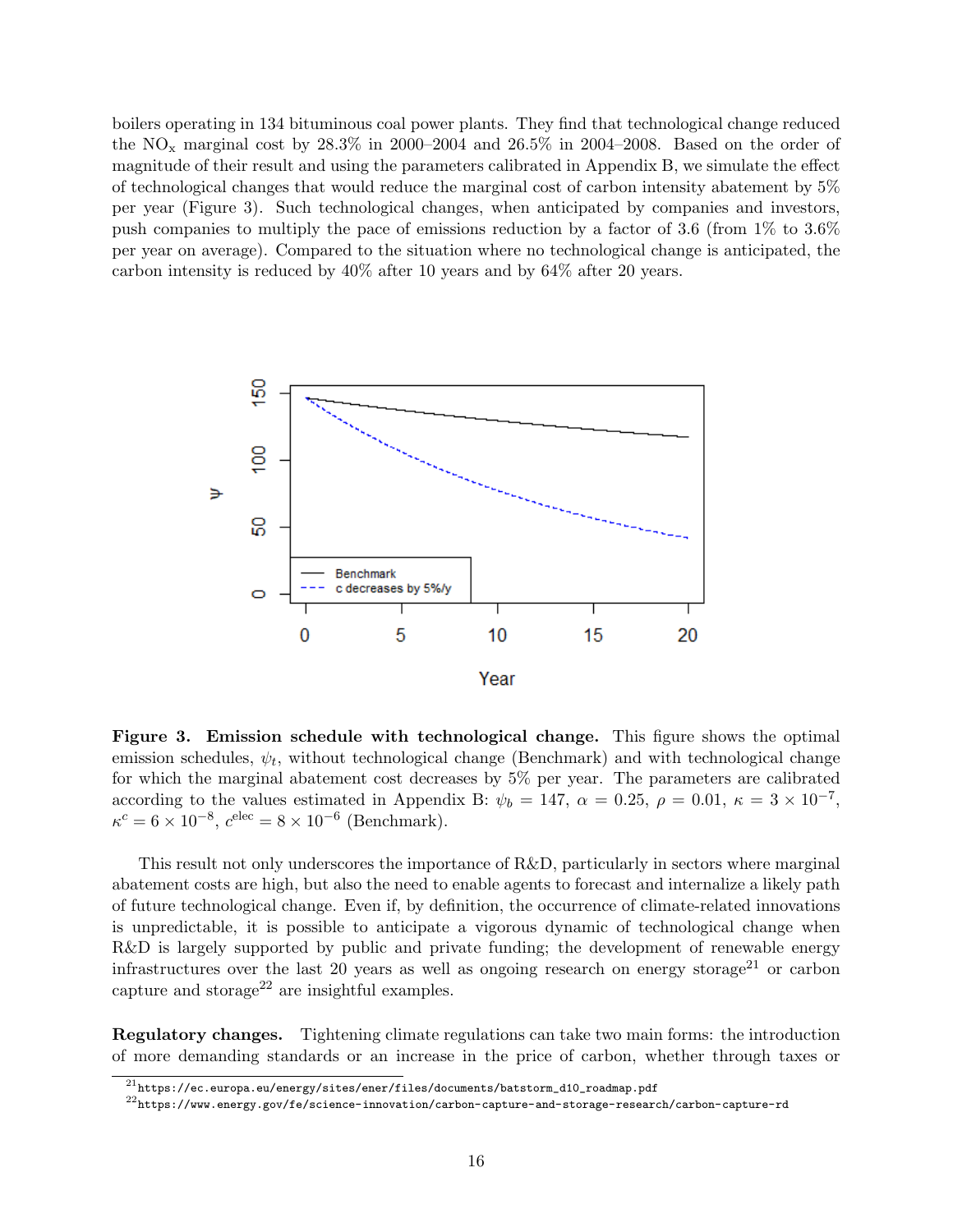boilers operating in 134 bituminous coal power plants. They find that technological change reduced the $NO_x$ marginal cost by 28.3% in 2000–2004 and 26.5% in 2004–2008. Based on the order of magnitude of their result and using the parameters calibrated in Appendix B, we simulate the effect of technological changes that would reduce the marginal cost of carbon intensity abatement by 5% per year (Figure 3). Such technological changes, when anticipated by companies and investors, push companies to multiply the pace of emissions reduction by a factor of 3.6 (from 1% to 3.6% per year on average). Compared to the situation where no technological change is anticipated, the carbon intensity is reduced by 40% after 10 years and by 64% after 20 years.

**Figure 3. Emission schedule with technological change.** This figure shows the optimal emission schedules, $\psi_t$, without technological change (Benchmark) and with technological change for which the marginal abatement cost decreases by 5% per year. The parameters are calibrated according to the values estimated in Appendix B: $\psi_b = 147$, $\alpha = 0.25$, $\rho = 0.01$, $\kappa = 3 \times 10^{-7}$, $\kappa^c = 6 \times 10^{-8}$, $c^{\text{elec}} = 8 \times 10^{-6}$ (Benchmark).

This result not only underscores the importance of R&D, particularly in sectors where marginal abatement costs are high, but also the need to enable agents to forecast and internalize a likely path of future technological change. Even if, by definition, the occurrence of climate-related innovations is unpredictable, it is possible to anticipate a vigorous dynamic of technological change when R&D is largely supported by public and private funding; the development of renewable energy infrastructures over the last 20 years as well as ongoing research on energy storage[21] or carbon capture and storage[22] are insightful examples.

**Regulatory changes.** Tightening climate regulations can take two main forms: the introduction of more demanding standards or an increase in the price of carbon, whether through taxes or

[21] https://ec.europa.eu/energy/sites/ener/files/documents/batstorm_d10_roadmap.pdf

[22] https://www.energy.gov/fe/science-innovation/carbon-capture-and-storage-research/carbon-capture-rd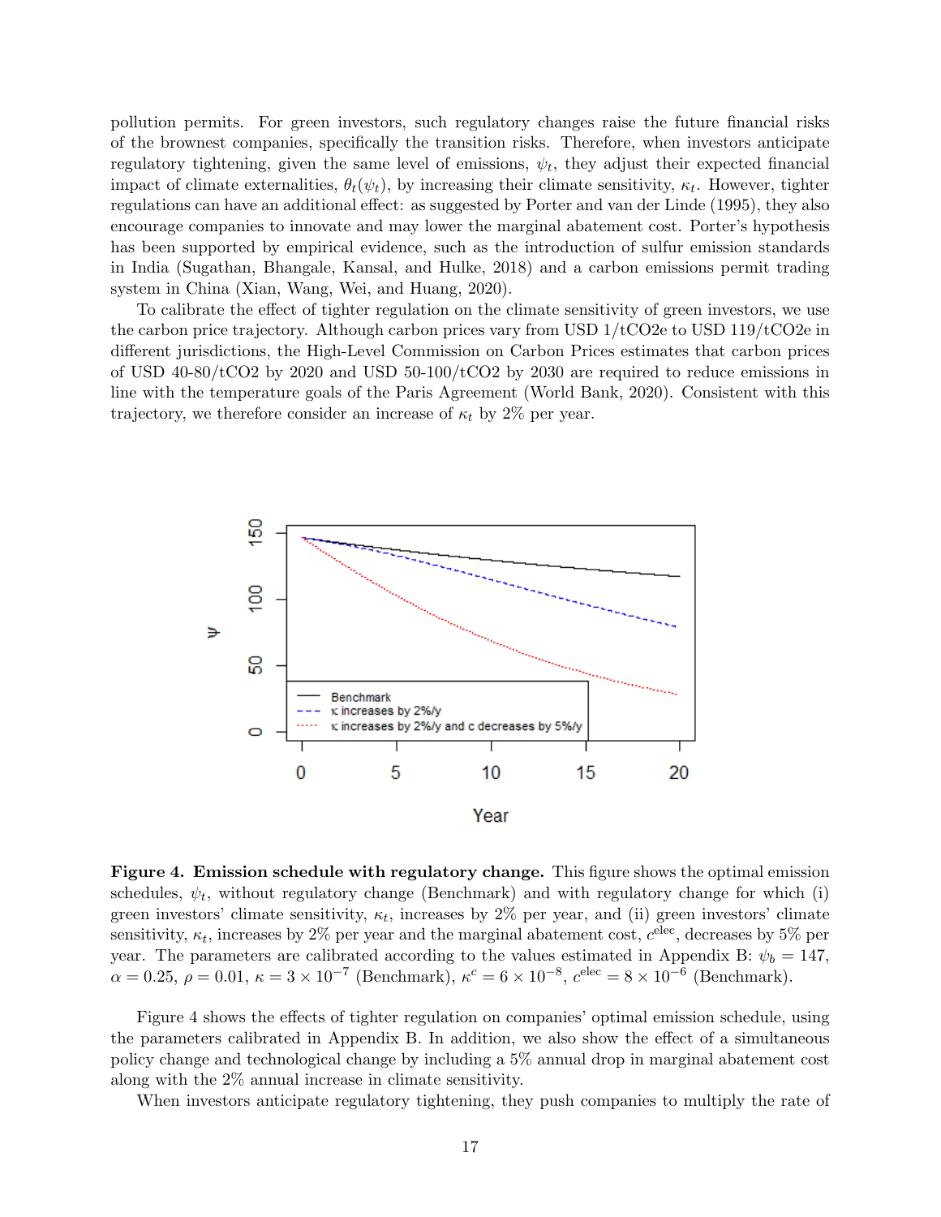pollution permits. For green investors, such regulatory changes raise the future financial risks of the brownest companies, specifically the transition risks. Therefore, when investors anticipate regulatory tightening, given the same level of emissions, $\psi_t$, they adjust their expected financial impact of climate externalities, $\theta_t(\psi_t)$, by increasing their climate sensitivity, $\kappa_t$. However, tighter regulations can have an additional effect: as suggested by Porter and van der Linde (1995), they also encourage companies to innovate and may lower the marginal abatement cost. Porter's hypothesis has been supported by empirical evidence, such as the introduction of sulfur emission standards in India (Sugathan, Bhangale, Kansal, and Hulke, 2018) and a carbon emissions permit trading system in China (Xian, Wang, Wei, and Huang, 2020).

To calibrate the effect of tighter regulation on the climate sensitivity of green investors, we use the carbon price trajectory. Although carbon prices vary from USD 1/tCO2e to USD 119/tCO2e in different jurisdictions, the High-Level Commission on Carbon Prices estimates that carbon prices of USD 40-80/tCO2 by 2020 and USD 50-100/tCO2 by 2030 are required to reduce emissions in line with the temperature goals of the Paris Agreement (World Bank, 2020). Consistent with this trajectory, we therefore consider an increase of $\kappa_t$ by 2% per year.

**Figure 4. Emission schedule with regulatory change.** This figure shows the optimal emission schedules, $\psi_t$, without regulatory change (Benchmark) and with regulatory change for which (i) green investors' climate sensitivity, $\kappa_t$, increases by 2% per year, and (ii) green investors' climate sensitivity, $\kappa_t$, increases by 2% per year and the marginal abatement cost, $c^{\text{elec}}$, decreases by 5% per year. The parameters are calibrated according to the values estimated in Appendix B: $\psi_b = 147$, $\alpha = 0.25$, $\rho = 0.01$, $\kappa = 3 \times 10^{-7}$ (Benchmark), $\kappa^c = 6 \times 10^{-8}$, $c^{\text{elec}} = 8 \times 10^{-6}$ (Benchmark).

Figure 4 shows the effects of tighter regulation on companies' optimal emission schedule, using the parameters calibrated in Appendix B. In addition, we also show the effect of a simultaneous policy change and technological change by including a 5% annual drop in marginal abatement cost along with the 2% annual increase in climate sensitivity.

When investors anticipate regulatory tightening, they push companies to multiply the rate of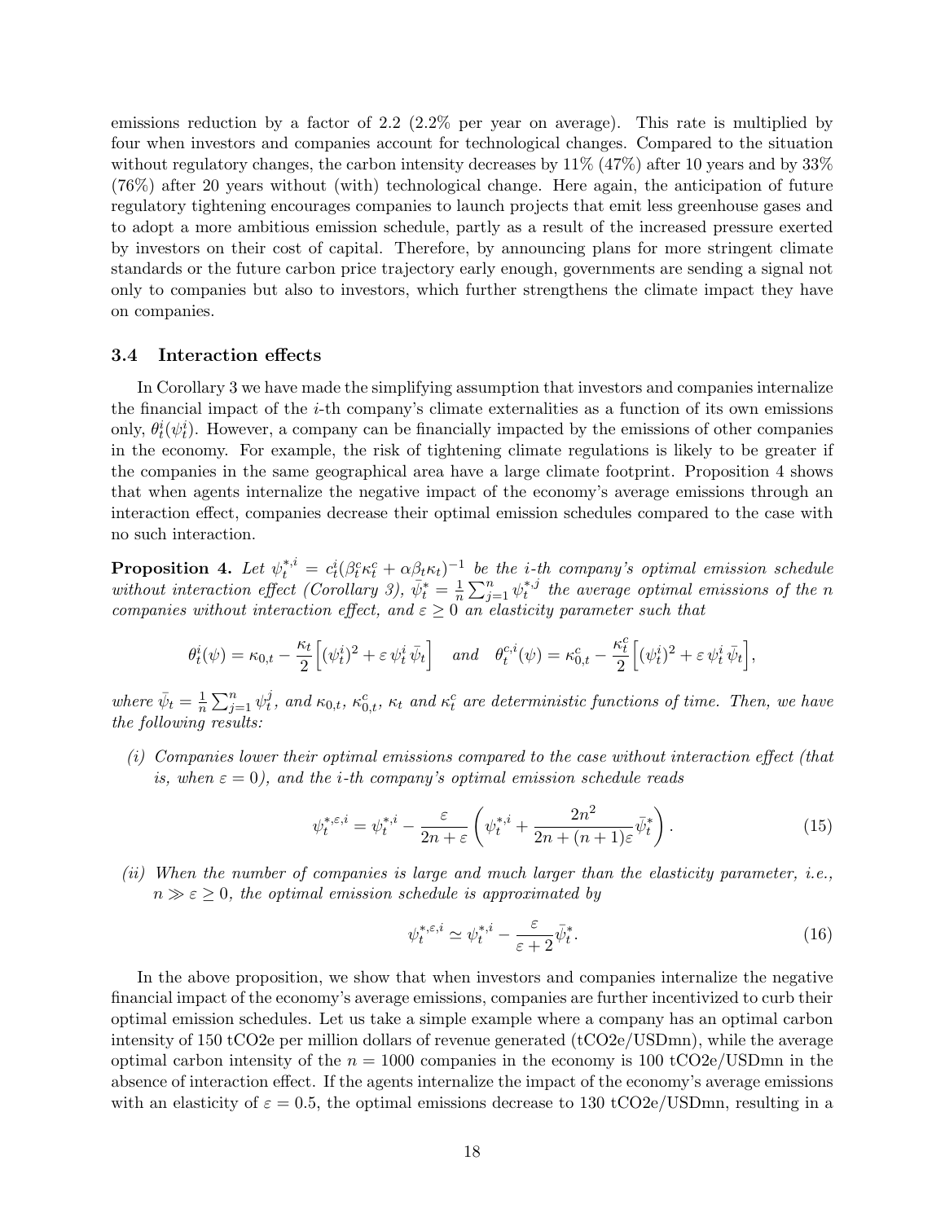emissions reduction by a factor of 2.2 (2.2% per year on average). This rate is multiplied by four when investors and companies account for technological changes. Compared to the situation without regulatory changes, the carbon intensity decreases by 11% (47%) after 10 years and by 33% (76%) after 20 years without (with) technological change. Here again, the anticipation of future regulatory tightening encourages companies to launch projects that emit less greenhouse gases and to adopt a more ambitious emission schedule, partly as a result of the increased pressure exerted by investors on their cost of capital. Therefore, by announcing plans for more stringent climate standards or the future carbon price trajectory early enough, governments are sending a signal not only to companies but also to investors, which further strengthens the climate impact they have on companies.

### 3.4 Interaction effects

In Corollary 3 we have made the simplifying assumption that investors and companies internalize the financial impact of the $i$-th company's climate externalities as a function of its own emissions only, $\theta_t^i(\psi_t^i)$. However, a company can be financially impacted by the emissions of other companies in the economy. For example, the risk of tightening climate regulations is likely to be greater if the companies in the same geographical area have a large climate footprint. Proposition 4 shows that when agents internalize the negative impact of the economy's average emissions through an interaction effect, companies decrease their optimal emission schedules compared to the case with no such interaction.

**Proposition 4.** *Let $\psi_t^{*,i} = c_t^i(\beta_t^c\kappa_t^c + \alpha\beta_t\kappa_t)^{-1}$ be the $i$-th company's optimal emission schedule without interaction effect (Corollary 3), $\bar{\psi}_t^* = \frac{1}{n}\sum_{j=1}^n \psi_t^{*,j}$ the average optimal emissions of the $n$ companies without interaction effect, and $\varepsilon \geq 0$ an elasticity parameter such that*

$$\theta_t^i(\psi) = \kappa_{0,t} - \frac{\kappa_t}{2}\Big[(\psi_t^i)^2 + \varepsilon\,\psi_t^i\,\bar{\psi}_t\Big] \quad \text{and} \quad \theta_t^{c,i}(\psi) = \kappa_{0,t}^c - \frac{\kappa_t^c}{2}\Big[(\psi_t^i)^2 + \varepsilon\,\psi_t^i\,\bar{\psi}_t\Big],$$

*where $\bar{\psi}_t = \frac{1}{n}\sum_{j=1}^n \psi_t^j$, and $\kappa_{0,t}$, $\kappa_{0,t}^c$, $\kappa_t$ and $\kappa_t^c$ are deterministic functions of time. Then, we have the following results:*

*(i) Companies lower their optimal emissions compared to the case without interaction effect (that is, when $\varepsilon = 0$), and the $i$-th company's optimal emission schedule reads*

$$\psi_t^{*,\varepsilon,i} = \psi_t^{*,i} - \frac{\varepsilon}{2n+\varepsilon}\left(\psi_t^{*,i} + \frac{2n^2}{2n+(n+1)\varepsilon}\bar{\psi}_t^*\right). \tag{15}$$

*(ii) When the number of companies is large and much larger than the elasticity parameter, i.e., $n \gg \varepsilon \geq 0$, the optimal emission schedule is approximated by*

$$\psi_t^{*,\varepsilon,i} \simeq \psi_t^{*,i} - \frac{\varepsilon}{\varepsilon+2}\bar{\psi}_t^*. \tag{16}$$

In the above proposition, we show that when investors and companies internalize the negative financial impact of the economy's average emissions, companies are further incentivized to curb their optimal emission schedules. Let us take a simple example where a company has an optimal carbon intensity of 150 tCO2e per million dollars of revenue generated (tCO2e/USDmn), while the average optimal carbon intensity of the $n = 1000$ companies in the economy is 100 tCO2e/USDmn in the absence of interaction effect. If the agents internalize the impact of the economy's average emissions with an elasticity of $\varepsilon = 0.5$, the optimal emissions decrease to 130 tCO2e/USDmn, resulting in a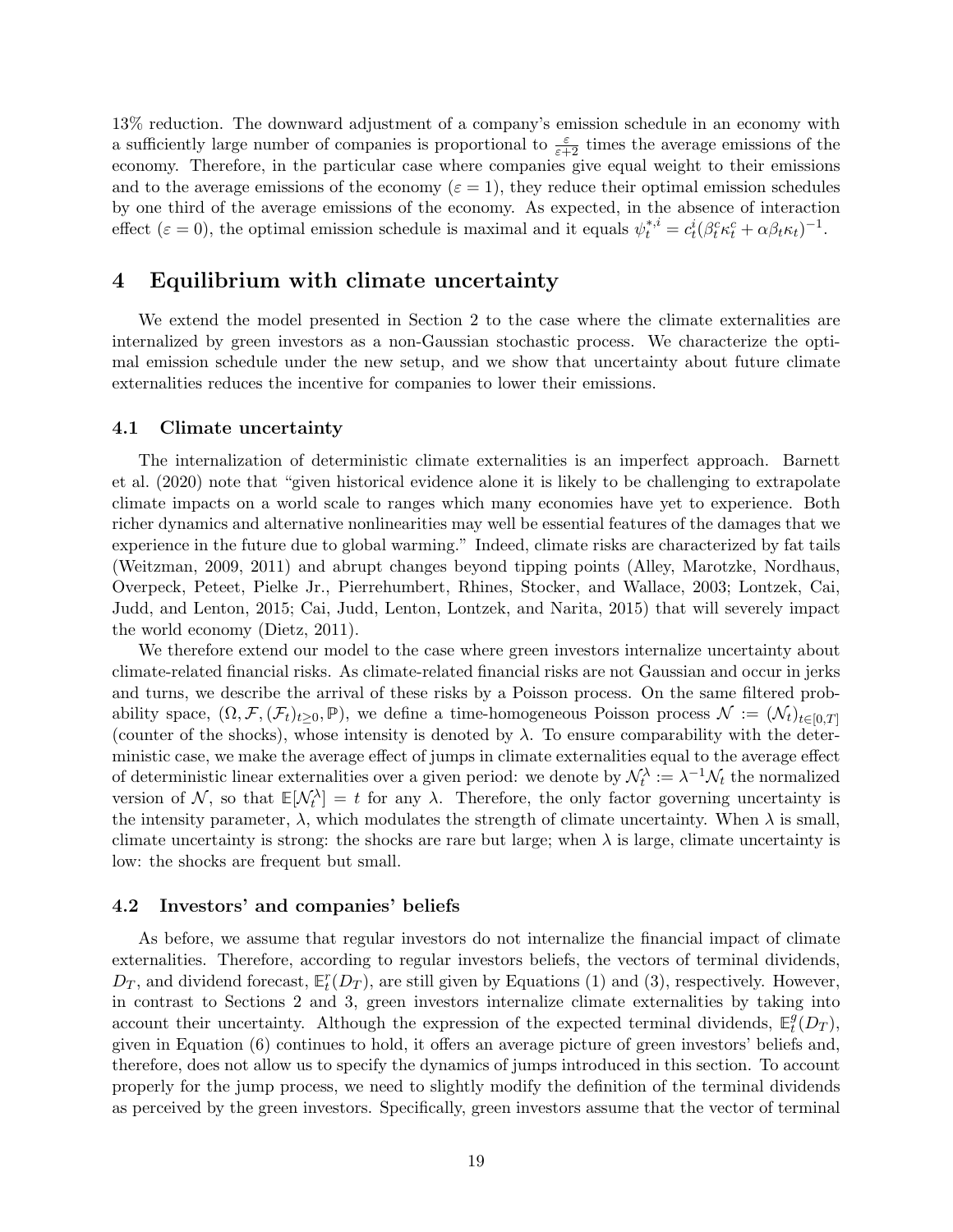13% reduction. The downward adjustment of a company's emission schedule in an economy with a sufficiently large number of companies is proportional to $\frac{\varepsilon}{\varepsilon+2}$ times the average emissions of the economy. Therefore, in the particular case where companies give equal weight to their emissions and to the average emissions of the economy ($\varepsilon = 1$), they reduce their optimal emission schedules by one third of the average emissions of the economy. As expected, in the absence of interaction effect ($\varepsilon = 0$), the optimal emission schedule is maximal and it equals $\psi_t^{*,i} = c_t^i(\beta_t^c \kappa_t^c + \alpha\beta_t\kappa_t)^{-1}$.

# 4 Equilibrium with climate uncertainty

We extend the model presented in Section 2 to the case where the climate externalities are internalized by green investors as a non-Gaussian stochastic process. We characterize the optimal emission schedule under the new setup, and we show that uncertainty about future climate externalities reduces the incentive for companies to lower their emissions.

## 4.1 Climate uncertainty

The internalization of deterministic climate externalities is an imperfect approach. Barnett et al. (2020) note that "given historical evidence alone it is likely to be challenging to extrapolate climate impacts on a world scale to ranges which many economies have yet to experience. Both richer dynamics and alternative nonlinearities may well be essential features of the damages that we experience in the future due to global warming." Indeed, climate risks are characterized by fat tails (Weitzman, 2009, 2011) and abrupt changes beyond tipping points (Alley, Marotzke, Nordhaus, Overpeck, Peteet, Pielke Jr., Pierrehumbert, Rhines, Stocker, and Wallace, 2003; Lontzek, Cai, Judd, and Lenton, 2015; Cai, Judd, Lenton, Lontzek, and Narita, 2015) that will severely impact the world economy (Dietz, 2011).

We therefore extend our model to the case where green investors internalize uncertainty about climate-related financial risks. As climate-related financial risks are not Gaussian and occur in jerks and turns, we describe the arrival of these risks by a Poisson process. On the same filtered probability space, $(\Omega, \mathcal{F}, (\mathcal{F}_t)_{t\geq 0}, \mathbb{P})$, we define a time-homogeneous Poisson process $\mathcal{N} := (\mathcal{N}_t)_{t\in[0,T]}$ (counter of the shocks), whose intensity is denoted by $\lambda$. To ensure comparability with the deterministic case, we make the average effect of jumps in climate externalities equal to the average effect of deterministic linear externalities over a given period: we denote by $\mathcal{N}_t^\lambda := \lambda^{-1}\mathcal{N}_t$ the normalized version of $\mathcal{N}$, so that $\mathbb{E}[\mathcal{N}_t^\lambda] = t$ for any $\lambda$. Therefore, the only factor governing uncertainty is the intensity parameter, $\lambda$, which modulates the strength of climate uncertainty. When $\lambda$ is small, climate uncertainty is strong: the shocks are rare but large; when $\lambda$ is large, climate uncertainty is low: the shocks are frequent but small.

## 4.2 Investors' and companies' beliefs

As before, we assume that regular investors do not internalize the financial impact of climate externalities. Therefore, according to regular investors beliefs, the vectors of terminal dividends, $D_T$, and dividend forecast, $\mathbb{E}_t^r(D_T)$, are still given by Equations (1) and (3), respectively. However, in contrast to Sections 2 and 3, green investors internalize climate externalities by taking into account their uncertainty. Although the expression of the expected terminal dividends, $\mathbb{E}_t^g(D_T)$, given in Equation (6) continues to hold, it offers an average picture of green investors' beliefs and, therefore, does not allow us to specify the dynamics of jumps introduced in this section. To account properly for the jump process, we need to slightly modify the definition of the terminal dividends as perceived by the green investors. Specifically, green investors assume that the vector of terminal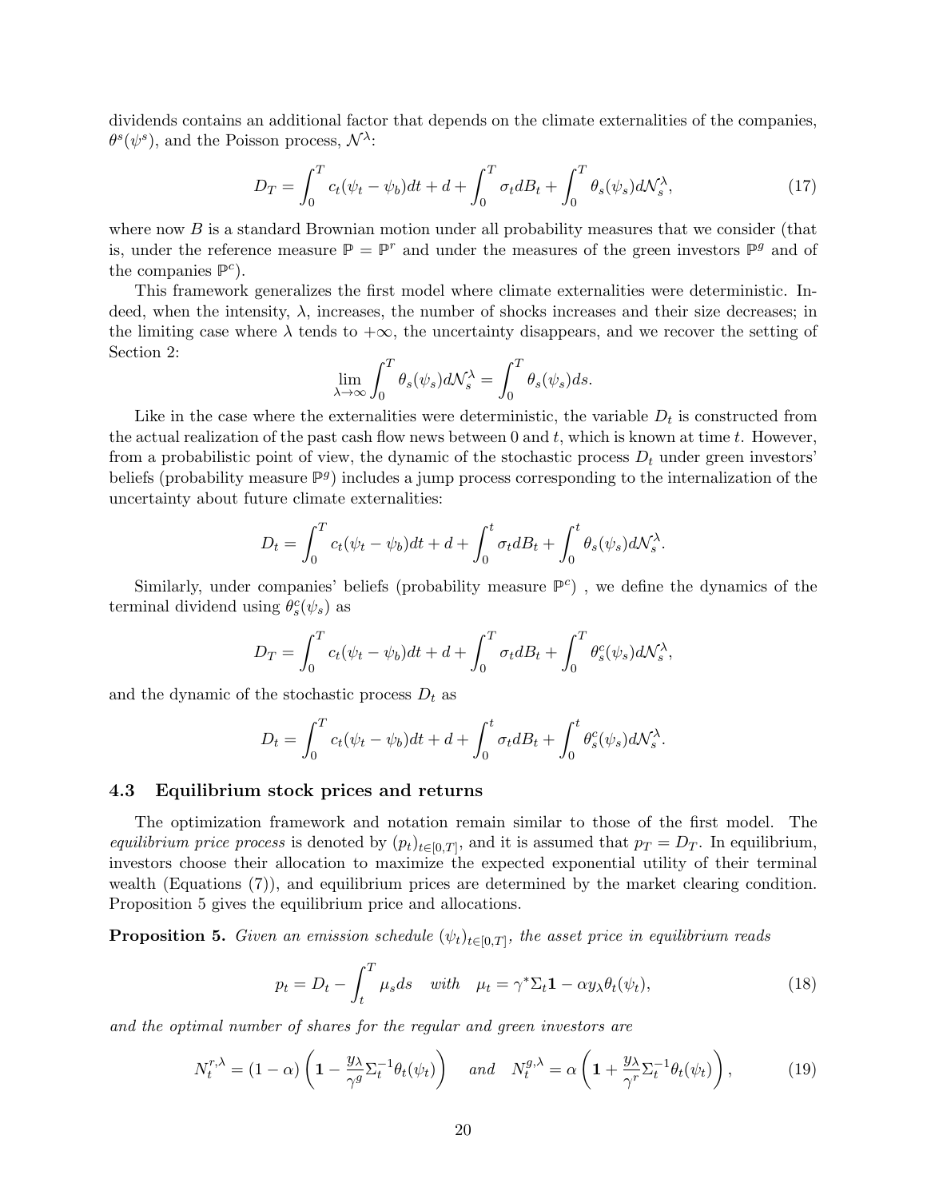dividends contains an additional factor that depends on the climate externalities of the companies, $\theta^s(\psi^s)$, and the Poisson process, $\mathcal{N}^\lambda$:

$$D_T = \int_0^T c_t(\psi_t - \psi_b)dt + d + \int_0^T \sigma_t dB_t + \int_0^T \theta_s(\psi_s)d\mathcal{N}_s^\lambda, \tag{17}$$

where now $B$ is a standard Brownian motion under all probability measures that we consider (that is, under the reference measure $\mathbb{P} = \mathbb{P}^r$ and under the measures of the green investors $\mathbb{P}^g$ and of the companies $\mathbb{P}^c$).

This framework generalizes the first model where climate externalities were deterministic. Indeed, when the intensity, $\lambda$, increases, the number of shocks increases and their size decreases; in the limiting case where $\lambda$ tends to $+\infty$, the uncertainty disappears, and we recover the setting of Section 2:

$$\lim_{\lambda\to\infty} \int_0^T \theta_s(\psi_s)d\mathcal{N}_s^\lambda = \int_0^T \theta_s(\psi_s)ds.$$

Like in the case where the externalities were deterministic, the variable $D_t$ is constructed from the actual realization of the past cash flow news between 0 and $t$, which is known at time $t$. However, from a probabilistic point of view, the dynamic of the stochastic process $D_t$ under green investors' beliefs (probability measure $\mathbb{P}^g$) includes a jump process corresponding to the internalization of the uncertainty about future climate externalities:

$$D_t = \int_0^T c_t(\psi_t - \psi_b)dt + d + \int_0^t \sigma_t dB_t + \int_0^t \theta_s(\psi_s)d\mathcal{N}_s^\lambda.$$

Similarly, under companies' beliefs (probability measure $\mathbb{P}^c$) , we define the dynamics of the terminal dividend using $\theta_s^c(\psi_s)$ as

$$D_T = \int_0^T c_t(\psi_t - \psi_b)dt + d + \int_0^T \sigma_t dB_t + \int_0^T \theta_s^c(\psi_s)d\mathcal{N}_s^\lambda,$$

and the dynamic of the stochastic process $D_t$ as

$$D_t = \int_0^T c_t(\psi_t - \psi_b)dt + d + \int_0^t \sigma_t dB_t + \int_0^t \theta_s^c(\psi_s)d\mathcal{N}_s^\lambda.$$

### 4.3 Equilibrium stock prices and returns

The optimization framework and notation remain similar to those of the first model. The *equilibrium price process* is denoted by $(p_t)_{t\in[0,T]}$, and it is assumed that $p_T = D_T$. In equilibrium, investors choose their allocation to maximize the expected exponential utility of their terminal wealth (Equations (7)), and equilibrium prices are determined by the market clearing condition. Proposition 5 gives the equilibrium price and allocations.

**Proposition 5.** *Given an emission schedule $(\psi_t)_{t\in[0,T]}$, the asset price in equilibrium reads*

$$p_t = D_t - \int_t^T \mu_s ds \quad with \quad \mu_t = \gamma^* \Sigma_t \mathbf{1} - \alpha y_\lambda \theta_t(\psi_t), \tag{18}$$

*and the optimal number of shares for the regular and green investors are*

$$N_t^{r,\lambda} = (1-\alpha)\left(\mathbf{1} - \frac{y_\lambda}{\gamma^g}\Sigma_t^{-1}\theta_t(\psi_t)\right) \quad and \quad N_t^{g,\lambda} = \alpha\left(\mathbf{1} + \frac{y_\lambda}{\gamma^r}\Sigma_t^{-1}\theta_t(\psi_t)\right), \tag{19}$$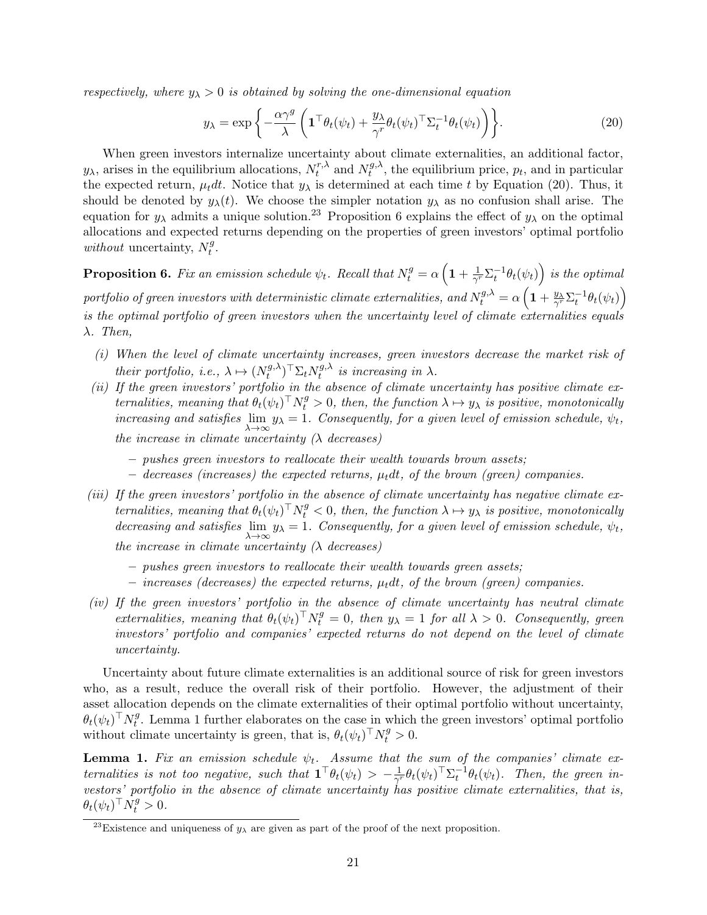*respectively, where $y_\lambda > 0$ is obtained by solving the one-dimensional equation*

$$y_\lambda = \exp\left\{-\frac{\alpha\gamma^g}{\lambda}\left(\mathbf{1}^\top\theta_t(\psi_t) + \frac{y_\lambda}{\gamma^r}\theta_t(\psi_t)^\top\Sigma_t^{-1}\theta_t(\psi_t)\right)\right\}. \tag{20}$$

When green investors internalize uncertainty about climate externalities, an additional factor, $y_\lambda$, arises in the equilibrium allocations, $N_t^{r,\lambda}$ and $N_t^{g,\lambda}$, the equilibrium price, $p_t$, and in particular the expected return, $\mu_t dt$. Notice that $y_\lambda$ is determined at each time $t$ by Equation (20). Thus, it should be denoted by $y_\lambda(t)$. We choose the simpler notation $y_\lambda$ as no confusion shall arise. The equation for $y_\lambda$ admits a unique solution.[23] Proposition 6 explains the effect of $y_\lambda$ on the optimal allocations and expected returns depending on the properties of green investors' optimal portfolio *without* uncertainty, $N_t^g$.

**Proposition 6.** *Fix an emission schedule $\psi_t$. Recall that $N_t^g = \alpha\left(\mathbf{1} + \frac{1}{\gamma^r}\Sigma_t^{-1}\theta_t(\psi_t)\right)$ is the optimal portfolio of green investors with deterministic climate externalities, and $N_t^{g,\lambda} = \alpha\left(\mathbf{1} + \frac{y_\lambda}{\gamma^r}\Sigma_t^{-1}\theta_t(\psi_t)\right)$ is the optimal portfolio of green investors when the uncertainty level of climate externalities equals $\lambda$. Then,*

- *(i) When the level of climate uncertainty increases, green investors decrease the market risk of their portfolio, i.e., $\lambda \mapsto (N_t^{g,\lambda})^\top\Sigma_t N_t^{g,\lambda}$ is increasing in $\lambda$.*
- *(ii) If the green investors' portfolio in the absence of climate uncertainty has positive climate externalities, meaning that $\theta_t(\psi_t)^\top N_t^g > 0$, then, the function $\lambda \mapsto y_\lambda$ is positive, monotonically increasing and satisfies $\lim_{\lambda\to\infty} y_\lambda = 1$. Consequently, for a given level of emission schedule, $\psi_t$, the increase in climate uncertainty ($\lambda$ decreases)*
  - *pushes green investors to reallocate their wealth towards brown assets;*
  - *decreases (increases) the expected returns, $\mu_t dt$, of the brown (green) companies.*
- *(iii) If the green investors' portfolio in the absence of climate uncertainty has negative climate externalities, meaning that $\theta_t(\psi_t)^\top N_t^g < 0$, then, the function $\lambda \mapsto y_\lambda$ is positive, monotonically decreasing and satisfies $\lim_{\lambda\to\infty} y_\lambda = 1$. Consequently, for a given level of emission schedule, $\psi_t$, the increase in climate uncertainty ($\lambda$ decreases)*
  - *pushes green investors to reallocate their wealth towards green assets;*
  - *increases (decreases) the expected returns, $\mu_t dt$, of the brown (green) companies.*
- *(iv) If the green investors' portfolio in the absence of climate uncertainty has neutral climate externalities, meaning that $\theta_t(\psi_t)^\top N_t^g = 0$, then $y_\lambda = 1$ for all $\lambda > 0$. Consequently, green investors' portfolio and companies' expected returns do not depend on the level of climate uncertainty.*

Uncertainty about future climate externalities is an additional source of risk for green investors who, as a result, reduce the overall risk of their portfolio. However, the adjustment of their asset allocation depends on the climate externalities of their optimal portfolio without uncertainty, $\theta_t(\psi_t)^\top N_t^g$. Lemma 1 further elaborates on the case in which the green investors' optimal portfolio without climate uncertainty is green, that is, $\theta_t(\psi_t)^\top N_t^g > 0$.

**Lemma 1.** *Fix an emission schedule $\psi_t$. Assume that the sum of the companies' climate externalities is not too negative, such that $\mathbf{1}^\top\theta_t(\psi_t) > -\frac{1}{\gamma^r}\theta_t(\psi_t)^\top\Sigma_t^{-1}\theta_t(\psi_t)$. Then, the green investors' portfolio in the absence of climate uncertainty has positive climate externalities, that is, $\theta_t(\psi_t)^\top N_t^g > 0$.*

[23] Existence and uniqueness of $y_\lambda$ are given as part of the proof of the next proposition.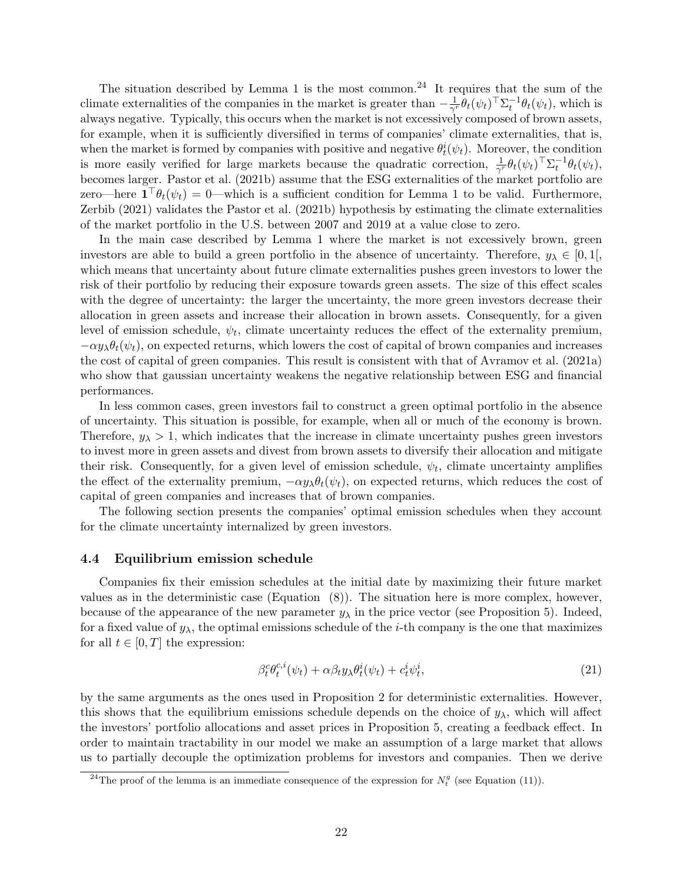The situation described by Lemma 1 is the most common.[24] It requires that the sum of the climate externalities of the companies in the market is greater than $-\frac{1}{\gamma^r}\theta_t(\psi_t)^\top \Sigma_t^{-1}\theta_t(\psi_t)$, which is always negative. Typically, this occurs when the market is not excessively composed of brown assets, for example, when it is sufficiently diversified in terms of companies' climate externalities, that is, when the market is formed by companies with positive and negative $\theta_t^i(\psi_t)$. Moreover, the condition is more easily verified for large markets because the quadratic correction, $\frac{1}{\gamma^r}\theta_t(\psi_t)^\top \Sigma_t^{-1}\theta_t(\psi_t)$, becomes larger. Pastor et al. (2021b) assume that the ESG externalities of the market portfolio are zero—here $\mathbf{1}^\top\theta_t(\psi_t) = 0$—which is a sufficient condition for Lemma 1 to be valid. Furthermore, Zerbib (2021) validates the Pastor et al. (2021b) hypothesis by estimating the climate externalities of the market portfolio in the U.S. between 2007 and 2019 at a value close to zero.

In the main case described by Lemma 1 where the market is not excessively brown, green investors are able to build a green portfolio in the absence of uncertainty. Therefore, $y_\lambda \in [0, 1[$, which means that uncertainty about future climate externalities pushes green investors to lower the risk of their portfolio by reducing their exposure towards green assets. The size of this effect scales with the degree of uncertainty: the larger the uncertainty, the more green investors decrease their allocation in green assets and increase their allocation in brown assets. Consequently, for a given level of emission schedule, $\psi_t$, climate uncertainty reduces the effect of the externality premium, $-\alpha y_\lambda \theta_t(\psi_t)$, on expected returns, which lowers the cost of capital of brown companies and increases the cost of capital of green companies. This result is consistent with that of Avramov et al. (2021a) who show that gaussian uncertainty weakens the negative relationship between ESG and financial performances.

In less common cases, green investors fail to construct a green optimal portfolio in the absence of uncertainty. This situation is possible, for example, when all or much of the economy is brown. Therefore, $y_\lambda > 1$, which indicates that the increase in climate uncertainty pushes green investors to invest more in green assets and divest from brown assets to diversify their allocation and mitigate their risk. Consequently, for a given level of emission schedule, $\psi_t$, climate uncertainty amplifies the effect of the externality premium, $-\alpha y_\lambda \theta_t(\psi_t)$, on expected returns, which reduces the cost of capital of green companies and increases that of brown companies.

The following section presents the companies' optimal emission schedules when they account for the climate uncertainty internalized by green investors.

### 4.4 Equilibrium emission schedule

Companies fix their emission schedules at the initial date by maximizing their future market values as in the deterministic case (Equation (8)). The situation here is more complex, however, because of the appearance of the new parameter $y_\lambda$ in the price vector (see Proposition 5). Indeed, for a fixed value of $y_\lambda$, the optimal emissions schedule of the $i$-th company is the one that maximizes for all $t \in [0, T]$ the expression:

$$\beta_t^c \theta_t^{c,i}(\psi_t) + \alpha \beta_t y_\lambda \theta_t^i(\psi_t) + c_t^i \psi_t^i, \tag{21}$$

by the same arguments as the ones used in Proposition 2 for deterministic externalities. However, this shows that the equilibrium emissions schedule depends on the choice of $y_\lambda$, which will affect the investors' portfolio allocations and asset prices in Proposition 5, creating a feedback effect. In order to maintain tractability in our model we make an assumption of a large market that allows us to partially decouple the optimization problems for investors and companies. Then we derive

[24] The proof of the lemma is an immediate consequence of the expression for $N_t^g$ (see Equation (11)).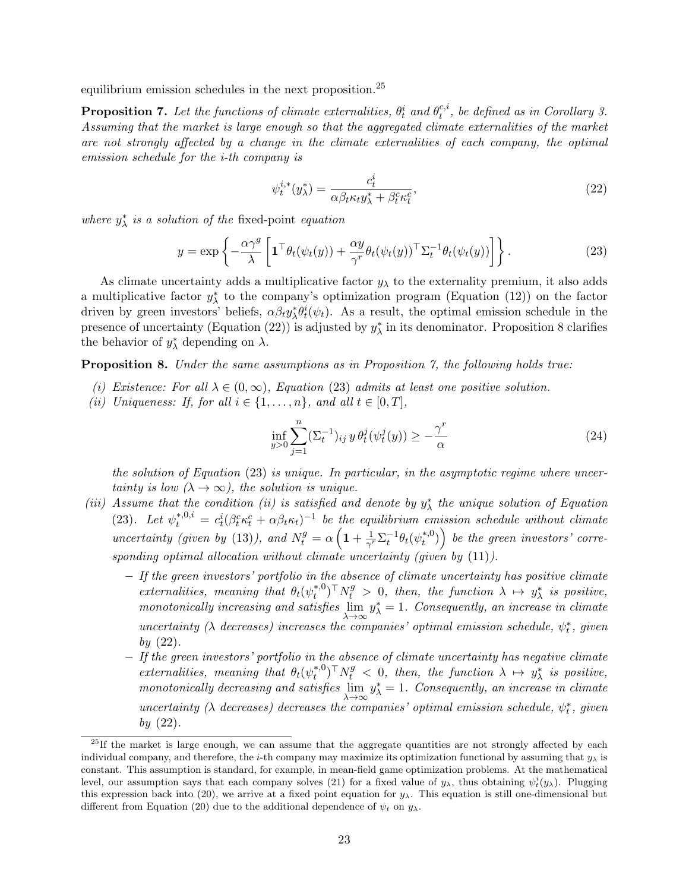equilibrium emission schedules in the next proposition.[25]

**Proposition 7.** *Let the functions of climate externalities, $\theta_t^i$ and $\theta_t^{c,i}$, be defined as in Corollary 3. Assuming that the market is large enough so that the aggregated climate externalities of the market are not strongly affected by a change in the climate externalities of each company, the optimal emission schedule for the i-th company is*

$$\psi_t^{i,*}(y_\lambda^*) = \frac{c_t^i}{\alpha \beta_t \kappa_t y_\lambda^* + \beta_t^c \kappa_t^c}, \tag{22}$$

*where $y_\lambda^*$ is a solution of the* fixed-point *equation*

$$y = \exp\left\{ -\frac{\alpha \gamma^g}{\lambda} \left[ \mathbf{1}^\top \theta_t(\psi_t(y)) + \frac{\alpha y}{\gamma^r} \theta_t(\psi_t(y))^\top \Sigma_t^{-1} \theta_t(\psi_t(y)) \right] \right\}. \tag{23}$$

As climate uncertainty adds a multiplicative factor $y_\lambda$ to the externality premium, it also adds a multiplicative factor $y_\lambda^*$ to the company's optimization program (Equation (12)) on the factor driven by green investors' beliefs, $\alpha \beta_t y_\lambda^* \theta_t^i(\psi_t)$. As a result, the optimal emission schedule in the presence of uncertainty (Equation (22)) is adjusted by $y_\lambda^*$ in its denominator. Proposition 8 clarifies the behavior of $y_\lambda^*$ depending on $\lambda$.

**Proposition 8.** *Under the same assumptions as in Proposition 7, the following holds true:*

*(i) Existence: For all $\lambda \in (0, \infty)$, Equation (23) admits at least one positive solution.*

*(ii) Uniqueness: If, for all $i \in \{1, \ldots, n\}$, and all $t \in [0, T]$,*

$$\inf_{y>0} \sum_{j=1}^n (\Sigma_t^{-1})_{ij}\, y\, \theta_t^j(\psi_t^j(y)) \geq -\frac{\gamma^r}{\alpha} \tag{24}$$

*the solution of Equation (23) is unique. In particular, in the asymptotic regime where uncertainty is low ($\lambda \to \infty$), the solution is unique.*

*(iii) Assume that the condition (ii) is satisfied and denote by $y_\lambda^*$ the unique solution of Equation (23). Let $\psi_t^{*,0,i} = c_t^i(\beta_t^c \kappa_t^c + \alpha \beta_t \kappa_t)^{-1}$ be the equilibrium emission schedule without climate uncertainty (given by (13)), and $N_t^g = \alpha \left( \mathbf{1} + \frac{1}{\gamma^r} \Sigma_t^{-1} \theta_t(\psi_t^{*,0}) \right)$ be the green investors' corresponding optimal allocation without climate uncertainty (given by (11)).*

- *If the green investors' portfolio in the absence of climate uncertainty has positive climate externalities, meaning that $\theta_t(\psi_t^{*,0})^\top N_t^g > 0$, then, the function $\lambda \mapsto y_\lambda^*$ is positive, monotonically increasing and satisfies $\lim_{\lambda \to \infty} y_\lambda^* = 1$. Consequently, an increase in climate uncertainty ($\lambda$ decreases) increases the companies' optimal emission schedule, $\psi_t^*$, given by (22).*
- *If the green investors' portfolio in the absence of climate uncertainty has negative climate externalities, meaning that $\theta_t(\psi_t^{*,0})^\top N_t^g < 0$, then, the function $\lambda \mapsto y_\lambda^*$ is positive, monotonically decreasing and satisfies $\lim_{\lambda \to \infty} y_\lambda^* = 1$. Consequently, an increase in climate uncertainty ($\lambda$ decreases) decreases the companies' optimal emission schedule, $\psi_t^*$, given by (22).*

---

[25] If the market is large enough, we can assume that the aggregate quantities are not strongly affected by each individual company, and therefore, the $i$-th company may maximize its optimization functional by assuming that $y_\lambda$ is constant. This assumption is standard, for example, in mean-field game optimization problems. At the mathematical level, our assumption says that each company solves (21) for a fixed value of $y_\lambda$, thus obtaining $\psi_t^i(y_\lambda)$. Plugging this expression back into (20), we arrive at a fixed point equation for $y_\lambda$. This equation is still one-dimensional but different from Equation (20) due to the additional dependence of $\psi_t$ on $y_\lambda$.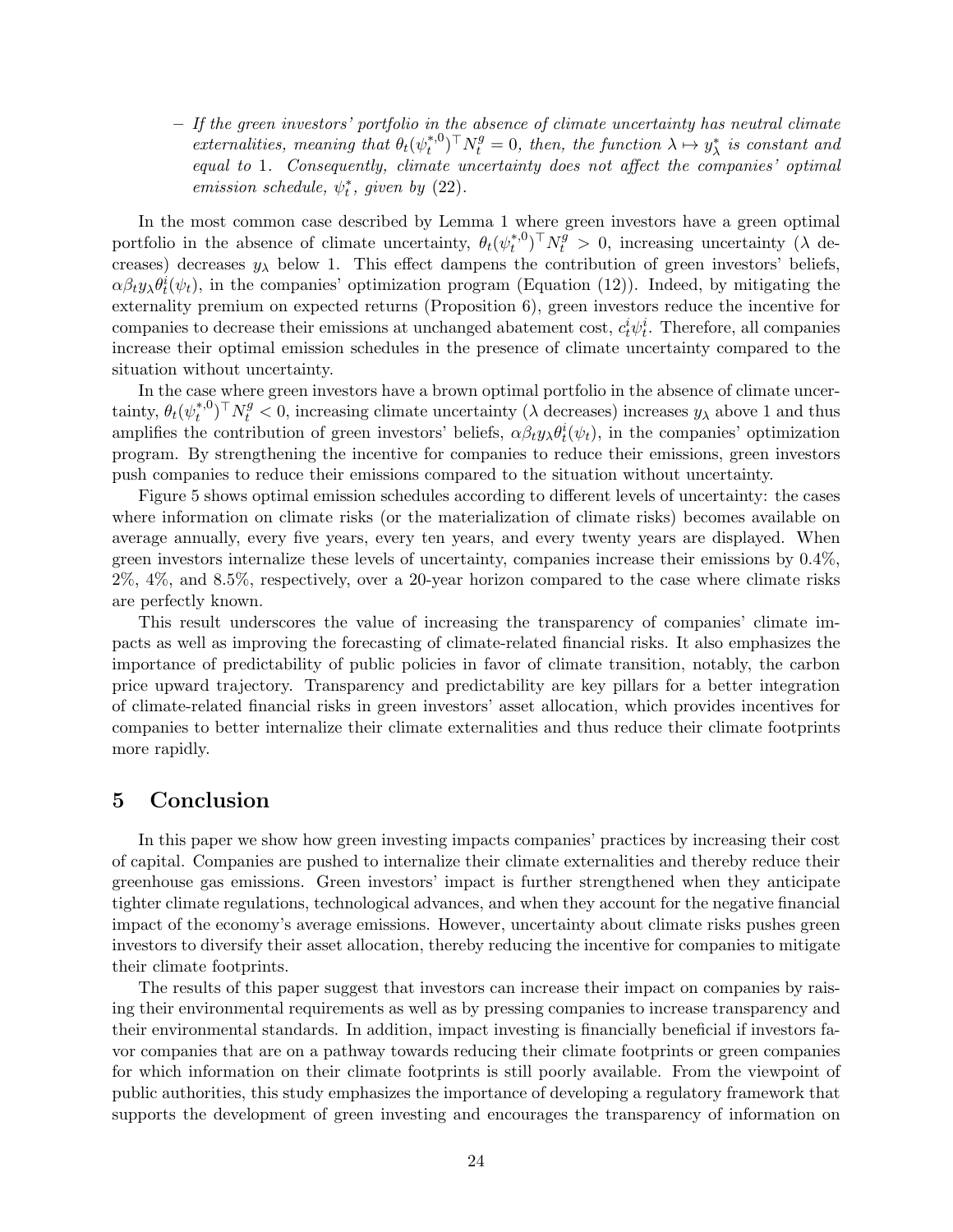– *If the green investors' portfolio in the absence of climate uncertainty has neutral climate externalities, meaning that $\theta_t(\psi_t^{*,0})^\top N_t^g = 0$, then, the function $\lambda \mapsto y_\lambda^*$ is constant and equal to 1. Consequently, climate uncertainty does not affect the companies' optimal emission schedule, $\psi_t^*$, given by (22).*

In the most common case described by Lemma 1 where green investors have a green optimal portfolio in the absence of climate uncertainty, $\theta_t(\psi_t^{*,0})^\top N_t^g > 0$, increasing uncertainty ($\lambda$ decreases) decreases $y_\lambda$ below 1. This effect dampens the contribution of green investors' beliefs, $\alpha\beta_t y_\lambda \theta_t^i(\psi_t)$, in the companies' optimization program (Equation (12)). Indeed, by mitigating the externality premium on expected returns (Proposition 6), green investors reduce the incentive for companies to decrease their emissions at unchanged abatement cost, $c_t^i \psi_t^i$. Therefore, all companies increase their optimal emission schedules in the presence of climate uncertainty compared to the situation without uncertainty.

In the case where green investors have a brown optimal portfolio in the absence of climate uncertainty, $\theta_t(\psi_t^{*,0})^\top N_t^g < 0$, increasing climate uncertainty ($\lambda$ decreases) increases $y_\lambda$ above 1 and thus amplifies the contribution of green investors' beliefs, $\alpha\beta_t y_\lambda \theta_t^i(\psi_t)$, in the companies' optimization program. By strengthening the incentive for companies to reduce their emissions, green investors push companies to reduce their emissions compared to the situation without uncertainty.

Figure 5 shows optimal emission schedules according to different levels of uncertainty: the cases where information on climate risks (or the materialization of climate risks) becomes available on average annually, every five years, every ten years, and every twenty years are displayed. When green investors internalize these levels of uncertainty, companies increase their emissions by 0.4%, 2%, 4%, and 8.5%, respectively, over a 20-year horizon compared to the case where climate risks are perfectly known.

This result underscores the value of increasing the transparency of companies' climate impacts as well as improving the forecasting of climate-related financial risks. It also emphasizes the importance of predictability of public policies in favor of climate transition, notably, the carbon price upward trajectory. Transparency and predictability are key pillars for a better integration of climate-related financial risks in green investors' asset allocation, which provides incentives for companies to better internalize their climate externalities and thus reduce their climate footprints more rapidly.

# 5 Conclusion

In this paper we show how green investing impacts companies' practices by increasing their cost of capital. Companies are pushed to internalize their climate externalities and thereby reduce their greenhouse gas emissions. Green investors' impact is further strengthened when they anticipate tighter climate regulations, technological advances, and when they account for the negative financial impact of the economy's average emissions. However, uncertainty about climate risks pushes green investors to diversify their asset allocation, thereby reducing the incentive for companies to mitigate their climate footprints.

The results of this paper suggest that investors can increase their impact on companies by raising their environmental requirements as well as by pressing companies to increase transparency and their environmental standards. In addition, impact investing is financially beneficial if investors favor companies that are on a pathway towards reducing their climate footprints or green companies for which information on their climate footprints is still poorly available. From the viewpoint of public authorities, this study emphasizes the importance of developing a regulatory framework that supports the development of green investing and encourages the transparency of information on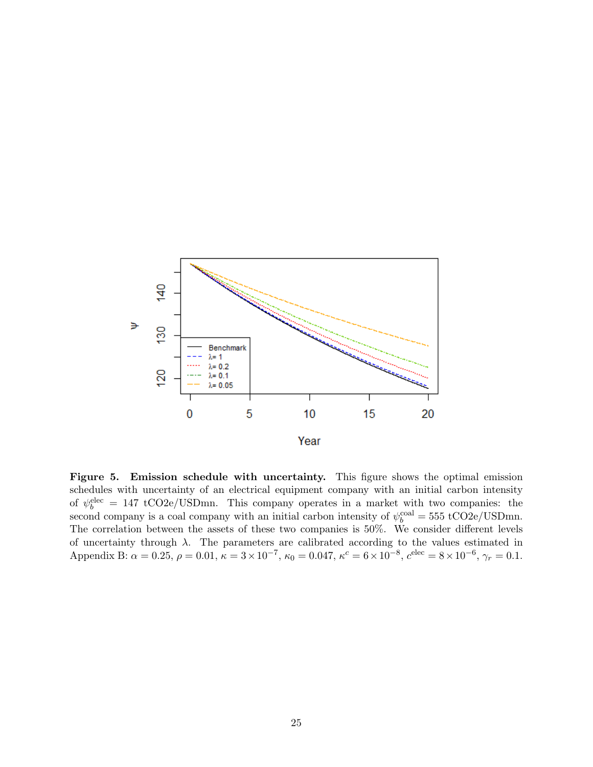**Figure 5. Emission schedule with uncertainty.** This figure shows the optimal emission schedules with uncertainty of an electrical equipment company with an initial carbon intensity of $\psi_b^{\text{elec}} = 147$ tCO2e/USDmn. This company operates in a market with two companies: the second company is a coal company with an initial carbon intensity of $\psi_b^{\text{coal}} = 555$ tCO2e/USDmn. The correlation between the assets of these two companies is 50%. We consider different levels of uncertainty through $\lambda$. The parameters are calibrated according to the values estimated in Appendix B: $\alpha = 0.25$, $\rho = 0.01$, $\kappa = 3 \times 10^{-7}$, $\kappa_0 = 0.047$, $\kappa^c = 6 \times 10^{-8}$, $c^{\text{elec}} = 8 \times 10^{-6}$, $\gamma_r = 0.1$.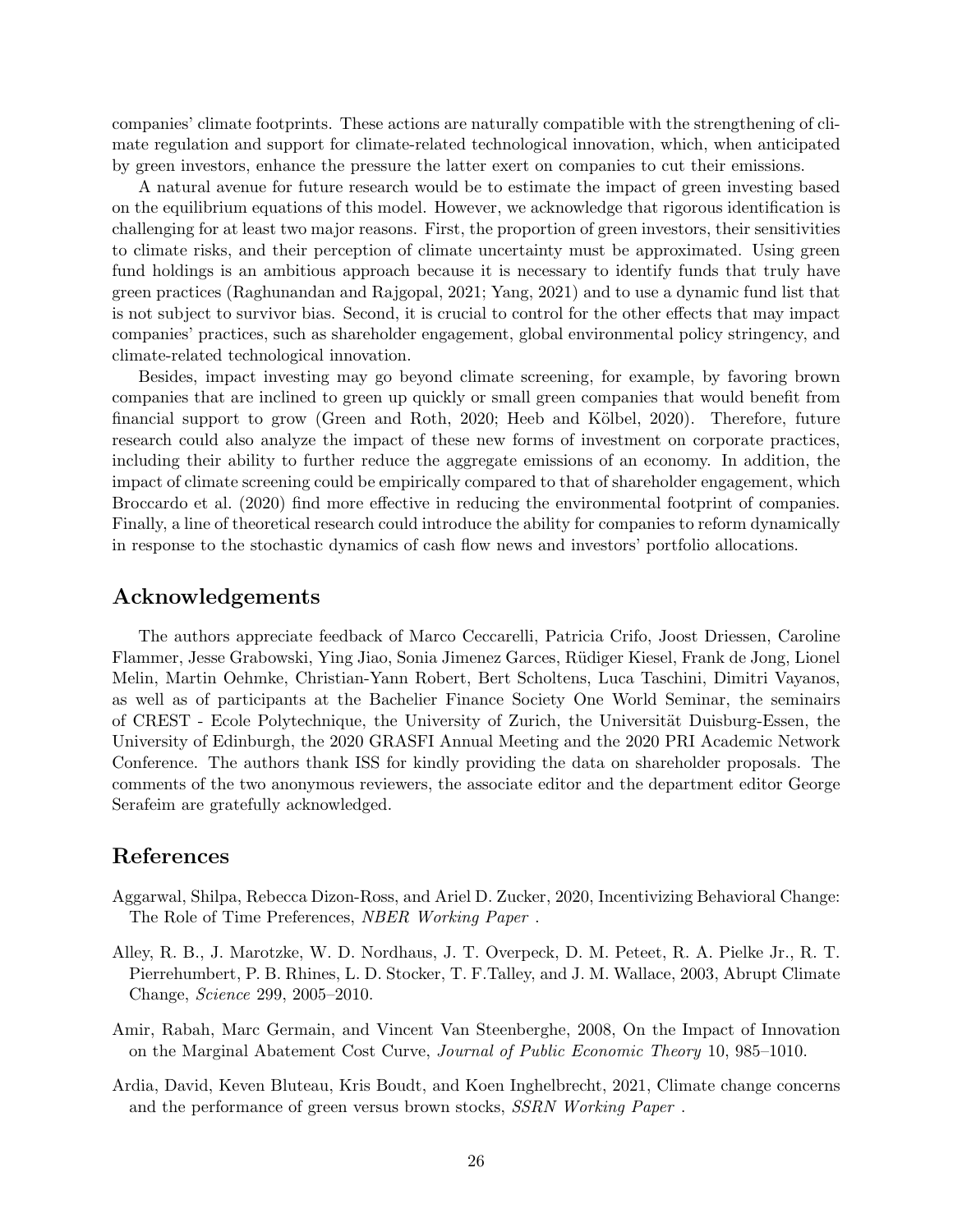companies' climate footprints. These actions are naturally compatible with the strengthening of climate regulation and support for climate-related technological innovation, which, when anticipated by green investors, enhance the pressure the latter exert on companies to cut their emissions.

A natural avenue for future research would be to estimate the impact of green investing based on the equilibrium equations of this model. However, we acknowledge that rigorous identification is challenging for at least two major reasons. First, the proportion of green investors, their sensitivities to climate risks, and their perception of climate uncertainty must be approximated. Using green fund holdings is an ambitious approach because it is necessary to identify funds that truly have green practices (Raghunandan and Rajgopal, 2021; Yang, 2021) and to use a dynamic fund list that is not subject to survivor bias. Second, it is crucial to control for the other effects that may impact companies' practices, such as shareholder engagement, global environmental policy stringency, and climate-related technological innovation.

Besides, impact investing may go beyond climate screening, for example, by favoring brown companies that are inclined to green up quickly or small green companies that would benefit from financial support to grow (Green and Roth, 2020; Heeb and Kölbel, 2020). Therefore, future research could also analyze the impact of these new forms of investment on corporate practices, including their ability to further reduce the aggregate emissions of an economy. In addition, the impact of climate screening could be empirically compared to that of shareholder engagement, which Broccardo et al. (2020) find more effective in reducing the environmental footprint of companies. Finally, a line of theoretical research could introduce the ability for companies to reform dynamically in response to the stochastic dynamics of cash flow news and investors' portfolio allocations.

## Acknowledgements

The authors appreciate feedback of Marco Ceccarelli, Patricia Crifo, Joost Driessen, Caroline Flammer, Jesse Grabowski, Ying Jiao, Sonia Jimenez Garces, Rüdiger Kiesel, Frank de Jong, Lionel Melin, Martin Oehmke, Christian-Yann Robert, Bert Scholtens, Luca Taschini, Dimitri Vayanos, as well as of participants at the Bachelier Finance Society One World Seminar, the seminairs of CREST - Ecole Polytechnique, the University of Zurich, the Universität Duisburg-Essen, the University of Edinburgh, the 2020 GRASFI Annual Meeting and the 2020 PRI Academic Network Conference. The authors thank ISS for kindly providing the data on shareholder proposals. The comments of the two anonymous reviewers, the associate editor and the department editor George Serafeim are gratefully acknowledged.

## References

Aggarwal, Shilpa, Rebecca Dizon-Ross, and Ariel D. Zucker, 2020, Incentivizing Behavioral Change: The Role of Time Preferences, *NBER Working Paper* .

Alley, R. B., J. Marotzke, W. D. Nordhaus, J. T. Overpeck, D. M. Peteet, R. A. Pielke Jr., R. T. Pierrehumbert, P. B. Rhines, L. D. Stocker, T. F.Talley, and J. M. Wallace, 2003, Abrupt Climate Change, *Science* 299, 2005–2010.

Amir, Rabah, Marc Germain, and Vincent Van Steenberghe, 2008, On the Impact of Innovation on the Marginal Abatement Cost Curve, *Journal of Public Economic Theory* 10, 985–1010.

Ardia, David, Keven Bluteau, Kris Boudt, and Koen Inghelbrecht, 2021, Climate change concerns and the performance of green versus brown stocks, *SSRN Working Paper* .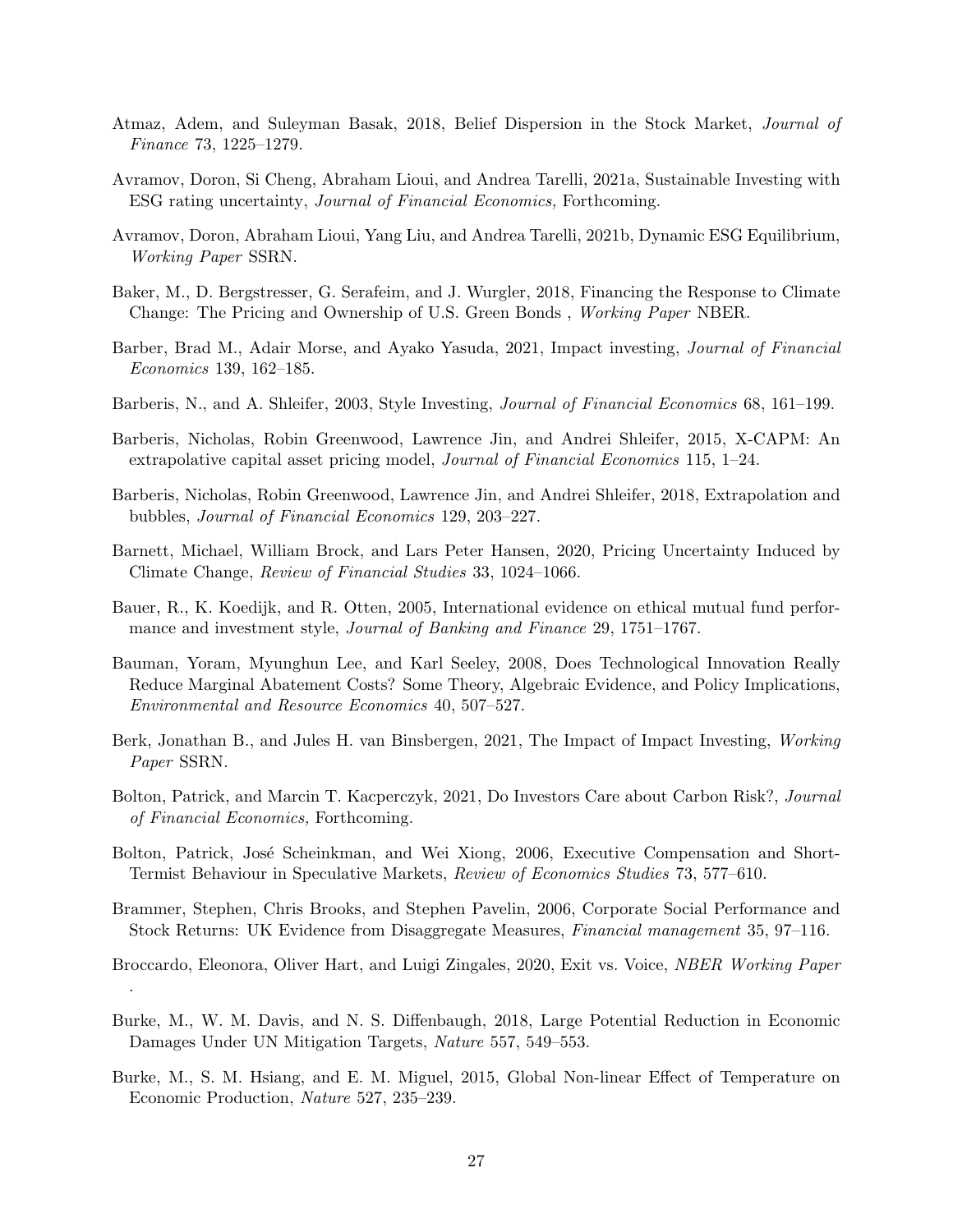Atmaz, Adem, and Suleyman Basak, 2018, Belief Dispersion in the Stock Market, *Journal of Finance* 73, 1225–1279.

Avramov, Doron, Si Cheng, Abraham Lioui, and Andrea Tarelli, 2021a, Sustainable Investing with ESG rating uncertainty, *Journal of Financial Economics,* Forthcoming.

Avramov, Doron, Abraham Lioui, Yang Liu, and Andrea Tarelli, 2021b, Dynamic ESG Equilibrium, *Working Paper* SSRN.

Baker, M., D. Bergstresser, G. Serafeim, and J. Wurgler, 2018, Financing the Response to Climate Change: The Pricing and Ownership of U.S. Green Bonds , *Working Paper* NBER.

Barber, Brad M., Adair Morse, and Ayako Yasuda, 2021, Impact investing, *Journal of Financial Economics* 139, 162–185.

Barberis, N., and A. Shleifer, 2003, Style Investing, *Journal of Financial Economics* 68, 161–199.

Barberis, Nicholas, Robin Greenwood, Lawrence Jin, and Andrei Shleifer, 2015, X-CAPM: An extrapolative capital asset pricing model, *Journal of Financial Economics* 115, 1–24.

Barberis, Nicholas, Robin Greenwood, Lawrence Jin, and Andrei Shleifer, 2018, Extrapolation and bubbles, *Journal of Financial Economics* 129, 203–227.

Barnett, Michael, William Brock, and Lars Peter Hansen, 2020, Pricing Uncertainty Induced by Climate Change, *Review of Financial Studies* 33, 1024–1066.

Bauer, R., K. Koedijk, and R. Otten, 2005, International evidence on ethical mutual fund performance and investment style, *Journal of Banking and Finance* 29, 1751–1767.

Bauman, Yoram, Myunghun Lee, and Karl Seeley, 2008, Does Technological Innovation Really Reduce Marginal Abatement Costs? Some Theory, Algebraic Evidence, and Policy Implications, *Environmental and Resource Economics* 40, 507–527.

Berk, Jonathan B., and Jules H. van Binsbergen, 2021, The Impact of Impact Investing, *Working Paper* SSRN.

Bolton, Patrick, and Marcin T. Kacperczyk, 2021, Do Investors Care about Carbon Risk?, *Journal of Financial Economics,* Forthcoming.

Bolton, Patrick, José Scheinkman, and Wei Xiong, 2006, Executive Compensation and Short-Termist Behaviour in Speculative Markets, *Review of Economics Studies* 73, 577–610.

Brammer, Stephen, Chris Brooks, and Stephen Pavelin, 2006, Corporate Social Performance and Stock Returns: UK Evidence from Disaggregate Measures, *Financial management* 35, 97–116.

Broccardo, Eleonora, Oliver Hart, and Luigi Zingales, 2020, Exit vs. Voice, *NBER Working Paper* .

Burke, M., W. M. Davis, and N. S. Diffenbaugh, 2018, Large Potential Reduction in Economic Damages Under UN Mitigation Targets, *Nature* 557, 549–553.

Burke, M., S. M. Hsiang, and E. M. Miguel, 2015, Global Non-linear Effect of Temperature on Economic Production, *Nature* 527, 235–239.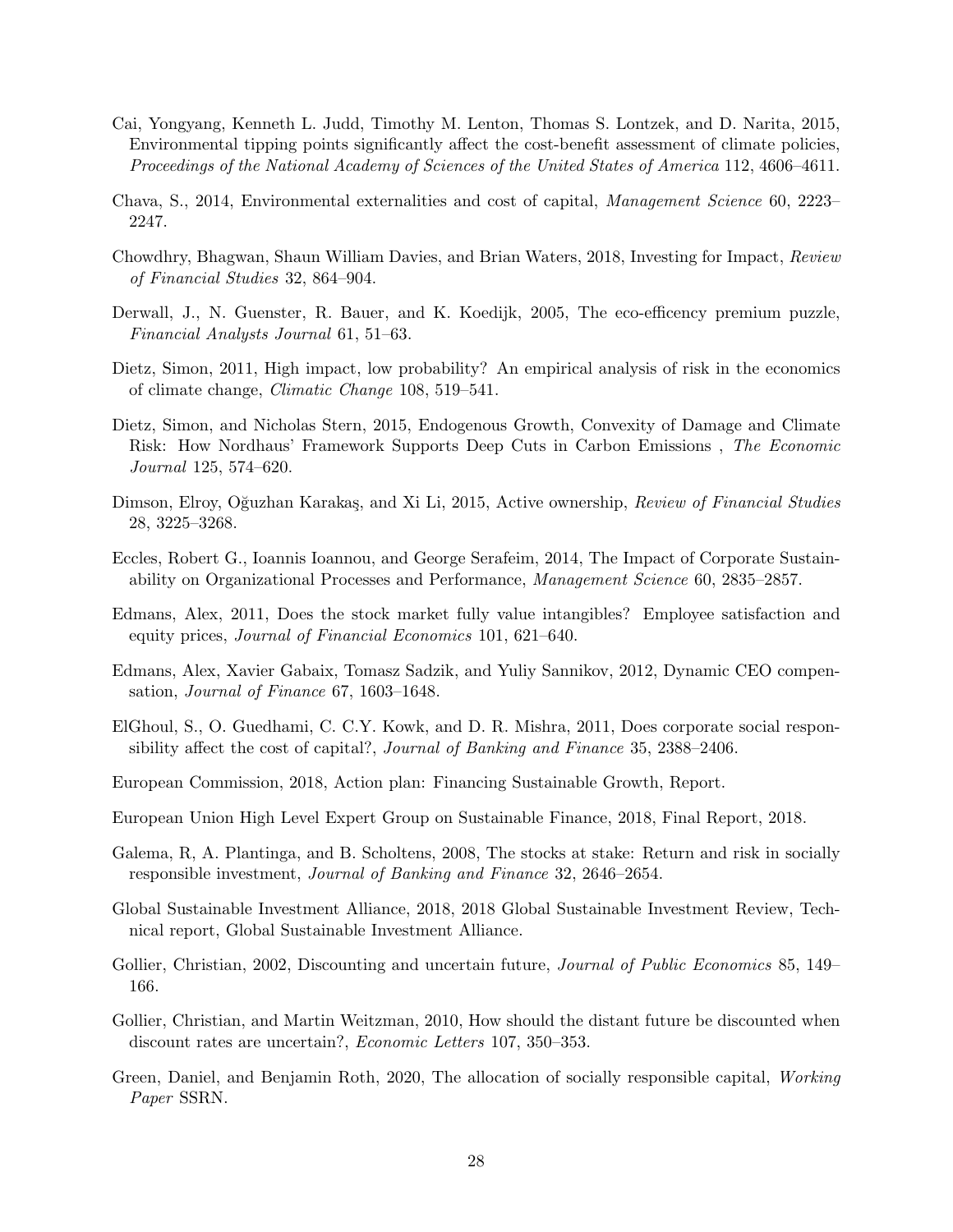Cai, Yongyang, Kenneth L. Judd, Timothy M. Lenton, Thomas S. Lontzek, and D. Narita, 2015, Environmental tipping points significantly affect the cost-benefit assessment of climate policies, *Proceedings of the National Academy of Sciences of the United States of America* 112, 4606–4611.

Chava, S., 2014, Environmental externalities and cost of capital, *Management Science* 60, 2223–2247.

Chowdhry, Bhagwan, Shaun William Davies, and Brian Waters, 2018, Investing for Impact, *Review of Financial Studies* 32, 864–904.

Derwall, J., N. Guenster, R. Bauer, and K. Koedijk, 2005, The eco-efficency premium puzzle, *Financial Analysts Journal* 61, 51–63.

Dietz, Simon, 2011, High impact, low probability? An empirical analysis of risk in the economics of climate change, *Climatic Change* 108, 519–541.

Dietz, Simon, and Nicholas Stern, 2015, Endogenous Growth, Convexity of Damage and Climate Risk: How Nordhaus' Framework Supports Deep Cuts in Carbon Emissions , *The Economic Journal* 125, 574–620.

Dimson, Elroy, Oğuzhan Karakaş, and Xi Li, 2015, Active ownership, *Review of Financial Studies* 28, 3225–3268.

Eccles, Robert G., Ioannis Ioannou, and George Serafeim, 2014, The Impact of Corporate Sustainability on Organizational Processes and Performance, *Management Science* 60, 2835–2857.

Edmans, Alex, 2011, Does the stock market fully value intangibles? Employee satisfaction and equity prices, *Journal of Financial Economics* 101, 621–640.

Edmans, Alex, Xavier Gabaix, Tomasz Sadzik, and Yuliy Sannikov, 2012, Dynamic CEO compensation, *Journal of Finance* 67, 1603–1648.

ElGhoul, S., O. Guedhami, C. C.Y. Kowk, and D. R. Mishra, 2011, Does corporate social responsibility affect the cost of capital?, *Journal of Banking and Finance* 35, 2388–2406.

European Commission, 2018, Action plan: Financing Sustainable Growth, Report.

European Union High Level Expert Group on Sustainable Finance, 2018, Final Report, 2018.

Galema, R, A. Plantinga, and B. Scholtens, 2008, The stocks at stake: Return and risk in socially responsible investment, *Journal of Banking and Finance* 32, 2646–2654.

Global Sustainable Investment Alliance, 2018, 2018 Global Sustainable Investment Review, Technical report, Global Sustainable Investment Alliance.

Gollier, Christian, 2002, Discounting and uncertain future, *Journal of Public Economics* 85, 149–166.

Gollier, Christian, and Martin Weitzman, 2010, How should the distant future be discounted when discount rates are uncertain?, *Economic Letters* 107, 350–353.

Green, Daniel, and Benjamin Roth, 2020, The allocation of socially responsible capital, *Working Paper* SSRN.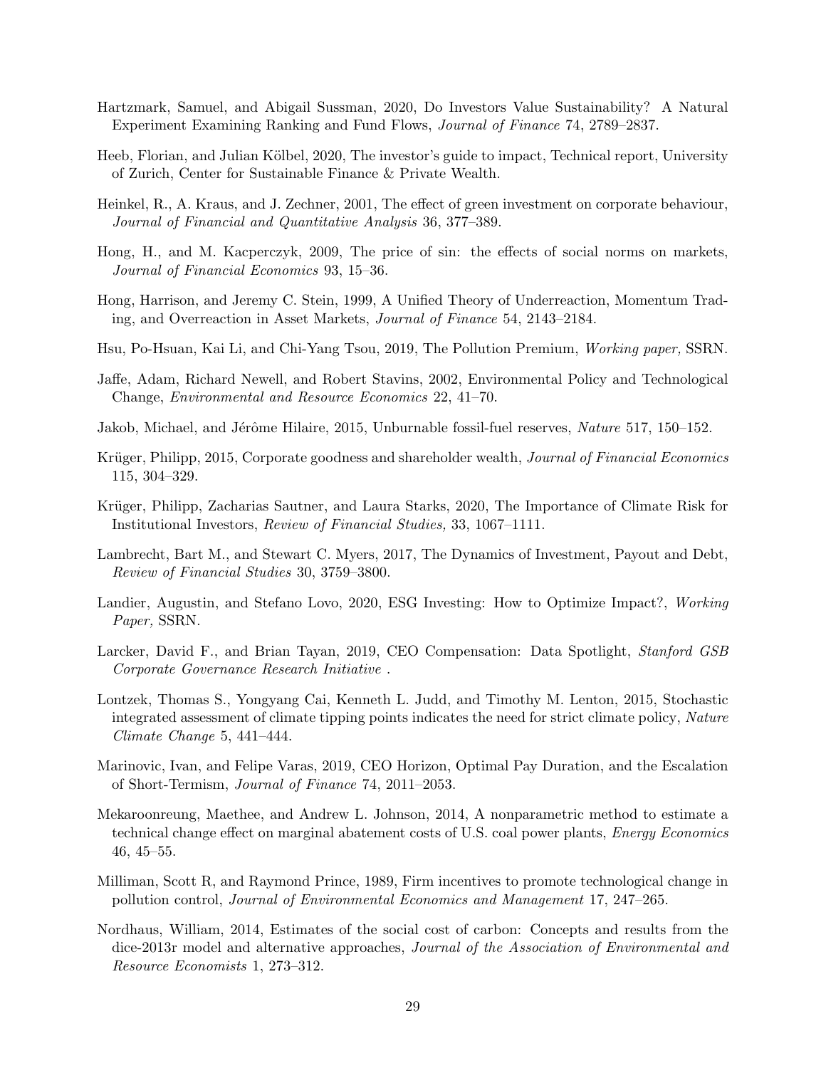Hartzmark, Samuel, and Abigail Sussman, 2020, Do Investors Value Sustainability? A Natural Experiment Examining Ranking and Fund Flows, *Journal of Finance* 74, 2789–2837.

Heeb, Florian, and Julian Kölbel, 2020, The investor's guide to impact, Technical report, University of Zurich, Center for Sustainable Finance & Private Wealth.

Heinkel, R., A. Kraus, and J. Zechner, 2001, The effect of green investment on corporate behaviour, *Journal of Financial and Quantitative Analysis* 36, 377–389.

Hong, H., and M. Kacperczyk, 2009, The price of sin: the effects of social norms on markets, *Journal of Financial Economics* 93, 15–36.

Hong, Harrison, and Jeremy C. Stein, 1999, A Unified Theory of Underreaction, Momentum Trading, and Overreaction in Asset Markets, *Journal of Finance* 54, 2143–2184.

Hsu, Po-Hsuan, Kai Li, and Chi-Yang Tsou, 2019, The Pollution Premium, *Working paper,* SSRN.

Jaffe, Adam, Richard Newell, and Robert Stavins, 2002, Environmental Policy and Technological Change, *Environmental and Resource Economics* 22, 41–70.

Jakob, Michael, and Jérôme Hilaire, 2015, Unburnable fossil-fuel reserves, *Nature* 517, 150–152.

Krüger, Philipp, 2015, Corporate goodness and shareholder wealth, *Journal of Financial Economics* 115, 304–329.

Krüger, Philipp, Zacharias Sautner, and Laura Starks, 2020, The Importance of Climate Risk for Institutional Investors, *Review of Financial Studies,* 33, 1067–1111.

Lambrecht, Bart M., and Stewart C. Myers, 2017, The Dynamics of Investment, Payout and Debt, *Review of Financial Studies* 30, 3759–3800.

Landier, Augustin, and Stefano Lovo, 2020, ESG Investing: How to Optimize Impact?, *Working Paper,* SSRN.

Larcker, David F., and Brian Tayan, 2019, CEO Compensation: Data Spotlight, *Stanford GSB Corporate Governance Research Initiative* .

Lontzek, Thomas S., Yongyang Cai, Kenneth L. Judd, and Timothy M. Lenton, 2015, Stochastic integrated assessment of climate tipping points indicates the need for strict climate policy, *Nature Climate Change* 5, 441–444.

Marinovic, Ivan, and Felipe Varas, 2019, CEO Horizon, Optimal Pay Duration, and the Escalation of Short-Termism, *Journal of Finance* 74, 2011–2053.

Mekaroonreung, Maethee, and Andrew L. Johnson, 2014, A nonparametric method to estimate a technical change effect on marginal abatement costs of U.S. coal power plants, *Energy Economics* 46, 45–55.

Milliman, Scott R, and Raymond Prince, 1989, Firm incentives to promote technological change in pollution control, *Journal of Environmental Economics and Management* 17, 247–265.

Nordhaus, William, 2014, Estimates of the social cost of carbon: Concepts and results from the dice-2013r model and alternative approaches, *Journal of the Association of Environmental and Resource Economists* 1, 273–312.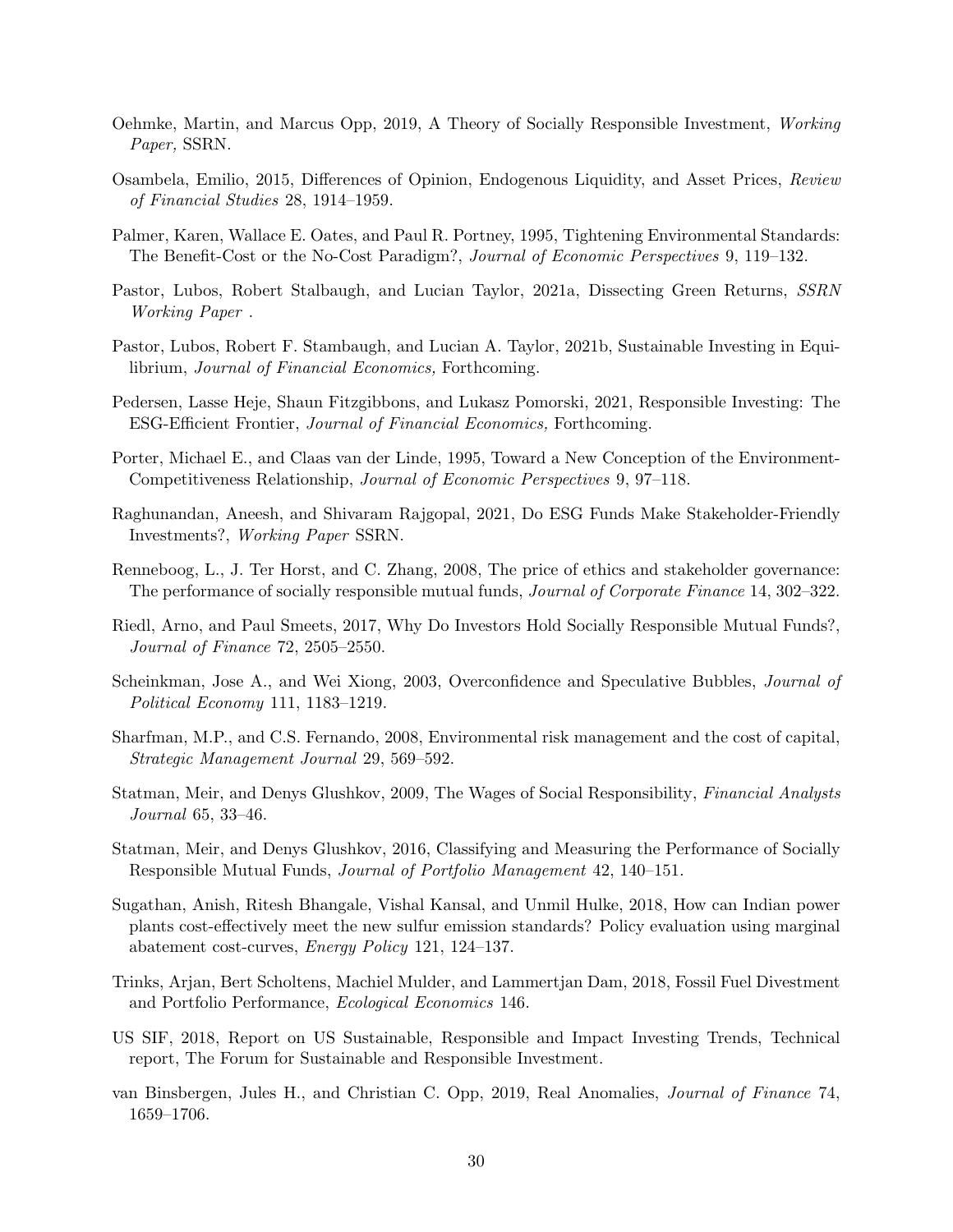Oehmke, Martin, and Marcus Opp, 2019, A Theory of Socially Responsible Investment, *Working Paper,* SSRN.

Osambela, Emilio, 2015, Differences of Opinion, Endogenous Liquidity, and Asset Prices, *Review of Financial Studies* 28, 1914–1959.

Palmer, Karen, Wallace E. Oates, and Paul R. Portney, 1995, Tightening Environmental Standards: The Benefit-Cost or the No-Cost Paradigm?, *Journal of Economic Perspectives* 9, 119–132.

Pastor, Lubos, Robert Stalbaugh, and Lucian Taylor, 2021a, Dissecting Green Returns, *SSRN Working Paper* .

Pastor, Lubos, Robert F. Stambaugh, and Lucian A. Taylor, 2021b, Sustainable Investing in Equilibrium, *Journal of Financial Economics,* Forthcoming.

Pedersen, Lasse Heje, Shaun Fitzgibbons, and Lukasz Pomorski, 2021, Responsible Investing: The ESG-Efficient Frontier, *Journal of Financial Economics,* Forthcoming.

Porter, Michael E., and Claas van der Linde, 1995, Toward a New Conception of the Environment-Competitiveness Relationship, *Journal of Economic Perspectives* 9, 97–118.

Raghunandan, Aneesh, and Shivaram Rajgopal, 2021, Do ESG Funds Make Stakeholder-Friendly Investments?, *Working Paper* SSRN.

Renneboog, L., J. Ter Horst, and C. Zhang, 2008, The price of ethics and stakeholder governance: The performance of socially responsible mutual funds, *Journal of Corporate Finance* 14, 302–322.

Riedl, Arno, and Paul Smeets, 2017, Why Do Investors Hold Socially Responsible Mutual Funds?, *Journal of Finance* 72, 2505–2550.

Scheinkman, Jose A., and Wei Xiong, 2003, Overconfidence and Speculative Bubbles, *Journal of Political Economy* 111, 1183–1219.

Sharfman, M.P., and C.S. Fernando, 2008, Environmental risk management and the cost of capital, *Strategic Management Journal* 29, 569–592.

Statman, Meir, and Denys Glushkov, 2009, The Wages of Social Responsibility, *Financial Analysts Journal* 65, 33–46.

Statman, Meir, and Denys Glushkov, 2016, Classifying and Measuring the Performance of Socially Responsible Mutual Funds, *Journal of Portfolio Management* 42, 140–151.

Sugathan, Anish, Ritesh Bhangale, Vishal Kansal, and Unmil Hulke, 2018, How can Indian power plants cost-effectively meet the new sulfur emission standards? Policy evaluation using marginal abatement cost-curves, *Energy Policy* 121, 124–137.

Trinks, Arjan, Bert Scholtens, Machiel Mulder, and Lammertjan Dam, 2018, Fossil Fuel Divestment and Portfolio Performance, *Ecological Economics* 146.

US SIF, 2018, Report on US Sustainable, Responsible and Impact Investing Trends, Technical report, The Forum for Sustainable and Responsible Investment.

van Binsbergen, Jules H., and Christian C. Opp, 2019, Real Anomalies, *Journal of Finance* 74, 1659–1706.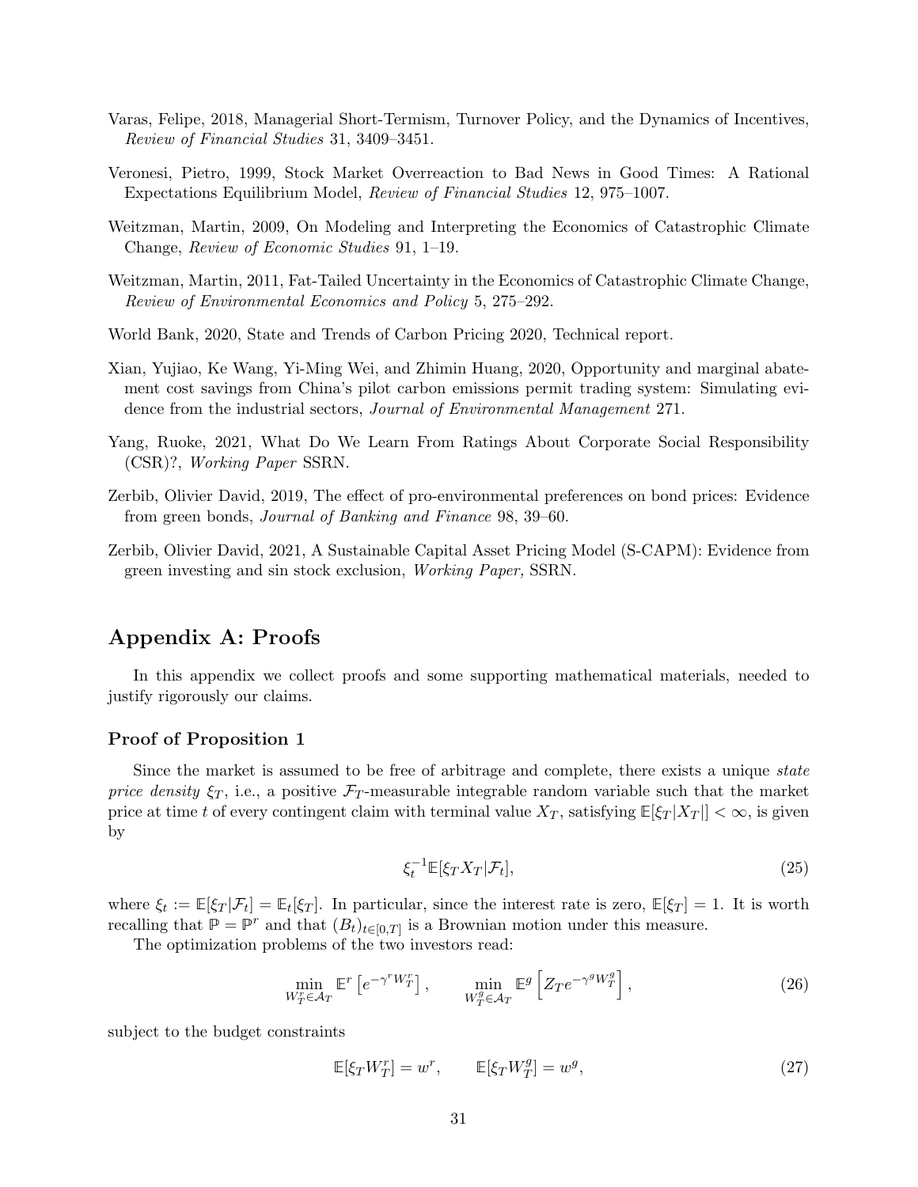Varas, Felipe, 2018, Managerial Short-Termism, Turnover Policy, and the Dynamics of Incentives, *Review of Financial Studies* 31, 3409–3451.

Veronesi, Pietro, 1999, Stock Market Overreaction to Bad News in Good Times: A Rational Expectations Equilibrium Model, *Review of Financial Studies* 12, 975–1007.

Weitzman, Martin, 2009, On Modeling and Interpreting the Economics of Catastrophic Climate Change, *Review of Economic Studies* 91, 1–19.

Weitzman, Martin, 2011, Fat-Tailed Uncertainty in the Economics of Catastrophic Climate Change, *Review of Environmental Economics and Policy* 5, 275–292.

World Bank, 2020, State and Trends of Carbon Pricing 2020, Technical report.

Xian, Yujiao, Ke Wang, Yi-Ming Wei, and Zhimin Huang, 2020, Opportunity and marginal abatement cost savings from China's pilot carbon emissions permit trading system: Simulating evidence from the industrial sectors, *Journal of Environmental Management* 271.

Yang, Ruoke, 2021, What Do We Learn From Ratings About Corporate Social Responsibility (CSR)?, *Working Paper* SSRN.

Zerbib, Olivier David, 2019, The effect of pro-environmental preferences on bond prices: Evidence from green bonds, *Journal of Banking and Finance* 98, 39–60.

Zerbib, Olivier David, 2021, A Sustainable Capital Asset Pricing Model (S-CAPM): Evidence from green investing and sin stock exclusion, *Working Paper,* SSRN.

# Appendix A: Proofs

In this appendix we collect proofs and some supporting mathematical materials, needed to justify rigorously our claims.

### Proof of Proposition 1

Since the market is assumed to be free of arbitrage and complete, there exists a unique *state price density* $\xi_T$, i.e., a positive $\mathcal{F}_T$-measurable integrable random variable such that the market price at time $t$ of every contingent claim with terminal value $X_T$, satisfying $\mathbb{E}[\xi_T|X_T|] < \infty$, is given by

$$\xi_t^{-1}\mathbb{E}[\xi_T X_T|\mathcal{F}_t], \tag{25}$$

where $\xi_t := \mathbb{E}[\xi_T|\mathcal{F}_t] = \mathbb{E}_t[\xi_T]$. In particular, since the interest rate is zero, $\mathbb{E}[\xi_T] = 1$. It is worth recalling that $\mathbb{P} = \mathbb{P}^r$ and that $(B_t)_{t\in[0,T]}$ is a Brownian motion under this measure.

The optimization problems of the two investors read:

$$\min_{W_T^r\in\mathcal{A}_T} \mathbb{E}^r\left[e^{-\gamma^r W_T^r}\right], \qquad \min_{W_T^g\in\mathcal{A}_T} \mathbb{E}^g\left[Z_T e^{-\gamma^g W_T^g}\right], \tag{26}$$

subject to the budget constraints

$$\mathbb{E}[\xi_T W_T^r] = w^r, \qquad \mathbb{E}[\xi_T W_T^g] = w^g, \tag{27}$$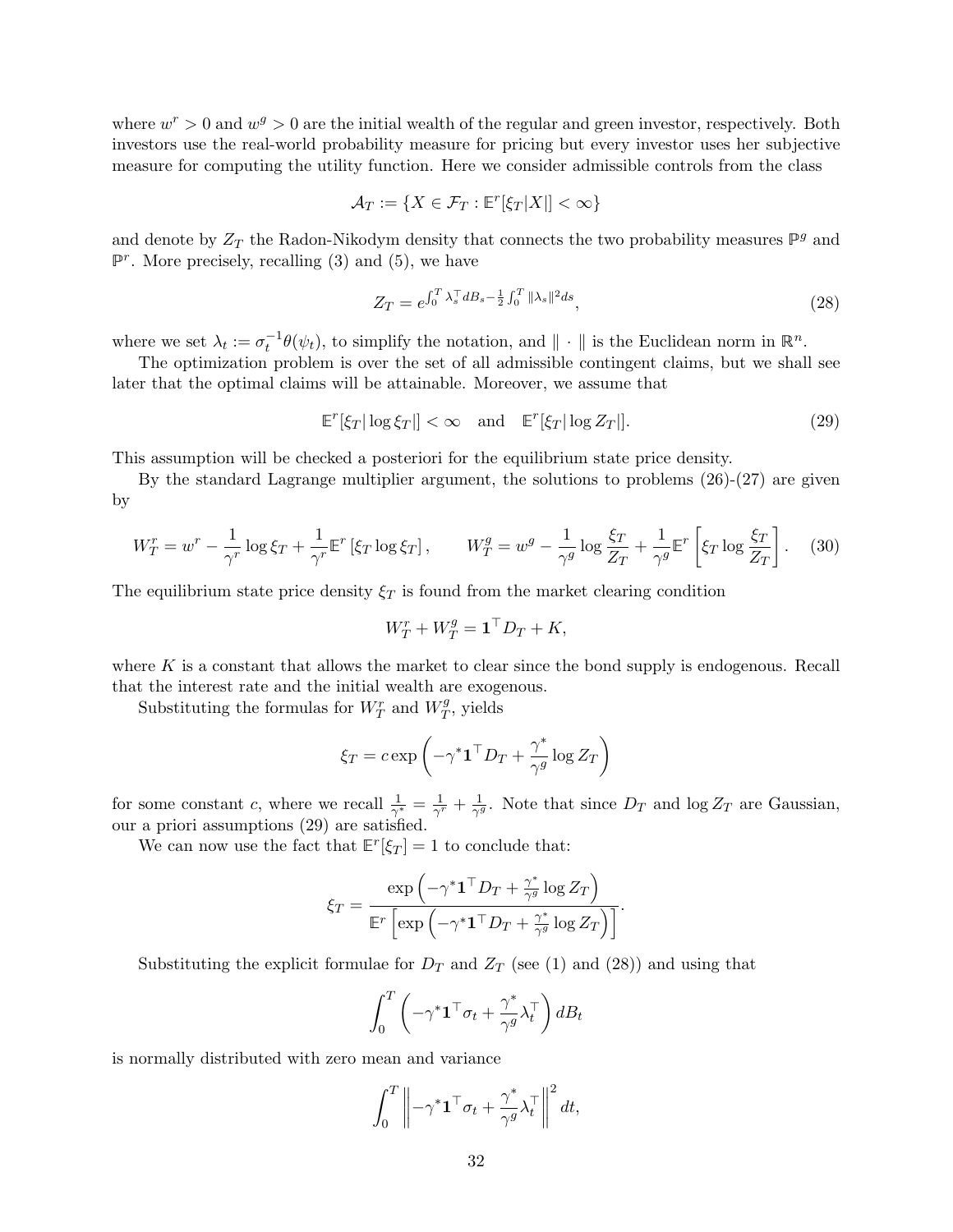where $w^r > 0$ and $w^g > 0$ are the initial wealth of the regular and green investor, respectively. Both investors use the real-world probability measure for pricing but every investor uses her subjective measure for computing the utility function. Here we consider admissible controls from the class

$$\mathcal{A}_T := \{X \in \mathcal{F}_T : \mathbb{E}^r[\xi_T|X|] < \infty\}$$

and denote by $Z_T$ the Radon-Nikodym density that connects the two probability measures $\mathbb{P}^g$ and $\mathbb{P}^r$. More precisely, recalling (3) and (5), we have

$$Z_T = e^{\int_0^T \lambda_s^\top dB_s - \frac{1}{2}\int_0^T \|\lambda_s\|^2 ds}, \tag{28}$$

where we set $\lambda_t := \sigma_t^{-1}\theta(\psi_t)$, to simplify the notation, and $\|\cdot\|$ is the Euclidean norm in $\mathbb{R}^n$.

The optimization problem is over the set of all admissible contingent claims, but we shall see later that the optimal claims will be attainable. Moreover, we assume that

$$\mathbb{E}^r[\xi_T|\log \xi_T|] < \infty \quad \text{and} \quad \mathbb{E}^r[\xi_T|\log Z_T|]. \tag{29}$$

This assumption will be checked a posteriori for the equilibrium state price density.

By the standard Lagrange multiplier argument, the solutions to problems (26)-(27) are given by

$$W_T^r = w^r - \frac{1}{\gamma^r}\log \xi_T + \frac{1}{\gamma^r}\mathbb{E}^r\left[\xi_T \log \xi_T\right], \qquad W_T^g = w^g - \frac{1}{\gamma^g}\log\frac{\xi_T}{Z_T} + \frac{1}{\gamma^g}\mathbb{E}^r\left[\xi_T \log\frac{\xi_T}{Z_T}\right]. \tag{30}$$

The equilibrium state price density $\xi_T$ is found from the market clearing condition

$$W_T^r + W_T^g = \mathbf{1}^\top D_T + K,$$

where $K$ is a constant that allows the market to clear since the bond supply is endogenous. Recall that the interest rate and the initial wealth are exogenous.

Substituting the formulas for $W_T^r$ and $W_T^g$, yields

$$\xi_T = c\exp\left(-\gamma^*\mathbf{1}^\top D_T + \frac{\gamma^*}{\gamma^g}\log Z_T\right)$$

for some constant $c$, where we recall $\frac{1}{\gamma^*} = \frac{1}{\gamma^r} + \frac{1}{\gamma^g}$. Note that since $D_T$ and $\log Z_T$ are Gaussian, our a priori assumptions (29) are satisfied.

We can now use the fact that $\mathbb{E}^r[\xi_T] = 1$ to conclude that:

$$\xi_T = \frac{\exp\left(-\gamma^*\mathbf{1}^\top D_T + \frac{\gamma^*}{\gamma^g}\log Z_T\right)}{\mathbb{E}^r\left[\exp\left(-\gamma^*\mathbf{1}^\top D_T + \frac{\gamma^*}{\gamma^g}\log Z_T\right)\right]}.$$

Substituting the explicit formulae for $D_T$ and $Z_T$ (see (1) and (28)) and using that

$$\int_0^T \left(-\gamma^*\mathbf{1}^\top \sigma_t + \frac{\gamma^*}{\gamma^g}\lambda_t^\top\right) dB_t$$

is normally distributed with zero mean and variance

$$\int_0^T \left\|-\gamma^*\mathbf{1}^\top \sigma_t + \frac{\gamma^*}{\gamma^g}\lambda_t^\top\right\|^2 dt,$$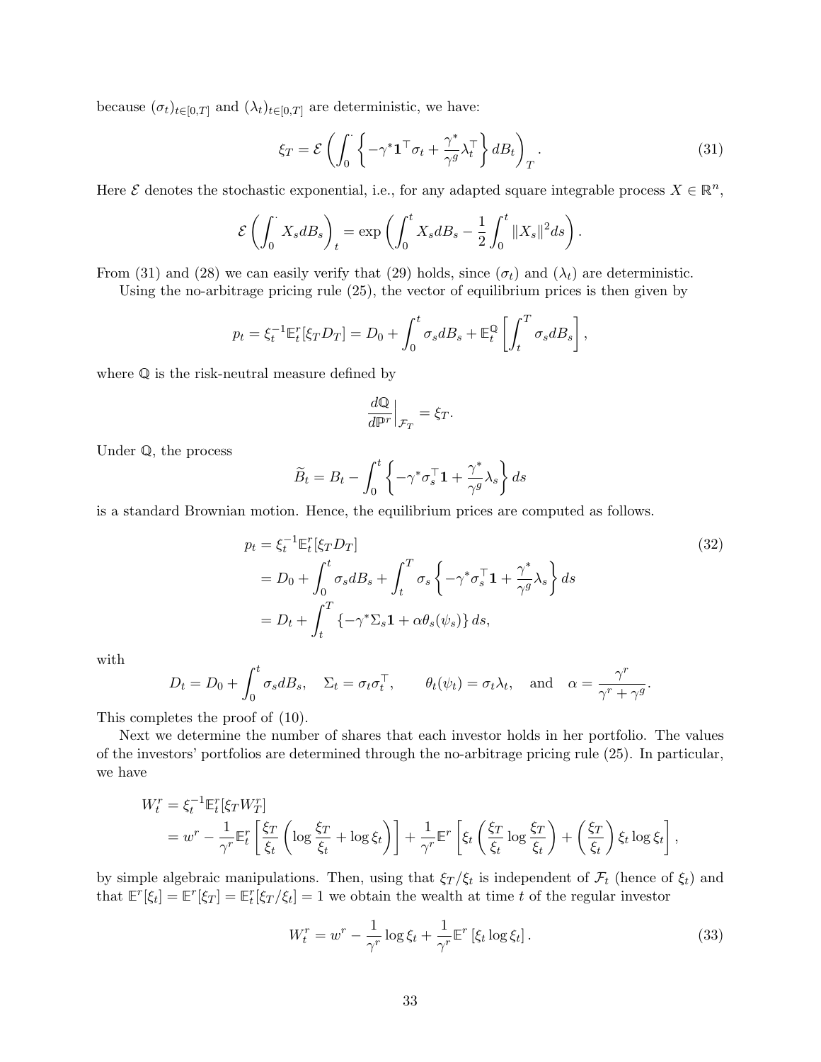because $(\sigma_t)_{t\in[0,T]}$ and $(\lambda_t)_{t\in[0,T]}$ are deterministic, we have:

$$\xi_T = \mathcal{E}\left(\int_0^{\cdot} \left\{-\gamma^* \mathbf{1}^\top \sigma_t + \frac{\gamma^*}{\gamma^g}\lambda_t^\top\right\} dB_t\right)_T. \tag{31}$$

Here $\mathcal{E}$ denotes the stochastic exponential, i.e., for any adapted square integrable process $X \in \mathbb{R}^n$,

$$\mathcal{E}\left(\int_0^{\cdot} X_s dB_s\right)_t = \exp\left(\int_0^t X_s dB_s - \frac{1}{2}\int_0^t \|X_s\|^2 ds\right).$$

From (31) and (28) we can easily verify that (29) holds, since $(\sigma_t)$ and $(\lambda_t)$ are deterministic.

Using the no-arbitrage pricing rule (25), the vector of equilibrium prices is then given by

$$p_t = \xi_t^{-1}\mathbb{E}_t^r[\xi_T D_T] = D_0 + \int_0^t \sigma_s dB_s + \mathbb{E}_t^{\mathbb{Q}}\left[\int_t^T \sigma_s dB_s\right],$$

where $\mathbb{Q}$ is the risk-neutral measure defined by

$$\frac{d\mathbb{Q}}{d\mathbb{P}^r}\Big|_{\mathcal{F}_T} = \xi_T.$$

Under $\mathbb{Q}$, the process

$$\widetilde{B}_t = B_t - \int_0^t \left\{-\gamma^* \sigma_s^\top \mathbf{1} + \frac{\gamma^*}{\gamma^g}\lambda_s\right\} ds$$

is a standard Brownian motion. Hence, the equilibrium prices are computed as follows.

$$\begin{aligned}
p_t &= \xi_t^{-1}\mathbb{E}_t^r[\xi_T D_T] \\
&= D_0 + \int_0^t \sigma_s dB_s + \int_t^T \sigma_s \left\{-\gamma^* \sigma_s^\top \mathbf{1} + \frac{\gamma^*}{\gamma^g}\lambda_s\right\} ds \\
&= D_t + \int_t^T \left\{-\gamma^* \Sigma_s \mathbf{1} + \alpha\theta_s(\psi_s)\right\} ds,
\end{aligned} \tag{32}$$

with

$$D_t = D_0 + \int_0^t \sigma_s dB_s, \quad \Sigma_t = \sigma_t \sigma_t^\top, \qquad \theta_t(\psi_t) = \sigma_t \lambda_t, \quad \text{and} \quad \alpha = \frac{\gamma^r}{\gamma^r + \gamma^g}.$$

This completes the proof of (10).

Next we determine the number of shares that each investor holds in her portfolio. The values of the investors' portfolios are determined through the no-arbitrage pricing rule (25). In particular, we have

$$\begin{aligned}
W_t^r &= \xi_t^{-1}\mathbb{E}_t^r[\xi_T W_T^r] \\
&= w^r - \frac{1}{\gamma^r}\mathbb{E}_t^r\left[\frac{\xi_T}{\xi_t}\left(\log\frac{\xi_T}{\xi_t} + \log\xi_t\right)\right] + \frac{1}{\gamma^r}\mathbb{E}^r\left[\xi_t\left(\frac{\xi_T}{\xi_t}\log\frac{\xi_T}{\xi_t}\right) + \left(\frac{\xi_T}{\xi_t}\right)\xi_t\log\xi_t\right],
\end{aligned}$$

by simple algebraic manipulations. Then, using that $\xi_T/\xi_t$ is independent of $\mathcal{F}_t$ (hence of $\xi_t$) and that $\mathbb{E}^r[\xi_t] = \mathbb{E}^r[\xi_T] = \mathbb{E}_t^r[\xi_T/\xi_t] = 1$ we obtain the wealth at time $t$ of the regular investor

$$W_t^r = w^r - \frac{1}{\gamma^r}\log\xi_t + \frac{1}{\gamma^r}\mathbb{E}^r\left[\xi_t \log\xi_t\right]. \tag{33}$$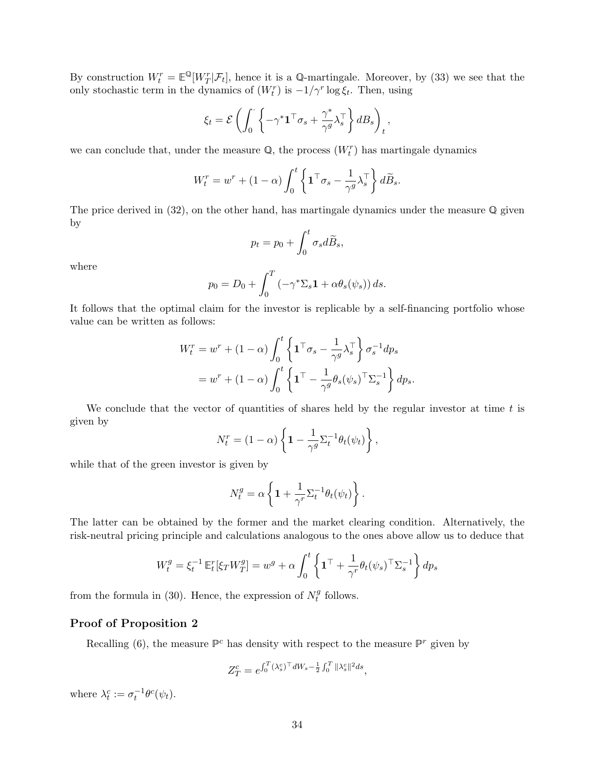By construction $W_t^r = \mathbb{E}^{\mathbb{Q}}[W_T^r | \mathcal{F}_t]$, hence it is a $\mathbb{Q}$-martingale. Moreover, by (33) we see that the only stochastic term in the dynamics of $(W_t^r)$ is $-1/\gamma^r \log \xi_t$. Then, using

$$\xi_t = \mathcal{E}\left(\int_0^{\cdot} \left\{-\gamma^* \mathbf{1}^\top \sigma_s + \frac{\gamma^*}{\gamma^g} \lambda_s^\top\right\} dB_s\right)_t,$$

we can conclude that, under the measure $\mathbb{Q}$, the process $(W_t^r)$ has martingale dynamics

$$W_t^r = w^r + (1-\alpha) \int_0^t \left\{\mathbf{1}^\top \sigma_s - \frac{1}{\gamma^g} \lambda_s^\top\right\} d\widetilde{B}_s.$$

The price derived in (32), on the other hand, has martingale dynamics under the measure $\mathbb{Q}$ given by

$$p_t = p_0 + \int_0^t \sigma_s d\widetilde{B}_s,$$

where

$$p_0 = D_0 + \int_0^T \left(-\gamma^* \Sigma_s \mathbf{1} + \alpha \theta_s(\psi_s)\right) ds.$$

It follows that the optimal claim for the investor is replicable by a self-financing portfolio whose value can be written as follows:

$$\begin{aligned}
W_t^r &= w^r + (1-\alpha) \int_0^t \left\{\mathbf{1}^\top \sigma_s - \frac{1}{\gamma^g} \lambda_s^\top\right\} \sigma_s^{-1} dp_s \\
&= w^r + (1-\alpha) \int_0^t \left\{\mathbf{1}^\top - \frac{1}{\gamma^g} \theta_s(\psi_s)^\top \Sigma_s^{-1}\right\} dp_s.
\end{aligned}$$

We conclude that the vector of quantities of shares held by the regular investor at time $t$ is given by

$$N_t^r = (1-\alpha) \left\{\mathbf{1} - \frac{1}{\gamma^g} \Sigma_t^{-1} \theta_t(\psi_t)\right\},$$

while that of the green investor is given by

$$N_t^g = \alpha \left\{\mathbf{1} + \frac{1}{\gamma^r} \Sigma_t^{-1} \theta_t(\psi_t)\right\}.$$

The latter can be obtained by the former and the market clearing condition. Alternatively, the risk-neutral pricing principle and calculations analogous to the ones above allow us to deduce that

$$W_t^g = \xi_t^{-1} \mathbb{E}_t^r[\xi_T W_T^g] = w^g + \alpha \int_0^t \left\{\mathbf{1}^\top + \frac{1}{\gamma^r} \theta_t(\psi_s)^\top \Sigma_s^{-1}\right\} dp_s$$

from the formula in (30). Hence, the expression of $N_t^g$ follows.

### Proof of Proposition 2

Recalling (6), the measure $\mathbb{P}^c$ has density with respect to the measure $\mathbb{P}^r$ given by

$$Z_T^c = e^{\int_0^T (\lambda_s^c)^\top dW_s - \frac{1}{2} \int_0^T \|\lambda_s^c\|^2 ds},$$

where $\lambda_t^c := \sigma_t^{-1} \theta^c(\psi_t)$.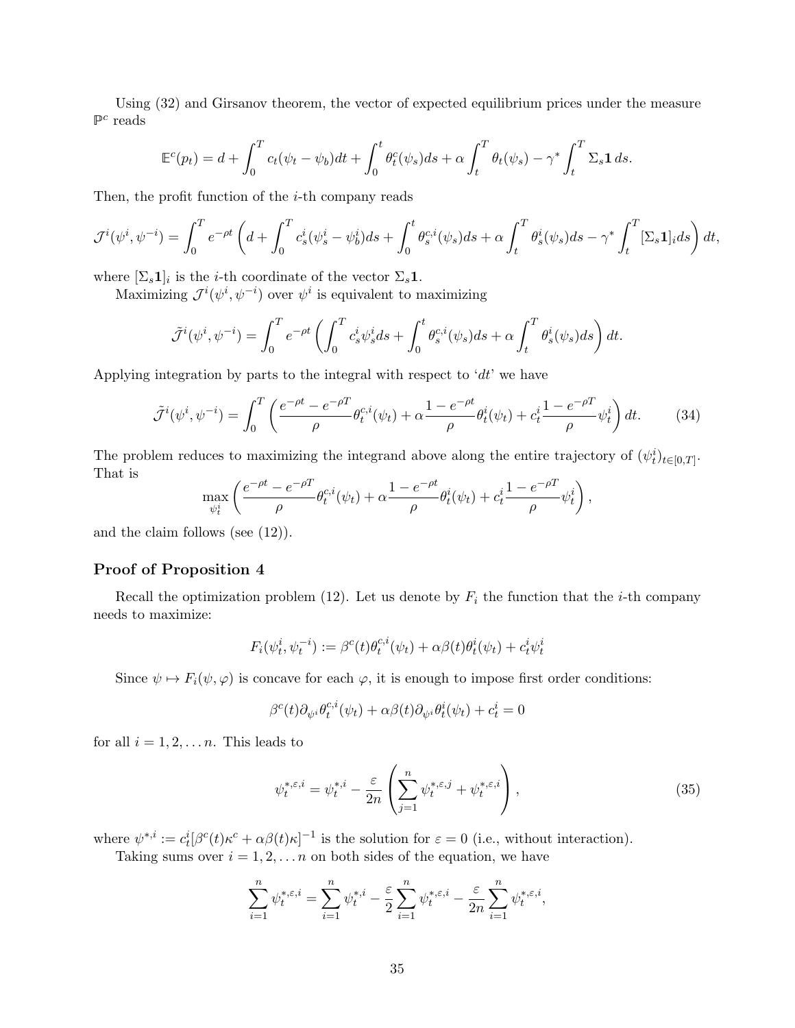Using (32) and Girsanov theorem, the vector of expected equilibrium prices under the measure $\mathbb{P}^c$ reads

$$\mathbb{E}^c(p_t) = d + \int_0^T c_t(\psi_t - \psi_b)dt + \int_0^t \theta_t^c(\psi_s)ds + \alpha \int_t^T \theta_t(\psi_s) - \gamma^* \int_t^T \Sigma_s \mathbf{1}\, ds.$$

Then, the profit function of the $i$-th company reads

$$\mathcal{J}^i(\psi^i, \psi^{-i}) = \int_0^T e^{-\rho t} \left( d + \int_0^T c_s^i(\psi_s^i - \psi_b^i)ds + \int_0^t \theta_s^{c,i}(\psi_s)ds + \alpha \int_t^T \theta_s^i(\psi_s)ds - \gamma^* \int_t^T [\Sigma_s \mathbf{1}]_i ds \right) dt,$$

where $[\Sigma_s \mathbf{1}]_i$ is the $i$-th coordinate of the vector $\Sigma_s \mathbf{1}$.

Maximizing $\mathcal{J}^i(\psi^i, \psi^{-i})$ over $\psi^i$ is equivalent to maximizing

$$\tilde{\mathcal{J}}^i(\psi^i, \psi^{-i}) = \int_0^T e^{-\rho t} \left( \int_0^T c_s^i \psi_s^i ds + \int_0^t \theta_s^{c,i}(\psi_s)ds + \alpha \int_t^T \theta_s^i(\psi_s)ds \right) dt.$$

Applying integration by parts to the integral with respect to '$dt$' we have

$$\tilde{\mathcal{J}}^i(\psi^i, \psi^{-i}) = \int_0^T \left( \frac{e^{-\rho t} - e^{-\rho T}}{\rho} \theta_t^{c,i}(\psi_t) + \alpha \frac{1 - e^{-\rho t}}{\rho} \theta_t^i(\psi_t) + c_t^i \frac{1 - e^{-\rho T}}{\rho} \psi_t^i \right) dt. \tag{34}$$

The problem reduces to maximizing the integrand above along the entire trajectory of $(\psi_t^i)_{t \in [0,T]}$. That is

$$\max_{\psi_t^i} \left( \frac{e^{-\rho t} - e^{-\rho T}}{\rho} \theta_t^{c,i}(\psi_t) + \alpha \frac{1 - e^{-\rho t}}{\rho} \theta_t^i(\psi_t) + c_t^i \frac{1 - e^{-\rho T}}{\rho} \psi_t^i \right),$$

and the claim follows (see (12)).

## Proof of Proposition 4

Recall the optimization problem (12). Let us denote by $F_i$ the function that the $i$-th company needs to maximize:

$$F_i(\psi_t^i, \psi_t^{-i}) := \beta^c(t)\theta_t^{c,i}(\psi_t) + \alpha\beta(t)\theta_t^i(\psi_t) + c_t^i \psi_t^i$$

Since $\psi \mapsto F_i(\psi, \varphi)$ is concave for each $\varphi$, it is enough to impose first order conditions:

$$\beta^c(t)\partial_{\psi^i}\theta_t^{c,i}(\psi_t) + \alpha\beta(t)\partial_{\psi^i}\theta_t^i(\psi_t) + c_t^i = 0$$

for all $i = 1, 2, \ldots n$. This leads to

$$\psi_t^{*,\varepsilon,i} = \psi_t^{*,i} - \frac{\varepsilon}{2n} \left( \sum_{j=1}^n \psi_t^{*,\varepsilon,j} + \psi_t^{*,\varepsilon,i} \right), \tag{35}$$

where $\psi^{*,i} := c_t^i[\beta^c(t)\kappa^c + \alpha\beta(t)\kappa]^{-1}$ is the solution for $\varepsilon = 0$ (i.e., without interaction).

Taking sums over $i = 1, 2, \ldots n$ on both sides of the equation, we have

$$\sum_{i=1}^n \psi_t^{*,\varepsilon,i} = \sum_{i=1}^n \psi_t^{*,i} - \frac{\varepsilon}{2} \sum_{i=1}^n \psi_t^{*,\varepsilon,i} - \frac{\varepsilon}{2n} \sum_{i=1}^n \psi_t^{*,\varepsilon,i},$$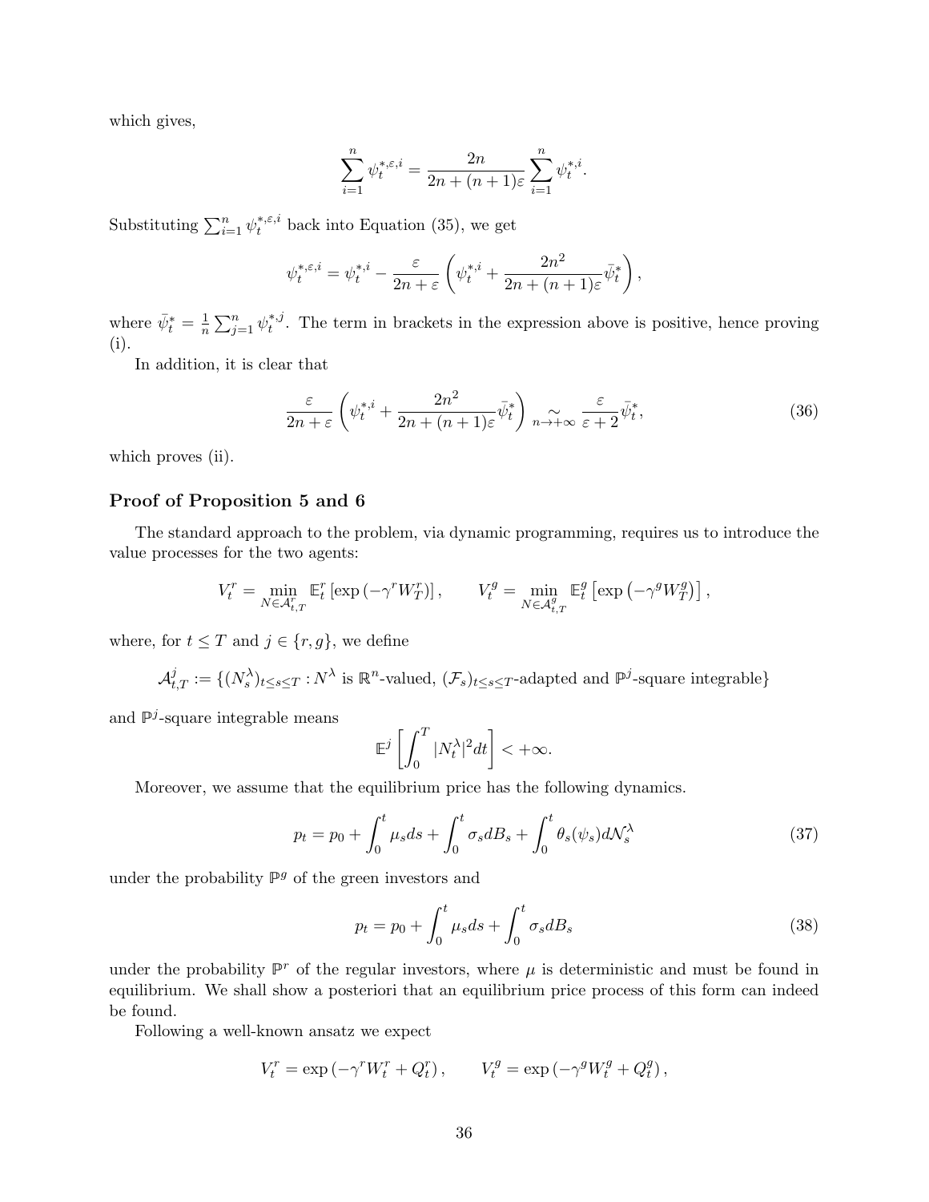which gives,

$$\sum_{i=1}^{n} \psi_t^{*,\varepsilon,i} = \frac{2n}{2n + (n+1)\varepsilon} \sum_{i=1}^{n} \psi_t^{*,i}.$$

Substituting $\sum_{i=1}^{n} \psi_t^{*,\varepsilon,i}$ back into Equation (35), we get

$$\psi_t^{*,\varepsilon,i} = \psi_t^{*,i} - \frac{\varepsilon}{2n+\varepsilon} \left( \psi_t^{*,i} + \frac{2n^2}{2n+(n+1)\varepsilon} \bar{\psi}_t^* \right),$$

where $\bar{\psi}_t^* = \frac{1}{n} \sum_{j=1}^{n} \psi_t^{*,j}$. The term in brackets in the expression above is positive, hence proving (i).

In addition, it is clear that

$$\frac{\varepsilon}{2n+\varepsilon} \left( \psi_t^{*,i} + \frac{2n^2}{2n+(n+1)\varepsilon} \bar{\psi}_t^* \right) \underset{n \to +\infty}{\sim} \frac{\varepsilon}{\varepsilon + 2} \bar{\psi}_t^*, \tag{36}$$

which proves (ii).

### Proof of Proposition 5 and 6

The standard approach to the problem, via dynamic programming, requires us to introduce the value processes for the two agents:

$$V_t^r = \min_{N \in \mathcal{A}_{t,T}^r} \mathbb{E}_t^r \left[ \exp\left(-\gamma^r W_T^r\right) \right], \qquad V_t^g = \min_{N \in \mathcal{A}_{t,T}^g} \mathbb{E}_t^g \left[ \exp\left(-\gamma^g W_T^g\right) \right],$$

where, for $t \leq T$ and $j \in \{r, g\}$, we define

$$\mathcal{A}_{t,T}^j := \{(N_s^\lambda)_{t \leq s \leq T} : N^\lambda \text{ is } \mathbb{R}^n\text{-valued, } (\mathcal{F}_s)_{t \leq s \leq T}\text{-adapted and } \mathbb{P}^j\text{-square integrable}\}$$

and $\mathbb{P}^j$-square integrable means

$$\mathbb{E}^j \left[ \int_0^T |N_t^\lambda|^2 dt \right] < +\infty.$$

Moreover, we assume that the equilibrium price has the following dynamics.

$$p_t = p_0 + \int_0^t \mu_s ds + \int_0^t \sigma_s dB_s + \int_0^t \theta_s(\psi_s) d\mathcal{N}_s^\lambda \tag{37}$$

under the probability $\mathbb{P}^g$ of the green investors and

$$p_t = p_0 + \int_0^t \mu_s ds + \int_0^t \sigma_s dB_s \tag{38}$$

under the probability $\mathbb{P}^r$ of the regular investors, where $\mu$ is deterministic and must be found in equilibrium. We shall show a posteriori that an equilibrium price process of this form can indeed be found.

Following a well-known ansatz we expect

$$V_t^r = \exp\left(-\gamma^r W_t^r + Q_t^r\right), \qquad V_t^g = \exp\left(-\gamma^g W_t^g + Q_t^g\right),$$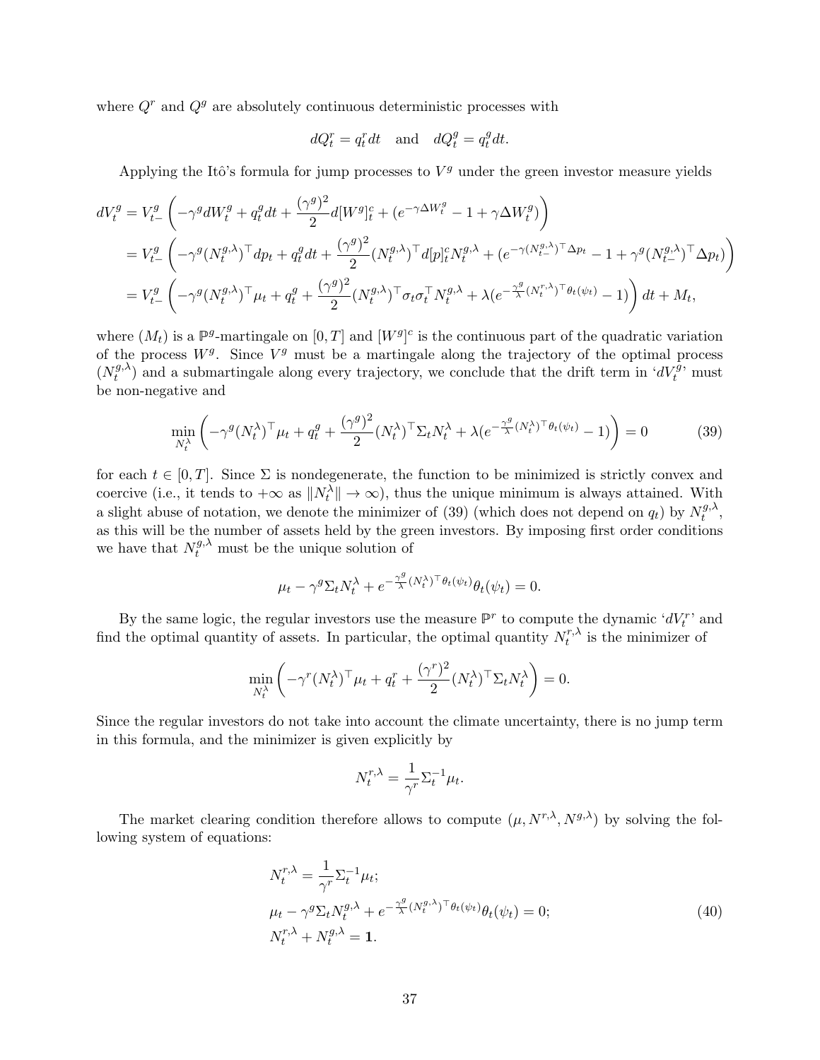where $Q^r$ and $Q^g$ are absolutely continuous deterministic processes with

$$dQ_t^r = q_t^r dt \quad \text{and} \quad dQ_t^g = q_t^g dt.$$

Applying the Itô's formula for jump processes to $V^g$ under the green investor measure yields

$$\begin{aligned}
dV_t^g &= V_{t-}^g \left( -\gamma^g dW_t^g + q_t^g dt + \frac{(\gamma^g)^2}{2} d[W^g]_t^c + (e^{-\gamma \Delta W_t^g} - 1 + \gamma \Delta W_t^g) \right) \\
&= V_{t-}^g \left( -\gamma^g (N_t^{g,\lambda})^\top dp_t + q_t^g dt + \frac{(\gamma^g)^2}{2} (N_t^{g,\lambda})^\top d[p]_t^c N_t^{g,\lambda} + (e^{-\gamma (N_{t-}^{g,\lambda})^\top \Delta p_t} - 1 + \gamma^g (N_{t-}^{g,\lambda})^\top \Delta p_t) \right) \\
&= V_{t-}^g \left( -\gamma^g (N_t^{g,\lambda})^\top \mu_t + q_t^g + \frac{(\gamma^g)^2}{2} (N_t^{g,\lambda})^\top \sigma_t \sigma_t^\top N_t^{g,\lambda} + \lambda (e^{-\frac{\gamma^g}{\lambda} (N_t^{r,\lambda})^\top \theta_t(\psi_t)} - 1) \right) dt + M_t,
\end{aligned}$$

where $(M_t)$ is a $\mathbb{P}^g$-martingale on $[0,T]$ and $[W^g]^c$ is the continuous part of the quadratic variation of the process $W^g$. Since $V^g$ must be a martingale along the trajectory of the optimal process $(N_t^{g,\lambda})$ and a submartingale along every trajectory, we conclude that the drift term in '$dV_t^g$' must be non-negative and

$$\min_{N_t^\lambda} \left( -\gamma^g (N_t^\lambda)^\top \mu_t + q_t^g + \frac{(\gamma^g)^2}{2} (N_t^\lambda)^\top \Sigma_t N_t^\lambda + \lambda (e^{-\frac{\gamma^g}{\lambda} (N_t^\lambda)^\top \theta_t(\psi_t)} - 1) \right) = 0 \tag{39}$$

for each $t \in [0,T]$. Since $\Sigma$ is nondegenerate, the function to be minimized is strictly convex and coercive (i.e., it tends to $+\infty$ as $\|N_t^\lambda\| \to \infty$), thus the unique minimum is always attained. With a slight abuse of notation, we denote the minimizer of (39) (which does not depend on $q_t$) by $N_t^{g,\lambda}$, as this will be the number of assets held by the green investors. By imposing first order conditions we have that $N_t^{g,\lambda}$ must be the unique solution of

$$\mu_t - \gamma^g \Sigma_t N_t^\lambda + e^{-\frac{\gamma^g}{\lambda} (N_t^\lambda)^\top \theta_t(\psi_t)} \theta_t(\psi_t) = 0.$$

By the same logic, the regular investors use the measure $\mathbb{P}^r$ to compute the dynamic '$dV_t^r$' and find the optimal quantity of assets. In particular, the optimal quantity $N_t^{r,\lambda}$ is the minimizer of

$$\min_{N_t^\lambda} \left( -\gamma^r (N_t^\lambda)^\top \mu_t + q_t^r + \frac{(\gamma^r)^2}{2} (N_t^\lambda)^\top \Sigma_t N_t^\lambda \right) = 0.$$

Since the regular investors do not take into account the climate uncertainty, there is no jump term in this formula, and the minimizer is given explicitly by

$$N_t^{r,\lambda} = \frac{1}{\gamma^r} \Sigma_t^{-1} \mu_t.$$

The market clearing condition therefore allows to compute $(\mu, N^{r,\lambda}, N^{g,\lambda})$ by solving the following system of equations:

$$\begin{aligned}
&N_t^{r,\lambda} = \frac{1}{\gamma^r} \Sigma_t^{-1} \mu_t; \\
&\mu_t - \gamma^g \Sigma_t N_t^{g,\lambda} + e^{-\frac{\gamma^g}{\lambda} (N_t^{g,\lambda})^\top \theta_t(\psi_t)} \theta_t(\psi_t) = 0; \\
&N_t^{r,\lambda} + N_t^{g,\lambda} = \mathbf{1}.
\end{aligned} \tag{40}$$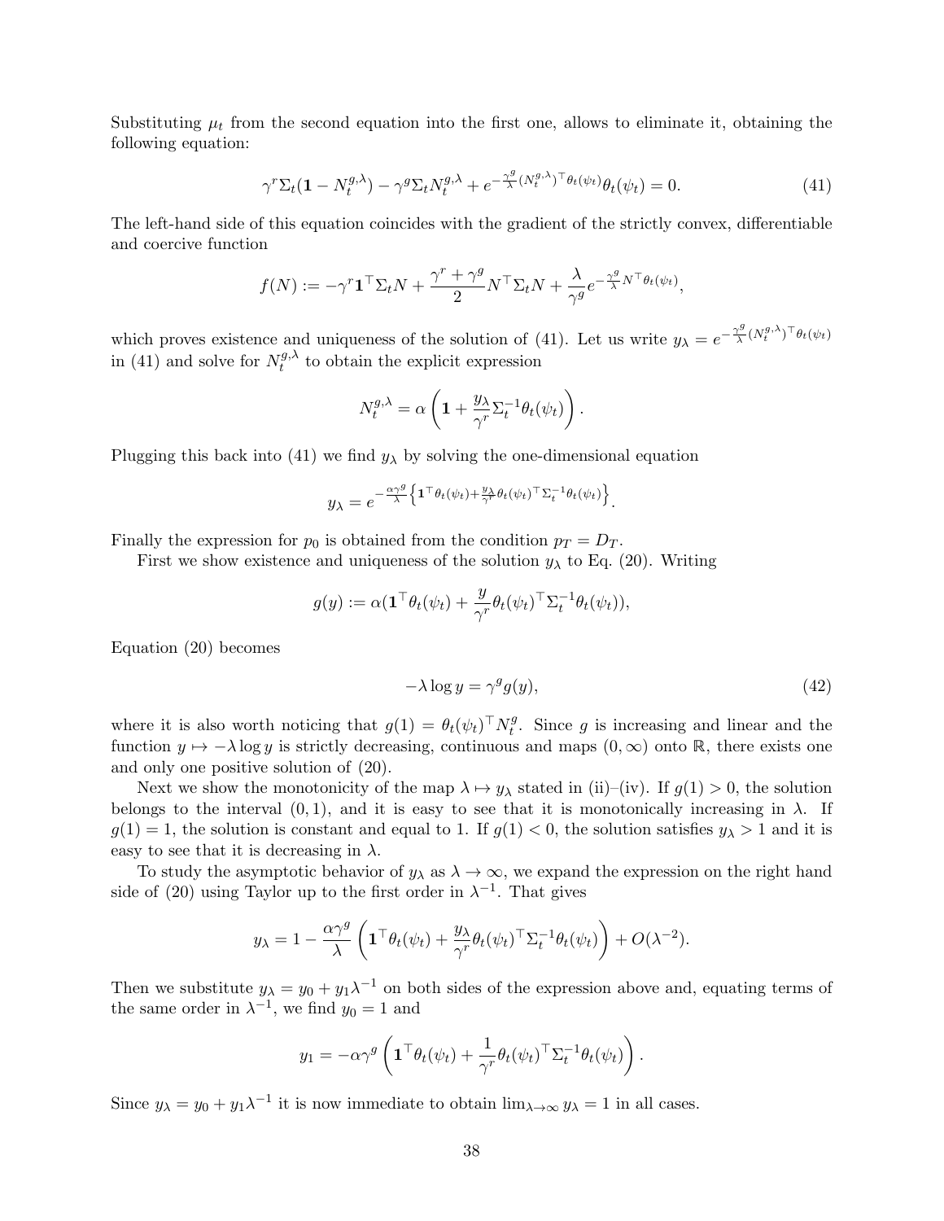Substituting $\mu_t$ from the second equation into the first one, allows to eliminate it, obtaining the following equation:

$$\gamma^r \Sigma_t(\mathbf{1} - N_t^{g,\lambda}) - \gamma^g \Sigma_t N_t^{g,\lambda} + e^{-\frac{\gamma^g}{\lambda}(N_t^{g,\lambda})^\top \theta_t(\psi_t)} \theta_t(\psi_t) = 0. \tag{41}$$

The left-hand side of this equation coincides with the gradient of the strictly convex, differentiable and coercive function

$$f(N) := -\gamma^r \mathbf{1}^\top \Sigma_t N + \frac{\gamma^r + \gamma^g}{2} N^\top \Sigma_t N + \frac{\lambda}{\gamma^g} e^{-\frac{\gamma^g}{\lambda} N^\top \theta_t(\psi_t)},$$

which proves existence and uniqueness of the solution of (41). Let us write $y_\lambda = e^{-\frac{\gamma^g}{\lambda}(N_t^{g,\lambda})^\top \theta_t(\psi_t)}$ in (41) and solve for $N_t^{g,\lambda}$ to obtain the explicit expression

$$N_t^{g,\lambda} = \alpha \left( \mathbf{1} + \frac{y_\lambda}{\gamma^r} \Sigma_t^{-1} \theta_t(\psi_t) \right).$$

Plugging this back into (41) we find $y_\lambda$ by solving the one-dimensional equation

$$y_\lambda = e^{-\frac{\alpha\gamma^g}{\lambda}\left\{ \mathbf{1}^\top \theta_t(\psi_t) + \frac{y_\lambda}{\gamma^r} \theta_t(\psi_t)^\top \Sigma_t^{-1} \theta_t(\psi_t) \right\}}.$$

Finally the expression for $p_0$ is obtained from the condition $p_T = D_T$.

First we show existence and uniqueness of the solution $y_\lambda$ to Eq. (20). Writing

$$g(y) := \alpha(\mathbf{1}^\top \theta_t(\psi_t) + \frac{y}{\gamma^r} \theta_t(\psi_t)^\top \Sigma_t^{-1} \theta_t(\psi_t)),$$

Equation (20) becomes

$$-\lambda \log y = \gamma^g g(y), \tag{42}$$

where it is also worth noticing that $g(1) = \theta_t(\psi_t)^\top N_t^g$. Since $g$ is increasing and linear and the function $y \mapsto -\lambda \log y$ is strictly decreasing, continuous and maps $(0, \infty)$ onto $\mathbb{R}$, there exists one and only one positive solution of (20).

Next we show the monotonicity of the map $\lambda \mapsto y_\lambda$ stated in (ii)–(iv). If $g(1) > 0$, the solution belongs to the interval $(0, 1)$, and it is easy to see that it is monotonically increasing in $\lambda$. If $g(1) = 1$, the solution is constant and equal to 1. If $g(1) < 0$, the solution satisfies $y_\lambda > 1$ and it is easy to see that it is decreasing in $\lambda$.

To study the asymptotic behavior of $y_\lambda$ as $\lambda \to \infty$, we expand the expression on the right hand side of (20) using Taylor up to the first order in $\lambda^{-1}$. That gives

$$y_\lambda = 1 - \frac{\alpha\gamma^g}{\lambda} \left( \mathbf{1}^\top \theta_t(\psi_t) + \frac{y_\lambda}{\gamma^r} \theta_t(\psi_t)^\top \Sigma_t^{-1} \theta_t(\psi_t) \right) + O(\lambda^{-2}).$$

Then we substitute $y_\lambda = y_0 + y_1 \lambda^{-1}$ on both sides of the expression above and, equating terms of the same order in $\lambda^{-1}$, we find $y_0 = 1$ and

$$y_1 = -\alpha\gamma^g \left( \mathbf{1}^\top \theta_t(\psi_t) + \frac{1}{\gamma^r} \theta_t(\psi_t)^\top \Sigma_t^{-1} \theta_t(\psi_t) \right).$$

Since $y_\lambda = y_0 + y_1 \lambda^{-1}$ it is now immediate to obtain $\lim_{\lambda \to \infty} y_\lambda = 1$ in all cases.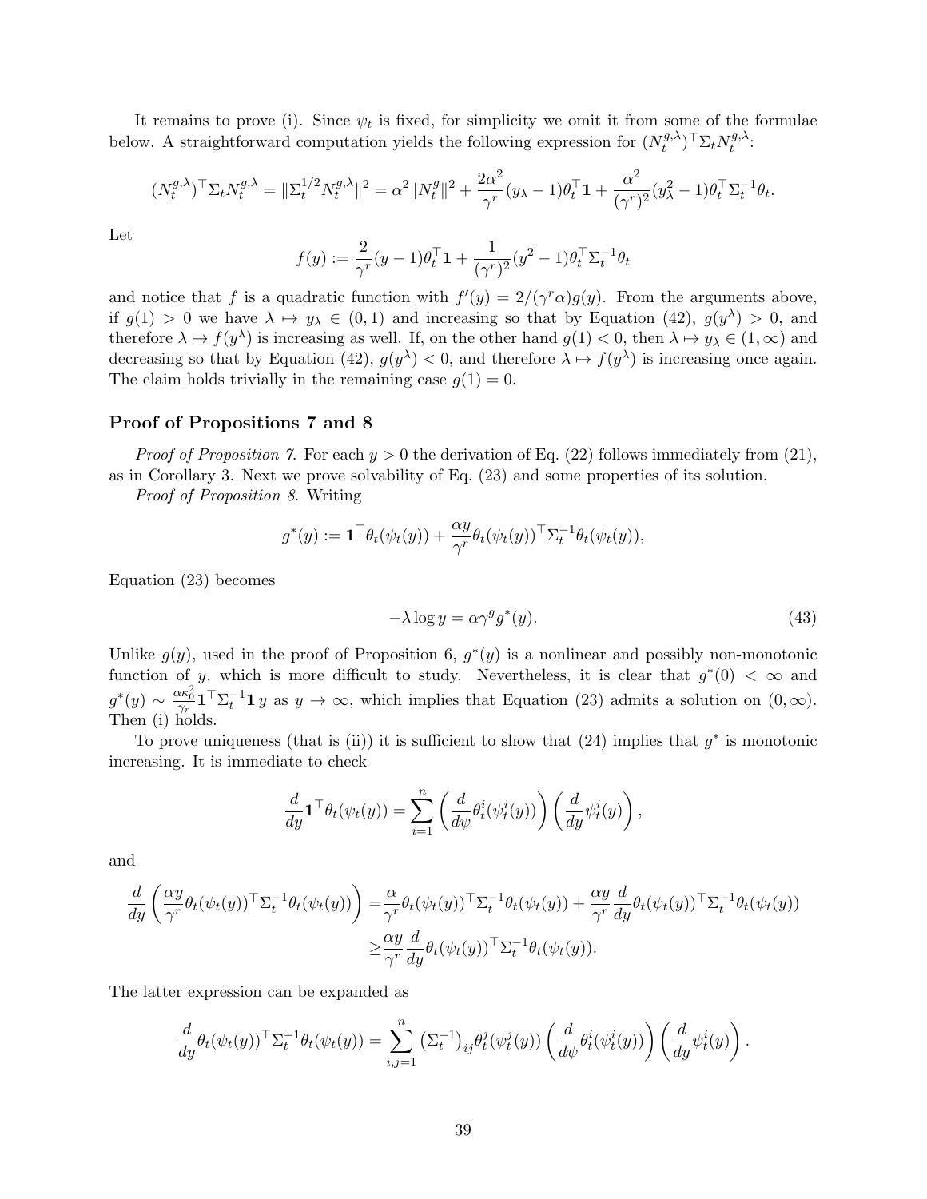It remains to prove (i). Since $\psi_t$ is fixed, for simplicity we omit it from some of the formulae below. A straightforward computation yields the following expression for $(N_t^{g,\lambda})^\top \Sigma_t N_t^{g,\lambda}$:

$$(N_t^{g,\lambda})^\top \Sigma_t N_t^{g,\lambda} = \|\Sigma_t^{1/2} N_t^{g,\lambda}\|^2 = \alpha^2 \|N_t^g\|^2 + \frac{2\alpha^2}{\gamma^r}(y_\lambda - 1)\theta_t^\top \mathbf{1} + \frac{\alpha^2}{(\gamma^r)^2}(y_\lambda^2 - 1)\theta_t^\top \Sigma_t^{-1}\theta_t.$$

Let

$$f(y) := \frac{2}{\gamma^r}(y-1)\theta_t^\top \mathbf{1} + \frac{1}{(\gamma^r)^2}(y^2 - 1)\theta_t^\top \Sigma_t^{-1}\theta_t$$

and notice that $f$ is a quadratic function with $f'(y) = 2/(\gamma^r \alpha) g(y)$. From the arguments above, if $g(1) > 0$ we have $\lambda \mapsto y_\lambda \in (0,1)$ and increasing so that by Equation (42), $g(y^\lambda) > 0$, and therefore $\lambda \mapsto f(y^\lambda)$ is increasing as well. If, on the other hand $g(1) < 0$, then $\lambda \mapsto y_\lambda \in (1,\infty)$ and decreasing so that by Equation (42), $g(y^\lambda) < 0$, and therefore $\lambda \mapsto f(y^\lambda)$ is increasing once again. The claim holds trivially in the remaining case $g(1) = 0$.

## Proof of Propositions 7 and 8

*Proof of Proposition 7.* For each $y > 0$ the derivation of Eq. (22) follows immediately from (21), as in Corollary 3. Next we prove solvability of Eq. (23) and some properties of its solution.

*Proof of Proposition 8.* Writing

$$g^*(y) := \mathbf{1}^\top \theta_t(\psi_t(y)) + \frac{\alpha y}{\gamma^r}\theta_t(\psi_t(y))^\top \Sigma_t^{-1}\theta_t(\psi_t(y)),$$

Equation (23) becomes

$$-\lambda \log y = \alpha \gamma^g g^*(y). \tag{43}$$

Unlike $g(y)$, used in the proof of Proposition 6, $g^*(y)$ is a nonlinear and possibly non-monotonic function of $y$, which is more difficult to study. Nevertheless, it is clear that $g^*(0) < \infty$ and $g^*(y) \sim \frac{\alpha \kappa_0^2}{\gamma_r}\mathbf{1}^\top \Sigma_t^{-1}\mathbf{1}\, y$ as $y \to \infty$, which implies that Equation (23) admits a solution on $(0,\infty)$. Then (i) holds.

To prove uniqueness (that is (ii)) it is sufficient to show that (24) implies that $g^*$ is monotonic increasing. It is immediate to check

$$\frac{d}{dy}\mathbf{1}^\top \theta_t(\psi_t(y)) = \sum_{i=1}^n \left(\frac{d}{d\psi}\theta_t^i(\psi_t^i(y))\right)\left(\frac{d}{dy}\psi_t^i(y)\right),$$

and

$$\begin{aligned}
\frac{d}{dy}\left(\frac{\alpha y}{\gamma^r}\theta_t(\psi_t(y))^\top \Sigma_t^{-1}\theta_t(\psi_t(y))\right) =& \frac{\alpha}{\gamma^r}\theta_t(\psi_t(y))^\top \Sigma_t^{-1}\theta_t(\psi_t(y)) + \frac{\alpha y}{\gamma^r}\frac{d}{dy}\theta_t(\psi_t(y))^\top \Sigma_t^{-1}\theta_t(\psi_t(y)) \\
\geq& \frac{\alpha y}{\gamma^r}\frac{d}{dy}\theta_t(\psi_t(y))^\top \Sigma_t^{-1}\theta_t(\psi_t(y)).
\end{aligned}$$

The latter expression can be expanded as

$$\frac{d}{dy}\theta_t(\psi_t(y))^\top \Sigma_t^{-1}\theta_t(\psi_t(y)) = \sum_{i,j=1}^n \left(\Sigma_t^{-1}\right)_{ij}\theta_t^j(\psi_t^j(y))\left(\frac{d}{d\psi}\theta_t^i(\psi_t^i(y))\right)\left(\frac{d}{dy}\psi_t^i(y)\right).$$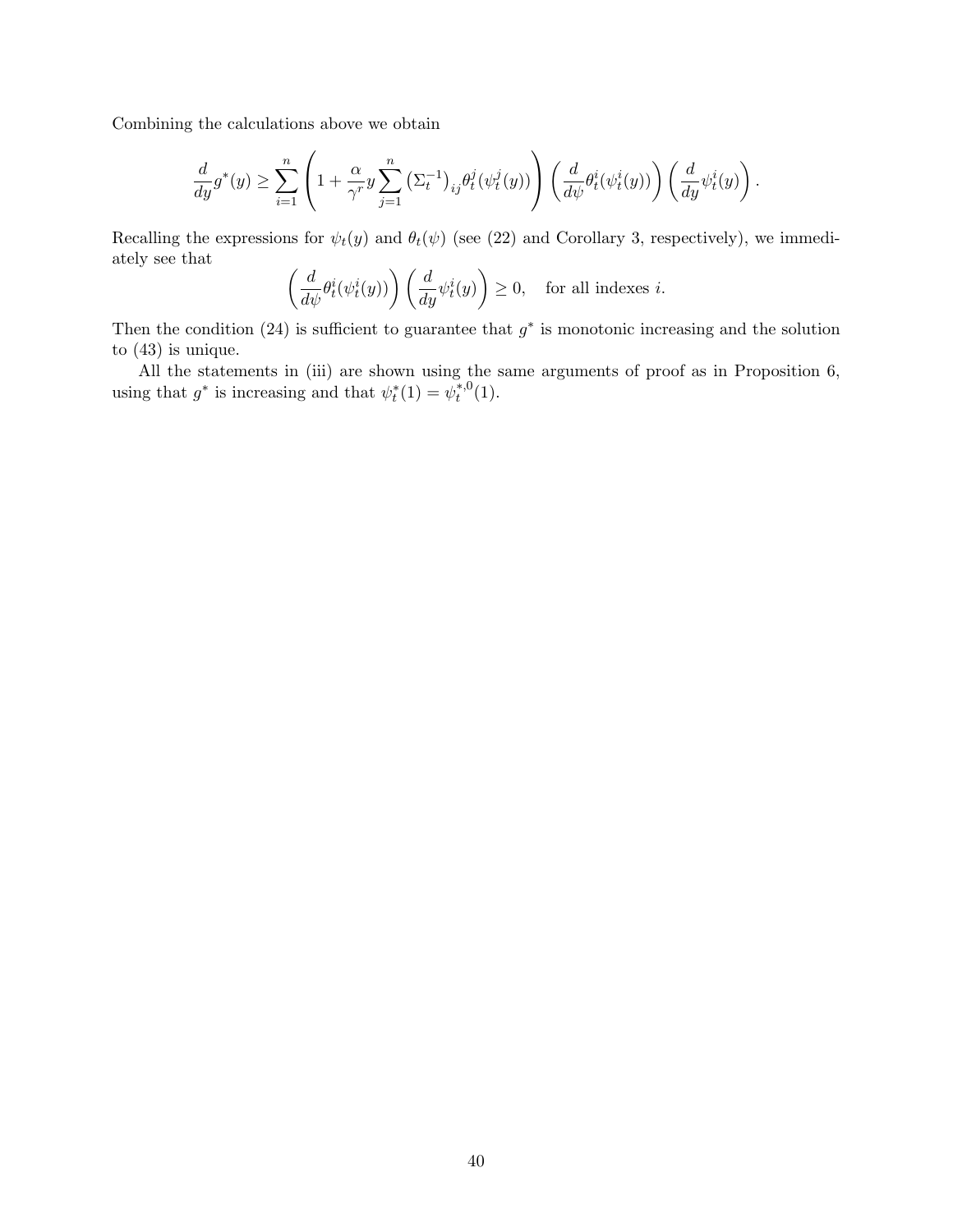Combining the calculations above we obtain

$$\frac{d}{dy}g^*(y) \geq \sum_{i=1}^{n} \left( 1 + \frac{\alpha}{\gamma^r} y \sum_{j=1}^{n} \left(\Sigma_t^{-1}\right)_{ij} \theta_t^j(\psi_t^j(y)) \right) \left( \frac{d}{d\psi}\theta_t^i(\psi_t^i(y)) \right) \left( \frac{d}{dy}\psi_t^i(y) \right).$$

Recalling the expressions for $\psi_t(y)$ and $\theta_t(\psi)$ (see (22) and Corollary 3, respectively), we immediately see that

$$\left( \frac{d}{d\psi}\theta_t^i(\psi_t^i(y)) \right) \left( \frac{d}{dy}\psi_t^i(y) \right) \geq 0, \quad \text{for all indexes } i.$$

Then the condition (24) is sufficient to guarantee that $g^*$ is monotonic increasing and the solution to (43) is unique.

All the statements in (iii) are shown using the same arguments of proof as in Proposition 6, using that $g^*$ is increasing and that $\psi_t^*(1) = \psi_t^{*,0}(1)$.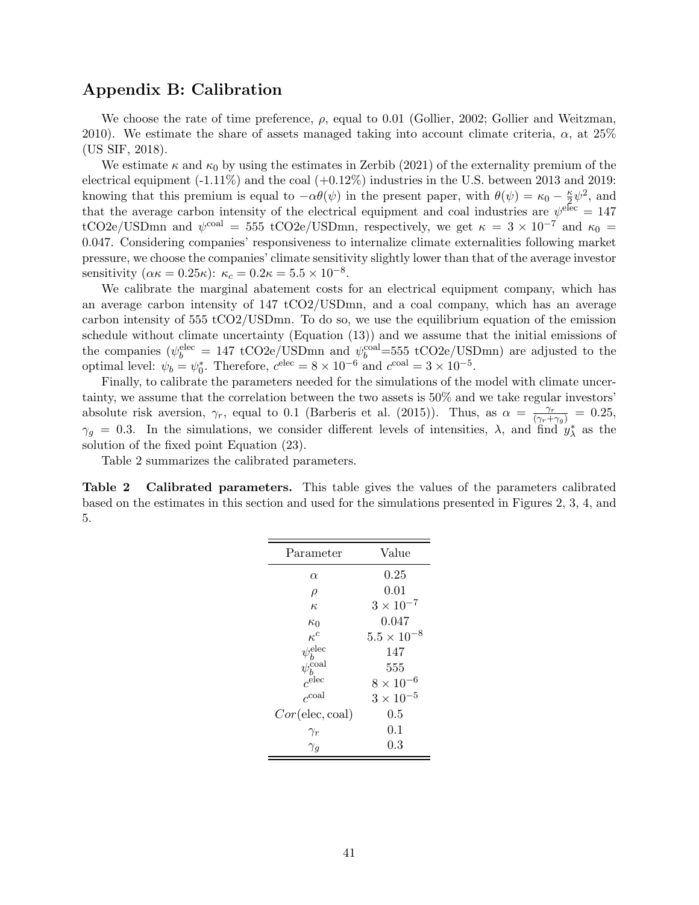## Appendix B: Calibration

We choose the rate of time preference, $\rho$, equal to 0.01 (Gollier, 2002; Gollier and Weitzman, 2010). We estimate the share of assets managed taking into account climate criteria, $\alpha$, at 25% (US SIF, 2018).

We estimate $\kappa$ and $\kappa_0$ by using the estimates in Zerbib (2021) of the externality premium of the electrical equipment (-1.11%) and the coal (+0.12%) industries in the U.S. between 2013 and 2019: knowing that this premium is equal to $-\alpha\theta(\psi)$ in the present paper, with $\theta(\psi) = \kappa_0 - \frac{\kappa}{2}\psi^2$, and that the average carbon intensity of the electrical equipment and coal industries are $\psi^{\text{elec}} = 147$ tCO2e/USDmn and $\psi^{\text{coal}} = 555$ tCO2e/USDmn, respectively, we get $\kappa = 3 \times 10^{-7}$ and $\kappa_0 = 0.047$. Considering companies' responsiveness to internalize climate externalities following market pressure, we choose the companies' climate sensitivity slightly lower than that of the average investor sensitivity ($\alpha\kappa = 0.25\kappa$): $\kappa_c = 0.2\kappa = 5.5 \times 10^{-8}$.

We calibrate the marginal abatement costs for an electrical equipment company, which has an average carbon intensity of 147 tCO2/USDmn, and a coal company, which has an average carbon intensity of 555 tCO2/USDmn. To do so, we use the equilibrium equation of the emission schedule without climate uncertainty (Equation (13)) and we assume that the initial emissions of the companies ($\psi_b^{\text{elec}} = 147$ tCO2e/USDmn and $\psi_b^{\text{coal}}$=555 tCO2e/USDmn) are adjusted to the optimal level: $\psi_b = \psi_0^*$. Therefore, $c^{\text{elec}} = 8 \times 10^{-6}$ and $c^{\text{coal}} = 3 \times 10^{-5}$.

Finally, to calibrate the parameters needed for the simulations of the model with climate uncertainty, we assume that the correlation between the two assets is 50% and we take regular investors' absolute risk aversion, $\gamma_r$, equal to 0.1 (Barberis et al. (2015)). Thus, as $\alpha = \frac{\gamma_r}{(\gamma_r+\gamma_g)} = 0.25$, $\gamma_g = 0.3$. In the simulations, we consider different levels of intensities, $\lambda$, and find $y_\lambda^*$ as the solution of the fixed point Equation (23).

Table 2 summarizes the calibrated parameters.

**Table 2 Calibrated parameters.** This table gives the values of the parameters calibrated based on the estimates in this section and used for the simulations presented in Figures 2, 3, 4, and 5.

| Parameter | Value |
|---|---|
| $\alpha$ | 0.25 |
| $\rho$ | 0.01 |
| $\kappa$ | $3 \times 10^{-7}$ |
| $\kappa_0$ | 0.047 |
| $\kappa^c$ | $5.5 \times 10^{-8}$ |
| $\psi_b^{\text{elec}}$ | 147 |
| $\psi_b^{\text{coal}}$ | 555 |
| $c^{\text{elec}}$ | $8 \times 10^{-6}$ |
| $c^{\text{coal}}$ | $3 \times 10^{-5}$ |
| $Cor(\text{elec}, \text{coal})$ | 0.5 |
| $\gamma_r$ | 0.1 |
| $\gamma_g$ | 0.3 |